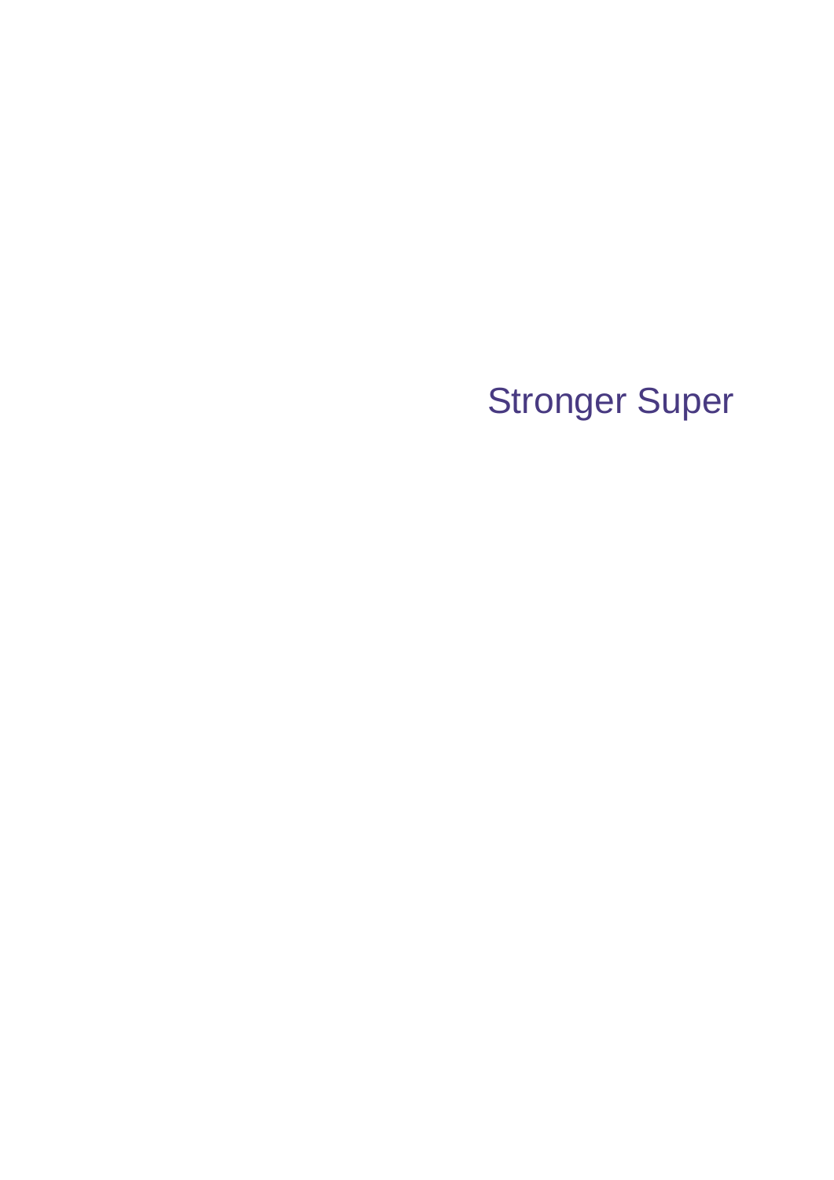# Stronger Super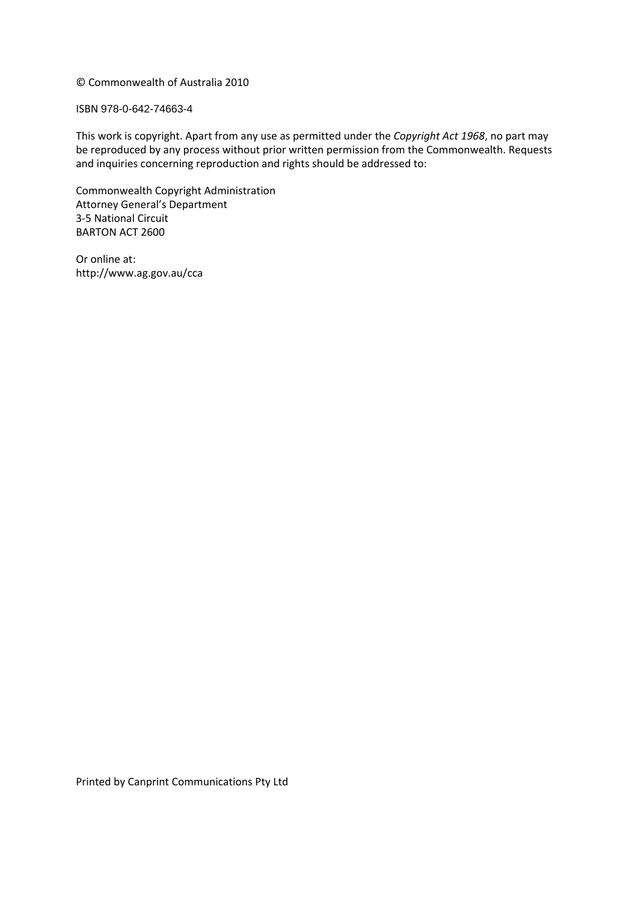© Commonwealth of Australia 2010

ISBN 978-0-642-74663-4

This work is copyright. Apart from any use as permitted under the *Copyright Act 1968*, no part may be reproduced by any process without prior written permission from the Commonwealth. Requests and inquiries concerning reproduction and rights should be addressed to:

Commonwealth Copyright Administration
Attorney General's Department
3-5 National Circuit
BARTON ACT 2600

Or online at:
http://www.ag.gov.au/cca

Printed by Canprint Communications Pty Ltd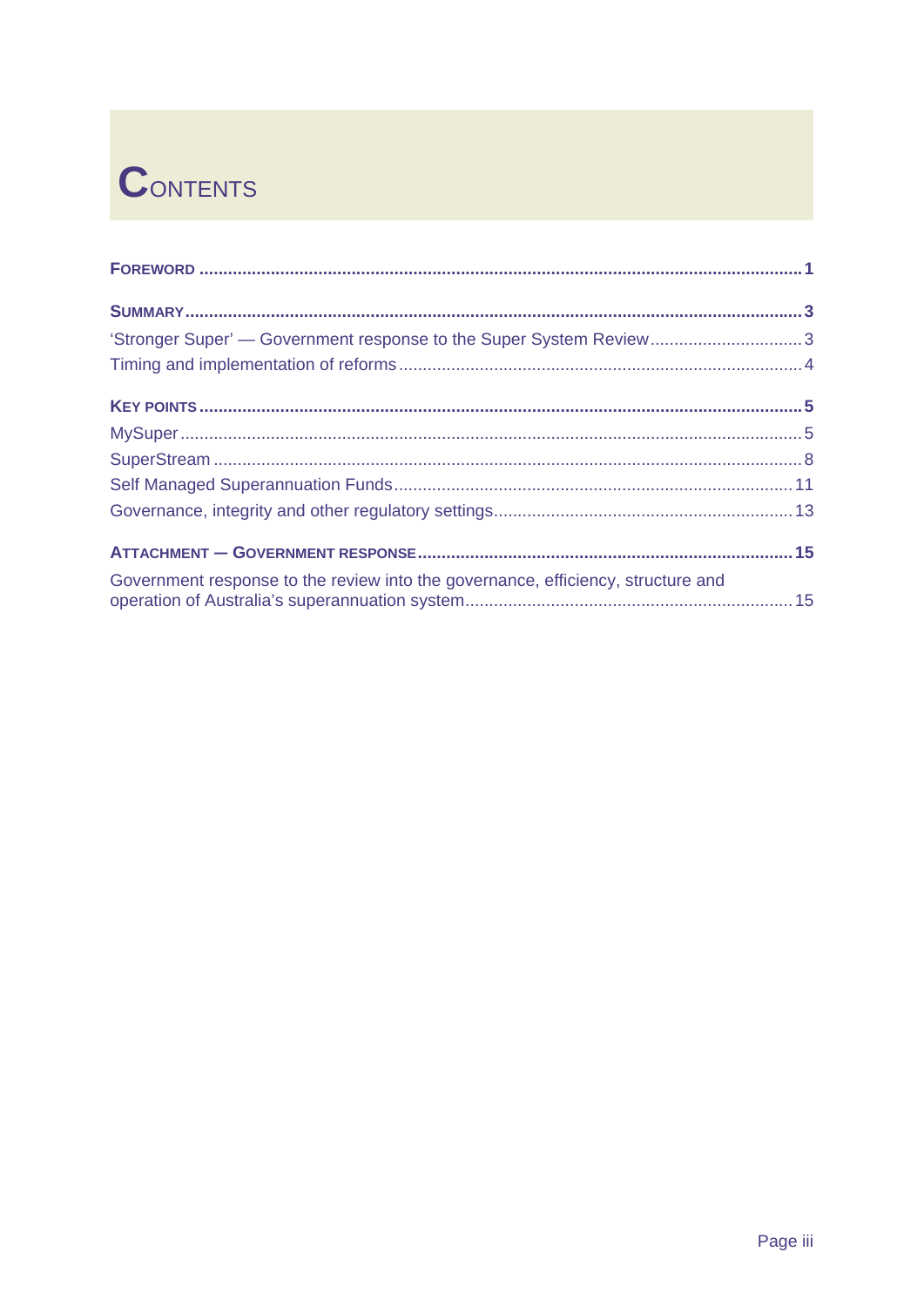# Contents

**Foreword** ........................................................................................................................ **1**

**Summary** ........................................................................................................................ **3**

'Stronger Super' — Government response to the Super System Review ................................ 3

Timing and implementation of reforms .................................................................................. 4

**Key points** ....................................................................................................................... **5**

MySuper .................................................................................................................................. 5

SuperStream ............................................................................................................................ 8

Self Managed Superannuation Funds .................................................................................... 11

Governance, integrity and other regulatory settings .............................................................. 13

**Attachment — Government response** ........................................................................... **15**

Government response to the review into the governance, efficiency, structure and operation of Australia's superannuation system ...................................................................... 15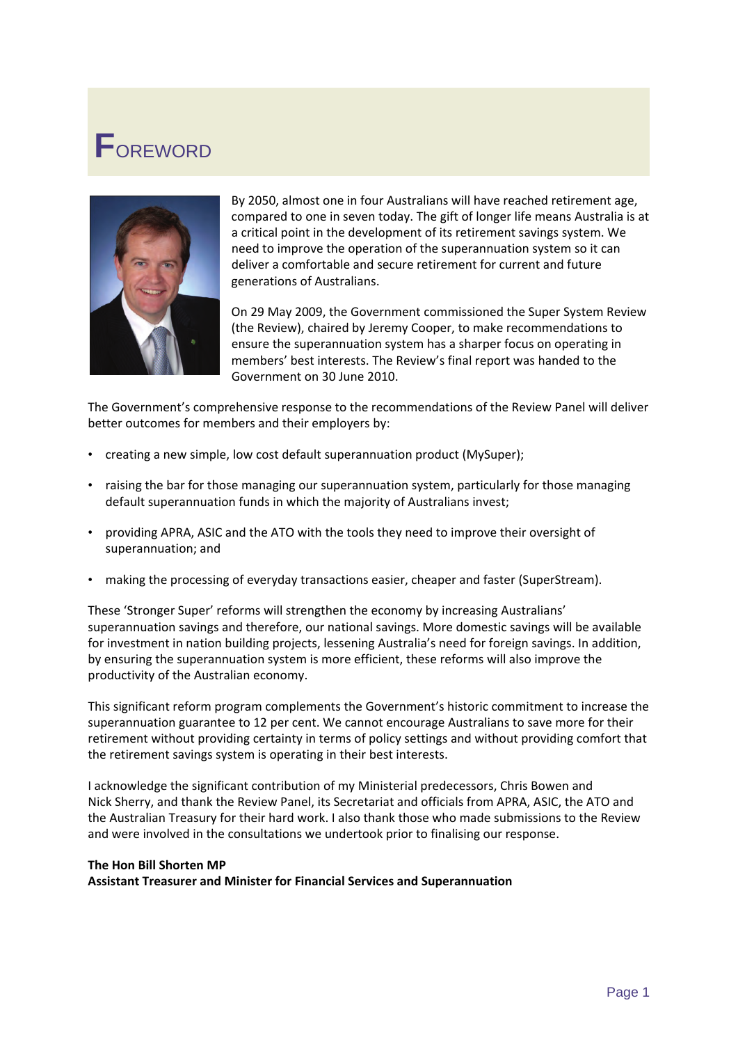# Foreword

By 2050, almost one in four Australians will have reached retirement age, compared to one in seven today. The gift of longer life means Australia is at a critical point in the development of its retirement savings system. We need to improve the operation of the superannuation system so it can deliver a comfortable and secure retirement for current and future generations of Australians.

On 29 May 2009, the Government commissioned the Super System Review (the Review), chaired by Jeremy Cooper, to make recommendations to ensure the superannuation system has a sharper focus on operating in members' best interests. The Review's final report was handed to the Government on 30 June 2010.

The Government's comprehensive response to the recommendations of the Review Panel will deliver better outcomes for members and their employers by:

- creating a new simple, low cost default superannuation product (MySuper);
- raising the bar for those managing our superannuation system, particularly for those managing default superannuation funds in which the majority of Australians invest;
- providing APRA, ASIC and the ATO with the tools they need to improve their oversight of superannuation; and
- making the processing of everyday transactions easier, cheaper and faster (SuperStream).

These 'Stronger Super' reforms will strengthen the economy by increasing Australians' superannuation savings and therefore, our national savings. More domestic savings will be available for investment in nation building projects, lessening Australia's need for foreign savings. In addition, by ensuring the superannuation system is more efficient, these reforms will also improve the productivity of the Australian economy.

This significant reform program complements the Government's historic commitment to increase the superannuation guarantee to 12 per cent. We cannot encourage Australians to save more for their retirement without providing certainty in terms of policy settings and without providing comfort that the retirement savings system is operating in their best interests.

I acknowledge the significant contribution of my Ministerial predecessors, Chris Bowen and Nick Sherry, and thank the Review Panel, its Secretariat and officials from APRA, ASIC, the ATO and the Australian Treasury for their hard work. I also thank those who made submissions to the Review and were involved in the consultations we undertook prior to finalising our response.

**The Hon Bill Shorten MP**
**Assistant Treasurer and Minister for Financial Services and Superannuation**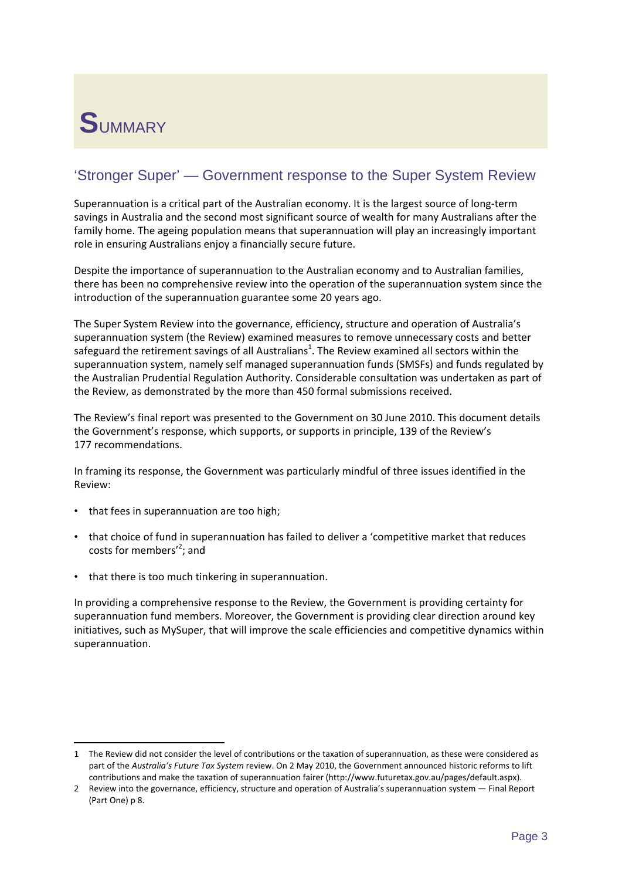# SUMMARY

## 'Stronger Super' — Government response to the Super System Review

Superannuation is a critical part of the Australian economy. It is the largest source of long-term savings in Australia and the second most significant source of wealth for many Australians after the family home. The ageing population means that superannuation will play an increasingly important role in ensuring Australians enjoy a financially secure future.

Despite the importance of superannuation to the Australian economy and to Australian families, there has been no comprehensive review into the operation of the superannuation system since the introduction of the superannuation guarantee some 20 years ago.

The Super System Review into the governance, efficiency, structure and operation of Australia's superannuation system (the Review) examined measures to remove unnecessary costs and better safeguard the retirement savings of all Australians[1]. The Review examined all sectors within the superannuation system, namely self managed superannuation funds (SMSFs) and funds regulated by the Australian Prudential Regulation Authority. Considerable consultation was undertaken as part of the Review, as demonstrated by the more than 450 formal submissions received.

The Review's final report was presented to the Government on 30 June 2010. This document details the Government's response, which supports, or supports in principle, 139 of the Review's 177 recommendations.

In framing its response, the Government was particularly mindful of three issues identified in the Review:

- that fees in superannuation are too high;
- that choice of fund in superannuation has failed to deliver a 'competitive market that reduces costs for members'[2]; and
- that there is too much tinkering in superannuation.

In providing a comprehensive response to the Review, the Government is providing certainty for superannuation fund members. Moreover, the Government is providing clear direction around key initiatives, such as MySuper, that will improve the scale efficiencies and competitive dynamics within superannuation.

---

1 The Review did not consider the level of contributions or the taxation of superannuation, as these were considered as part of the *Australia's Future Tax System* review. On 2 May 2010, the Government announced historic reforms to lift contributions and make the taxation of superannuation fairer (http://www.futuretax.gov.au/pages/default.aspx).

2 Review into the governance, efficiency, structure and operation of Australia's superannuation system — Final Report (Part One) p 8.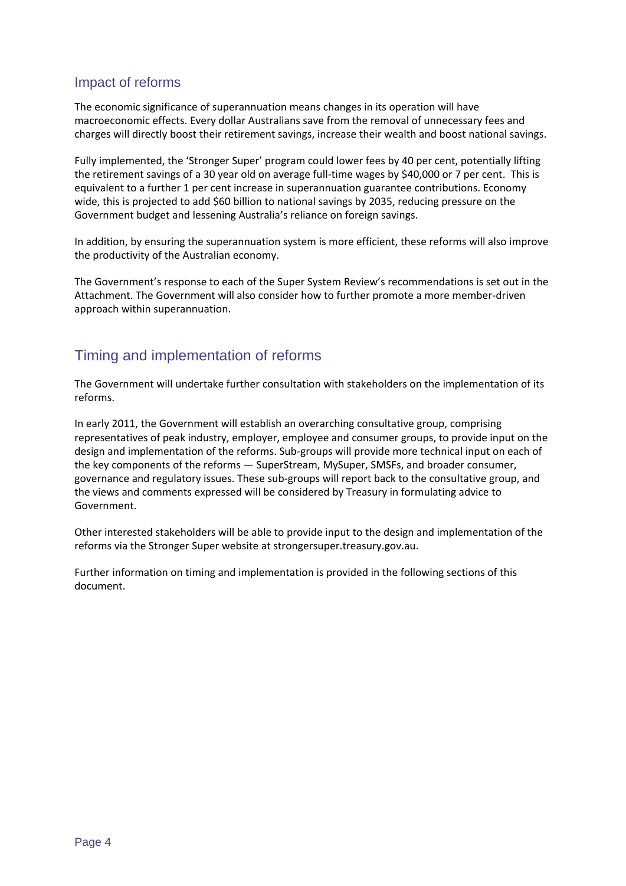## Impact of reforms

The economic significance of superannuation means changes in its operation will have macroeconomic effects. Every dollar Australians save from the removal of unnecessary fees and charges will directly boost their retirement savings, increase their wealth and boost national savings.

Fully implemented, the 'Stronger Super' program could lower fees by 40 per cent, potentially lifting the retirement savings of a 30 year old on average full-time wages by $40,000 or 7 per cent. This is equivalent to a further 1 per cent increase in superannuation guarantee contributions. Economy wide, this is projected to add $60 billion to national savings by 2035, reducing pressure on the Government budget and lessening Australia's reliance on foreign savings.

In addition, by ensuring the superannuation system is more efficient, these reforms will also improve the productivity of the Australian economy.

The Government's response to each of the Super System Review's recommendations is set out in the Attachment. The Government will also consider how to further promote a more member-driven approach within superannuation.

## Timing and implementation of reforms

The Government will undertake further consultation with stakeholders on the implementation of its reforms.

In early 2011, the Government will establish an overarching consultative group, comprising representatives of peak industry, employer, employee and consumer groups, to provide input on the design and implementation of the reforms. Sub-groups will provide more technical input on each of the key components of the reforms — SuperStream, MySuper, SMSFs, and broader consumer, governance and regulatory issues. These sub-groups will report back to the consultative group, and the views and comments expressed will be considered by Treasury in formulating advice to Government.

Other interested stakeholders will be able to provide input to the design and implementation of the reforms via the Stronger Super website at strongersuper.treasury.gov.au.

Further information on timing and implementation is provided in the following sections of this document.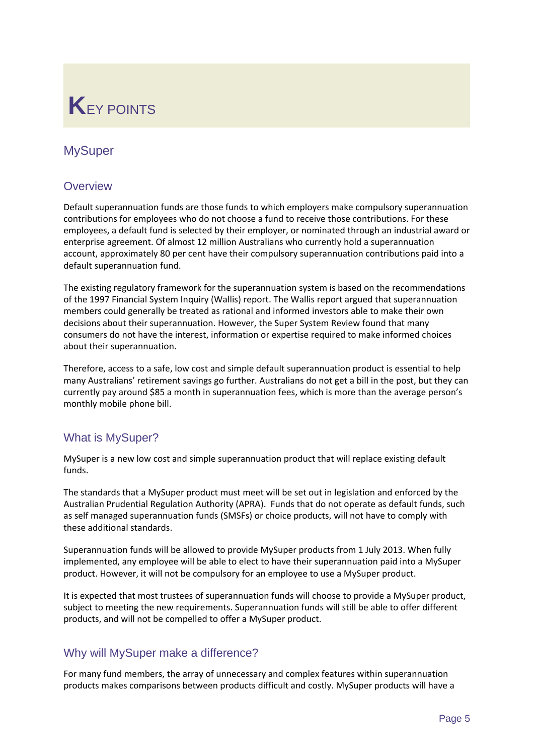# KEY POINTS

## MySuper

### Overview

Default superannuation funds are those funds to which employers make compulsory superannuation contributions for employees who do not choose a fund to receive those contributions. For these employees, a default fund is selected by their employer, or nominated through an industrial award or enterprise agreement. Of almost 12 million Australians who currently hold a superannuation account, approximately 80 per cent have their compulsory superannuation contributions paid into a default superannuation fund.

The existing regulatory framework for the superannuation system is based on the recommendations of the 1997 Financial System Inquiry (Wallis) report. The Wallis report argued that superannuation members could generally be treated as rational and informed investors able to make their own decisions about their superannuation. However, the Super System Review found that many consumers do not have the interest, information or expertise required to make informed choices about their superannuation.

Therefore, access to a safe, low cost and simple default superannuation product is essential to help many Australians' retirement savings go further. Australians do not get a bill in the post, but they can currently pay around $85 a month in superannuation fees, which is more than the average person's monthly mobile phone bill.

### What is MySuper?

MySuper is a new low cost and simple superannuation product that will replace existing default funds.

The standards that a MySuper product must meet will be set out in legislation and enforced by the Australian Prudential Regulation Authority (APRA). Funds that do not operate as default funds, such as self managed superannuation funds (SMSFs) or choice products, will not have to comply with these additional standards.

Superannuation funds will be allowed to provide MySuper products from 1 July 2013. When fully implemented, any employee will be able to elect to have their superannuation paid into a MySuper product. However, it will not be compulsory for an employee to use a MySuper product.

It is expected that most trustees of superannuation funds will choose to provide a MySuper product, subject to meeting the new requirements. Superannuation funds will still be able to offer different products, and will not be compelled to offer a MySuper product.

### Why will MySuper make a difference?

For many fund members, the array of unnecessary and complex features within superannuation products makes comparisons between products difficult and costly. MySuper products will have a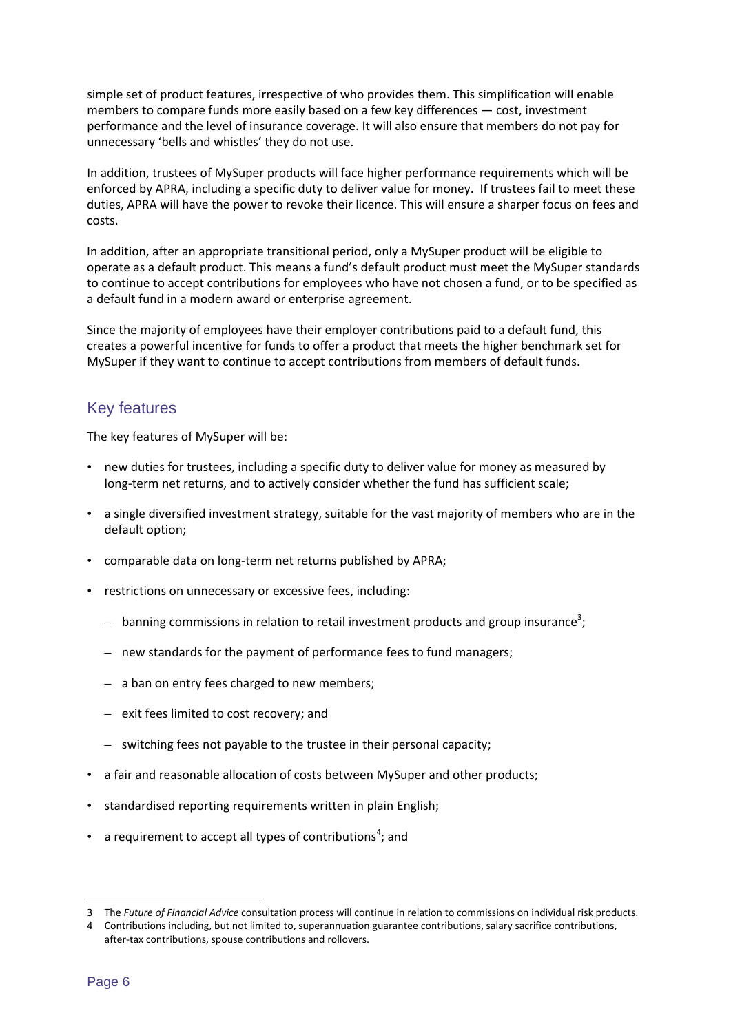simple set of product features, irrespective of who provides them. This simplification will enable members to compare funds more easily based on a few key differences — cost, investment performance and the level of insurance coverage. It will also ensure that members do not pay for unnecessary 'bells and whistles' they do not use.

In addition, trustees of MySuper products will face higher performance requirements which will be enforced by APRA, including a specific duty to deliver value for money. If trustees fail to meet these duties, APRA will have the power to revoke their licence. This will ensure a sharper focus on fees and costs.

In addition, after an appropriate transitional period, only a MySuper product will be eligible to operate as a default product. This means a fund's default product must meet the MySuper standards to continue to accept contributions for employees who have not chosen a fund, or to be specified as a default fund in a modern award or enterprise agreement.

Since the majority of employees have their employer contributions paid to a default fund, this creates a powerful incentive for funds to offer a product that meets the higher benchmark set for MySuper if they want to continue to accept contributions from members of default funds.

## Key features

The key features of MySuper will be:

- new duties for trustees, including a specific duty to deliver value for money as measured by long-term net returns, and to actively consider whether the fund has sufficient scale;
- a single diversified investment strategy, suitable for the vast majority of members who are in the default option;
- comparable data on long-term net returns published by APRA;
- restrictions on unnecessary or excessive fees, including:
  - banning commissions in relation to retail investment products and group insurance[3];
  - new standards for the payment of performance fees to fund managers;
  - a ban on entry fees charged to new members;
  - exit fees limited to cost recovery; and
  - switching fees not payable to the trustee in their personal capacity;
- a fair and reasonable allocation of costs between MySuper and other products;
- standardised reporting requirements written in plain English;
- a requirement to accept all types of contributions[4]; and

---

3 The *Future of Financial Advice* consultation process will continue in relation to commissions on individual risk products.

4 Contributions including, but not limited to, superannuation guarantee contributions, salary sacrifice contributions, after-tax contributions, spouse contributions and rollovers.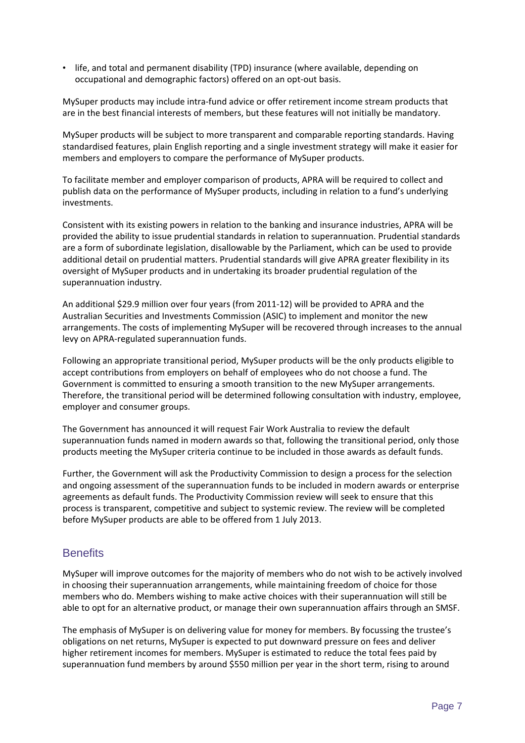- life, and total and permanent disability (TPD) insurance (where available, depending on occupational and demographic factors) offered on an opt-out basis.

MySuper products may include intra-fund advice or offer retirement income stream products that are in the best financial interests of members, but these features will not initially be mandatory.

MySuper products will be subject to more transparent and comparable reporting standards. Having standardised features, plain English reporting and a single investment strategy will make it easier for members and employers to compare the performance of MySuper products.

To facilitate member and employer comparison of products, APRA will be required to collect and publish data on the performance of MySuper products, including in relation to a fund's underlying investments.

Consistent with its existing powers in relation to the banking and insurance industries, APRA will be provided the ability to issue prudential standards in relation to superannuation. Prudential standards are a form of subordinate legislation, disallowable by the Parliament, which can be used to provide additional detail on prudential matters. Prudential standards will give APRA greater flexibility in its oversight of MySuper products and in undertaking its broader prudential regulation of the superannuation industry.

An additional $29.9 million over four years (from 2011-12) will be provided to APRA and the Australian Securities and Investments Commission (ASIC) to implement and monitor the new arrangements. The costs of implementing MySuper will be recovered through increases to the annual levy on APRA-regulated superannuation funds.

Following an appropriate transitional period, MySuper products will be the only products eligible to accept contributions from employers on behalf of employees who do not choose a fund. The Government is committed to ensuring a smooth transition to the new MySuper arrangements. Therefore, the transitional period will be determined following consultation with industry, employee, employer and consumer groups.

The Government has announced it will request Fair Work Australia to review the default superannuation funds named in modern awards so that, following the transitional period, only those products meeting the MySuper criteria continue to be included in those awards as default funds.

Further, the Government will ask the Productivity Commission to design a process for the selection and ongoing assessment of the superannuation funds to be included in modern awards or enterprise agreements as default funds. The Productivity Commission review will seek to ensure that this process is transparent, competitive and subject to systemic review. The review will be completed before MySuper products are able to be offered from 1 July 2013.

## Benefits

MySuper will improve outcomes for the majority of members who do not wish to be actively involved in choosing their superannuation arrangements, while maintaining freedom of choice for those members who do. Members wishing to make active choices with their superannuation will still be able to opt for an alternative product, or manage their own superannuation affairs through an SMSF.

The emphasis of MySuper is on delivering value for money for members. By focussing the trustee's obligations on net returns, MySuper is expected to put downward pressure on fees and deliver higher retirement incomes for members. MySuper is estimated to reduce the total fees paid by superannuation fund members by around $550 million per year in the short term, rising to around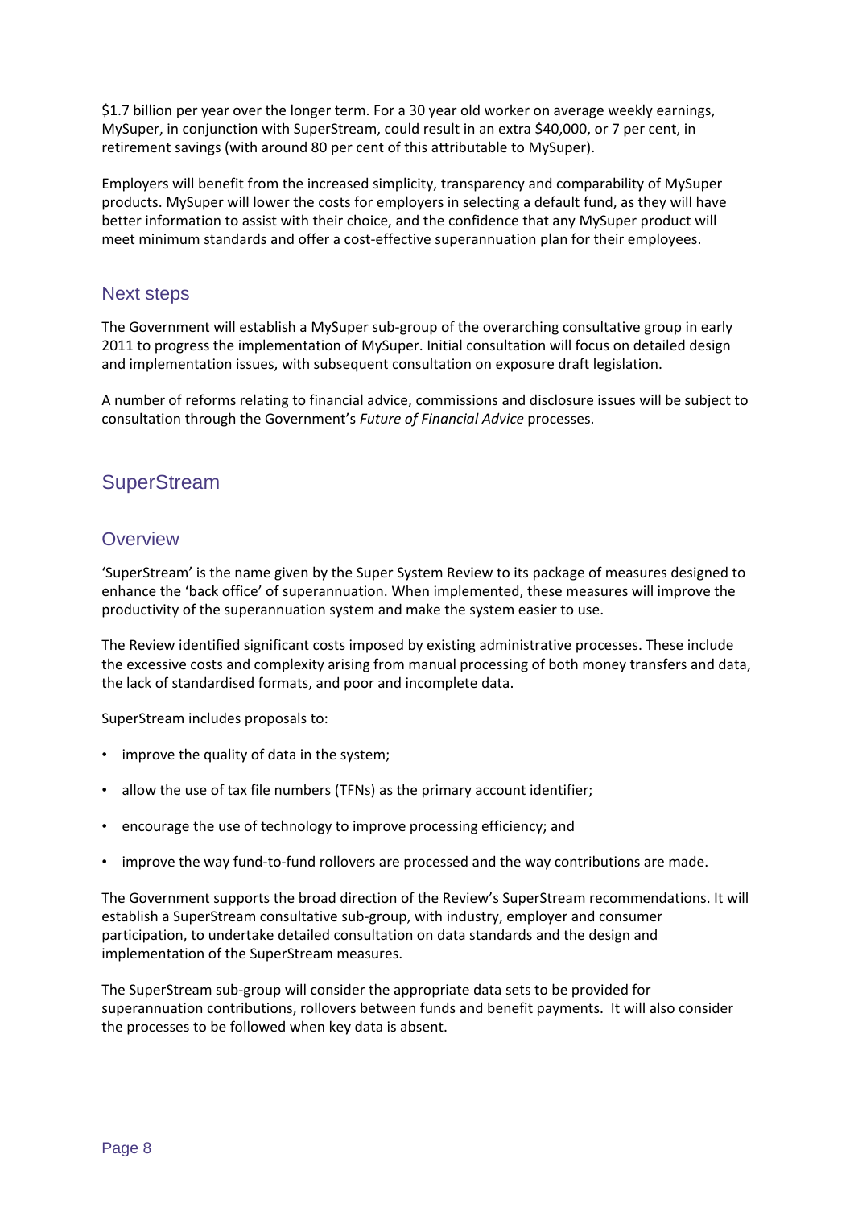$1.7 billion per year over the longer term. For a 30 year old worker on average weekly earnings, MySuper, in conjunction with SuperStream, could result in an extra $40,000, or 7 per cent, in retirement savings (with around 80 per cent of this attributable to MySuper).

Employers will benefit from the increased simplicity, transparency and comparability of MySuper products. MySuper will lower the costs for employers in selecting a default fund, as they will have better information to assist with their choice, and the confidence that any MySuper product will meet minimum standards and offer a cost-effective superannuation plan for their employees.

### Next steps

The Government will establish a MySuper sub-group of the overarching consultative group in early 2011 to progress the implementation of MySuper. Initial consultation will focus on detailed design and implementation issues, with subsequent consultation on exposure draft legislation.

A number of reforms relating to financial advice, commissions and disclosure issues will be subject to consultation through the Government's *Future of Financial Advice* processes.

## SuperStream

### Overview

'SuperStream' is the name given by the Super System Review to its package of measures designed to enhance the 'back office' of superannuation. When implemented, these measures will improve the productivity of the superannuation system and make the system easier to use.

The Review identified significant costs imposed by existing administrative processes. These include the excessive costs and complexity arising from manual processing of both money transfers and data, the lack of standardised formats, and poor and incomplete data.

SuperStream includes proposals to:

- improve the quality of data in the system;
- allow the use of tax file numbers (TFNs) as the primary account identifier;
- encourage the use of technology to improve processing efficiency; and
- improve the way fund-to-fund rollovers are processed and the way contributions are made.

The Government supports the broad direction of the Review's SuperStream recommendations. It will establish a SuperStream consultative sub-group, with industry, employer and consumer participation, to undertake detailed consultation on data standards and the design and implementation of the SuperStream measures.

The SuperStream sub-group will consider the appropriate data sets to be provided for superannuation contributions, rollovers between funds and benefit payments. It will also consider the processes to be followed when key data is absent.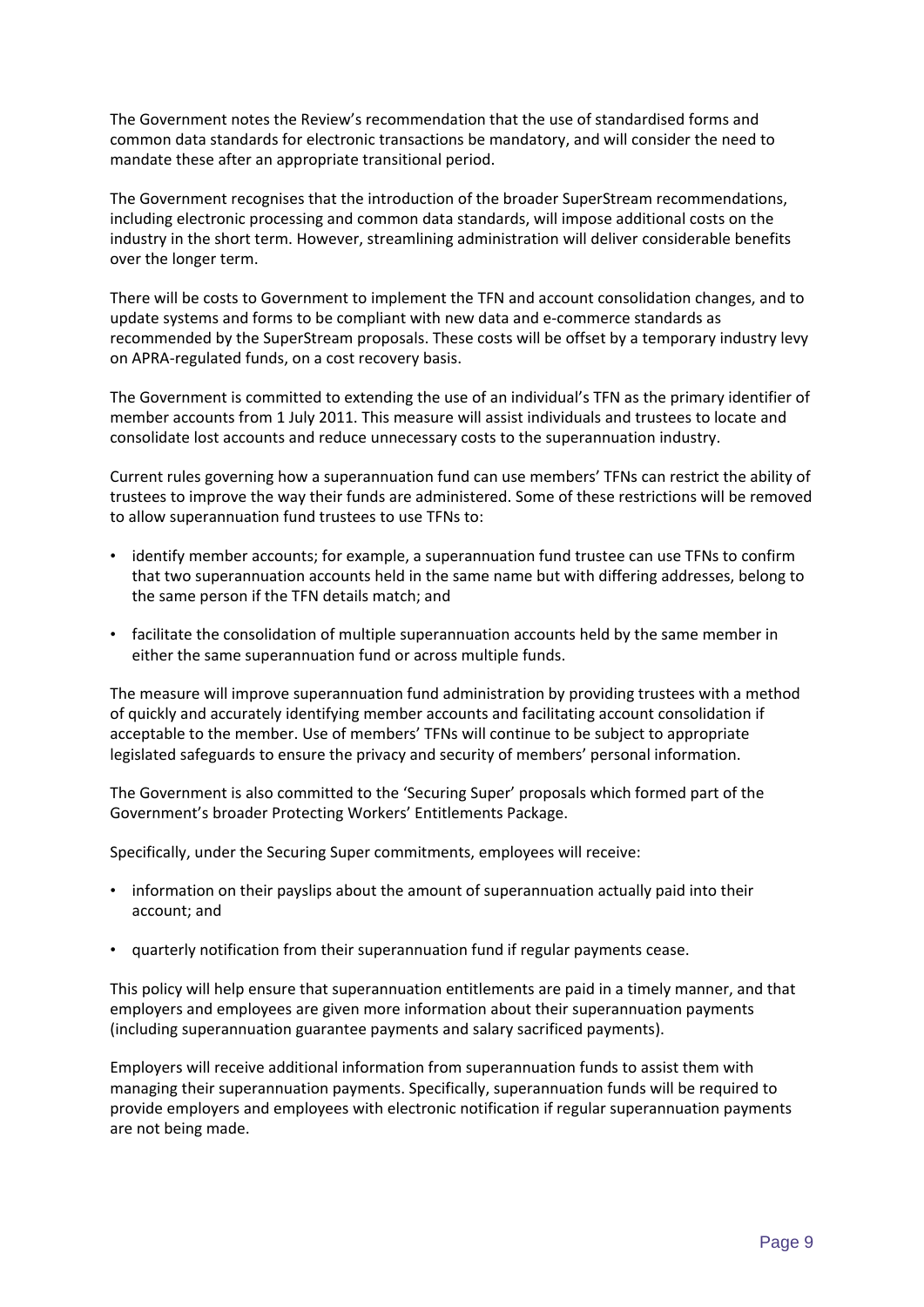The Government notes the Review's recommendation that the use of standardised forms and common data standards for electronic transactions be mandatory, and will consider the need to mandate these after an appropriate transitional period.

The Government recognises that the introduction of the broader SuperStream recommendations, including electronic processing and common data standards, will impose additional costs on the industry in the short term. However, streamlining administration will deliver considerable benefits over the longer term.

There will be costs to Government to implement the TFN and account consolidation changes, and to update systems and forms to be compliant with new data and e-commerce standards as recommended by the SuperStream proposals. These costs will be offset by a temporary industry levy on APRA-regulated funds, on a cost recovery basis.

The Government is committed to extending the use of an individual's TFN as the primary identifier of member accounts from 1 July 2011. This measure will assist individuals and trustees to locate and consolidate lost accounts and reduce unnecessary costs to the superannuation industry.

Current rules governing how a superannuation fund can use members' TFNs can restrict the ability of trustees to improve the way their funds are administered. Some of these restrictions will be removed to allow superannuation fund trustees to use TFNs to:

- identify member accounts; for example, a superannuation fund trustee can use TFNs to confirm that two superannuation accounts held in the same name but with differing addresses, belong to the same person if the TFN details match; and
- facilitate the consolidation of multiple superannuation accounts held by the same member in either the same superannuation fund or across multiple funds.

The measure will improve superannuation fund administration by providing trustees with a method of quickly and accurately identifying member accounts and facilitating account consolidation if acceptable to the member. Use of members' TFNs will continue to be subject to appropriate legislated safeguards to ensure the privacy and security of members' personal information.

The Government is also committed to the 'Securing Super' proposals which formed part of the Government's broader Protecting Workers' Entitlements Package.

Specifically, under the Securing Super commitments, employees will receive:

- information on their payslips about the amount of superannuation actually paid into their account; and
- quarterly notification from their superannuation fund if regular payments cease.

This policy will help ensure that superannuation entitlements are paid in a timely manner, and that employers and employees are given more information about their superannuation payments (including superannuation guarantee payments and salary sacrificed payments).

Employers will receive additional information from superannuation funds to assist them with managing their superannuation payments. Specifically, superannuation funds will be required to provide employers and employees with electronic notification if regular superannuation payments are not being made.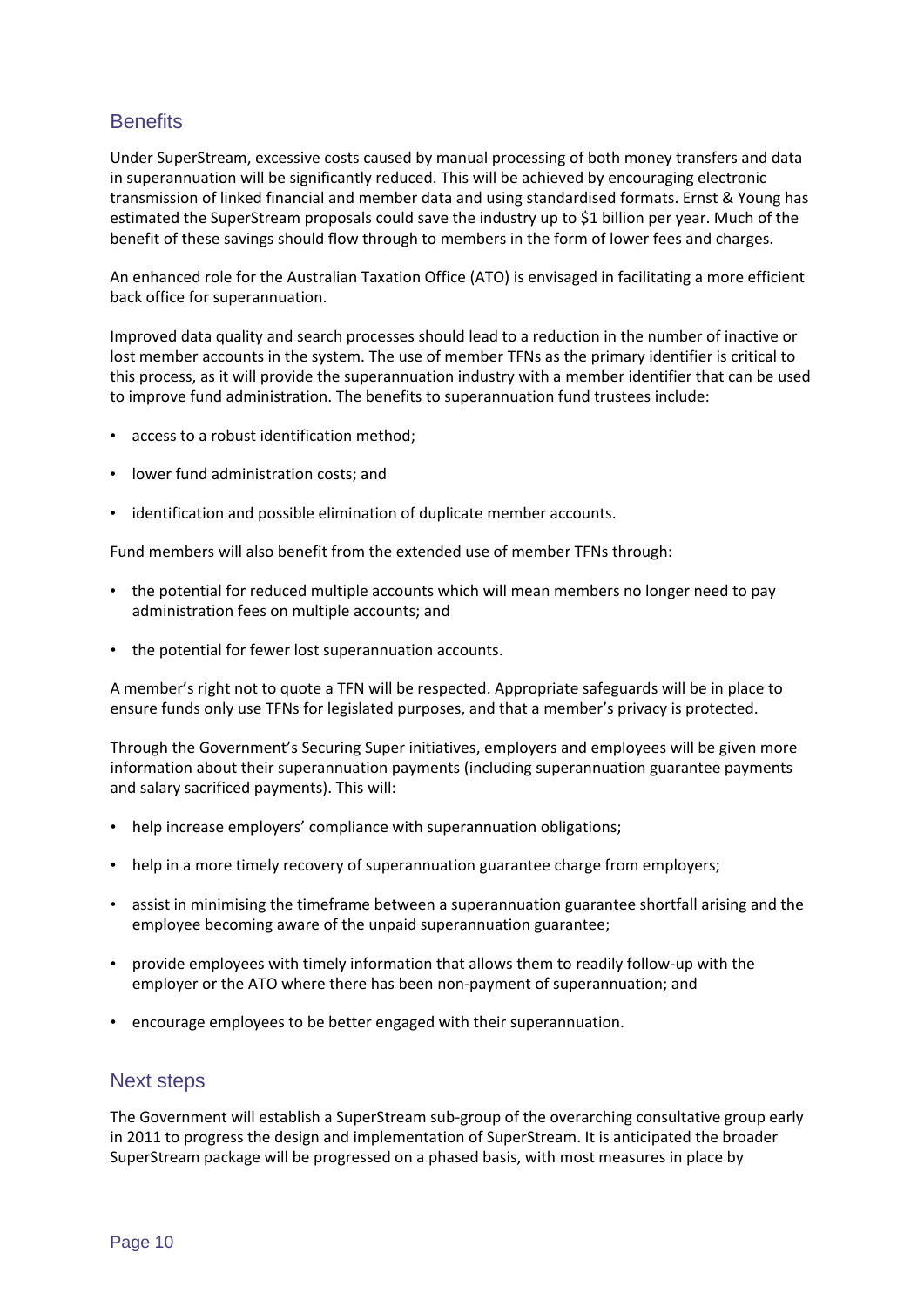## Benefits

Under SuperStream, excessive costs caused by manual processing of both money transfers and data in superannuation will be significantly reduced. This will be achieved by encouraging electronic transmission of linked financial and member data and using standardised formats. Ernst & Young has estimated the SuperStream proposals could save the industry up to $1 billion per year. Much of the benefit of these savings should flow through to members in the form of lower fees and charges.

An enhanced role for the Australian Taxation Office (ATO) is envisaged in facilitating a more efficient back office for superannuation.

Improved data quality and search processes should lead to a reduction in the number of inactive or lost member accounts in the system. The use of member TFNs as the primary identifier is critical to this process, as it will provide the superannuation industry with a member identifier that can be used to improve fund administration. The benefits to superannuation fund trustees include:

- access to a robust identification method;
- lower fund administration costs; and
- identification and possible elimination of duplicate member accounts.

Fund members will also benefit from the extended use of member TFNs through:

- the potential for reduced multiple accounts which will mean members no longer need to pay administration fees on multiple accounts; and
- the potential for fewer lost superannuation accounts.

A member's right not to quote a TFN will be respected. Appropriate safeguards will be in place to ensure funds only use TFNs for legislated purposes, and that a member's privacy is protected.

Through the Government's Securing Super initiatives, employers and employees will be given more information about their superannuation payments (including superannuation guarantee payments and salary sacrificed payments). This will:

- help increase employers' compliance with superannuation obligations;
- help in a more timely recovery of superannuation guarantee charge from employers;
- assist in minimising the timeframe between a superannuation guarantee shortfall arising and the employee becoming aware of the unpaid superannuation guarantee;
- provide employees with timely information that allows them to readily follow-up with the employer or the ATO where there has been non-payment of superannuation; and
- encourage employees to be better engaged with their superannuation.

## Next steps

The Government will establish a SuperStream sub-group of the overarching consultative group early in 2011 to progress the design and implementation of SuperStream. It is anticipated the broader SuperStream package will be progressed on a phased basis, with most measures in place by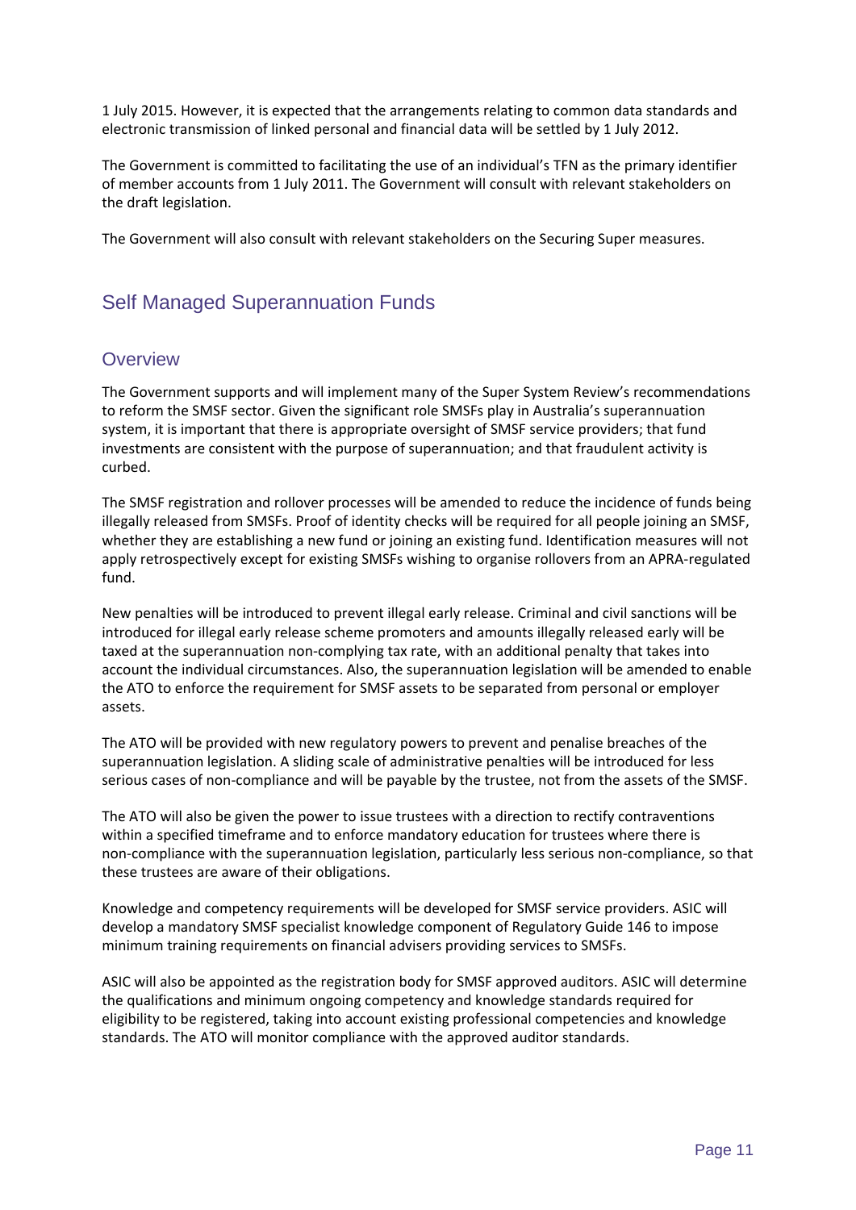1 July 2015. However, it is expected that the arrangements relating to common data standards and electronic transmission of linked personal and financial data will be settled by 1 July 2012.

The Government is committed to facilitating the use of an individual's TFN as the primary identifier of member accounts from 1 July 2011. The Government will consult with relevant stakeholders on the draft legislation.

The Government will also consult with relevant stakeholders on the Securing Super measures.

## Self Managed Superannuation Funds

### Overview

The Government supports and will implement many of the Super System Review's recommendations to reform the SMSF sector. Given the significant role SMSFs play in Australia's superannuation system, it is important that there is appropriate oversight of SMSF service providers; that fund investments are consistent with the purpose of superannuation; and that fraudulent activity is curbed.

The SMSF registration and rollover processes will be amended to reduce the incidence of funds being illegally released from SMSFs. Proof of identity checks will be required for all people joining an SMSF, whether they are establishing a new fund or joining an existing fund. Identification measures will not apply retrospectively except for existing SMSFs wishing to organise rollovers from an APRA-regulated fund.

New penalties will be introduced to prevent illegal early release. Criminal and civil sanctions will be introduced for illegal early release scheme promoters and amounts illegally released early will be taxed at the superannuation non-complying tax rate, with an additional penalty that takes into account the individual circumstances. Also, the superannuation legislation will be amended to enable the ATO to enforce the requirement for SMSF assets to be separated from personal or employer assets.

The ATO will be provided with new regulatory powers to prevent and penalise breaches of the superannuation legislation. A sliding scale of administrative penalties will be introduced for less serious cases of non-compliance and will be payable by the trustee, not from the assets of the SMSF.

The ATO will also be given the power to issue trustees with a direction to rectify contraventions within a specified timeframe and to enforce mandatory education for trustees where there is non-compliance with the superannuation legislation, particularly less serious non-compliance, so that these trustees are aware of their obligations.

Knowledge and competency requirements will be developed for SMSF service providers. ASIC will develop a mandatory SMSF specialist knowledge component of Regulatory Guide 146 to impose minimum training requirements on financial advisers providing services to SMSFs.

ASIC will also be appointed as the registration body for SMSF approved auditors. ASIC will determine the qualifications and minimum ongoing competency and knowledge standards required for eligibility to be registered, taking into account existing professional competencies and knowledge standards. The ATO will monitor compliance with the approved auditor standards.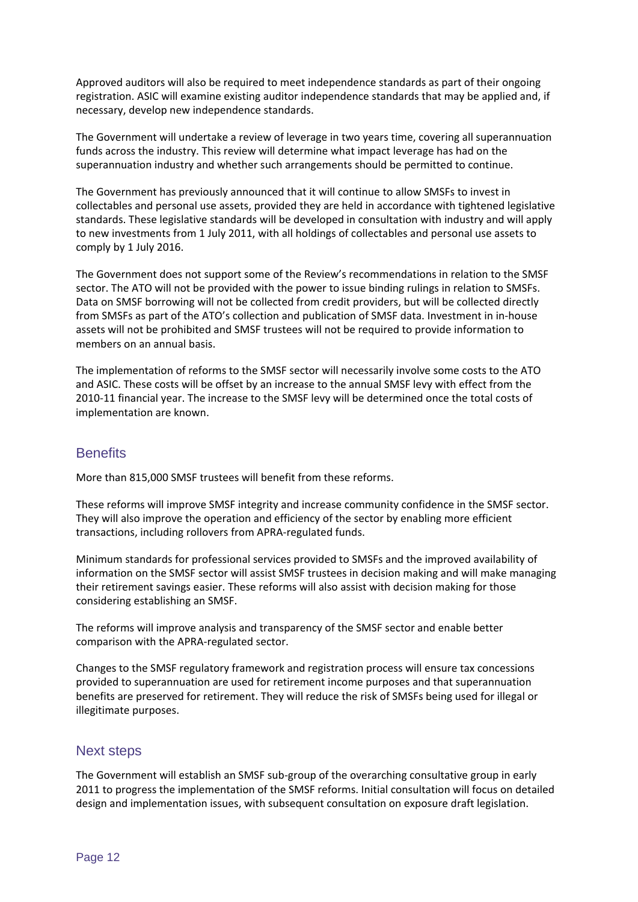Approved auditors will also be required to meet independence standards as part of their ongoing registration. ASIC will examine existing auditor independence standards that may be applied and, if necessary, develop new independence standards.

The Government will undertake a review of leverage in two years time, covering all superannuation funds across the industry. This review will determine what impact leverage has had on the superannuation industry and whether such arrangements should be permitted to continue.

The Government has previously announced that it will continue to allow SMSFs to invest in collectables and personal use assets, provided they are held in accordance with tightened legislative standards. These legislative standards will be developed in consultation with industry and will apply to new investments from 1 July 2011, with all holdings of collectables and personal use assets to comply by 1 July 2016.

The Government does not support some of the Review's recommendations in relation to the SMSF sector. The ATO will not be provided with the power to issue binding rulings in relation to SMSFs. Data on SMSF borrowing will not be collected from credit providers, but will be collected directly from SMSFs as part of the ATO's collection and publication of SMSF data. Investment in in-house assets will not be prohibited and SMSF trustees will not be required to provide information to members on an annual basis.

The implementation of reforms to the SMSF sector will necessarily involve some costs to the ATO and ASIC. These costs will be offset by an increase to the annual SMSF levy with effect from the 2010-11 financial year. The increase to the SMSF levy will be determined once the total costs of implementation are known.

## Benefits

More than 815,000 SMSF trustees will benefit from these reforms.

These reforms will improve SMSF integrity and increase community confidence in the SMSF sector. They will also improve the operation and efficiency of the sector by enabling more efficient transactions, including rollovers from APRA-regulated funds.

Minimum standards for professional services provided to SMSFs and the improved availability of information on the SMSF sector will assist SMSF trustees in decision making and will make managing their retirement savings easier. These reforms will also assist with decision making for those considering establishing an SMSF.

The reforms will improve analysis and transparency of the SMSF sector and enable better comparison with the APRA-regulated sector.

Changes to the SMSF regulatory framework and registration process will ensure tax concessions provided to superannuation are used for retirement income purposes and that superannuation benefits are preserved for retirement. They will reduce the risk of SMSFs being used for illegal or illegitimate purposes.

## Next steps

The Government will establish an SMSF sub-group of the overarching consultative group in early 2011 to progress the implementation of the SMSF reforms. Initial consultation will focus on detailed design and implementation issues, with subsequent consultation on exposure draft legislation.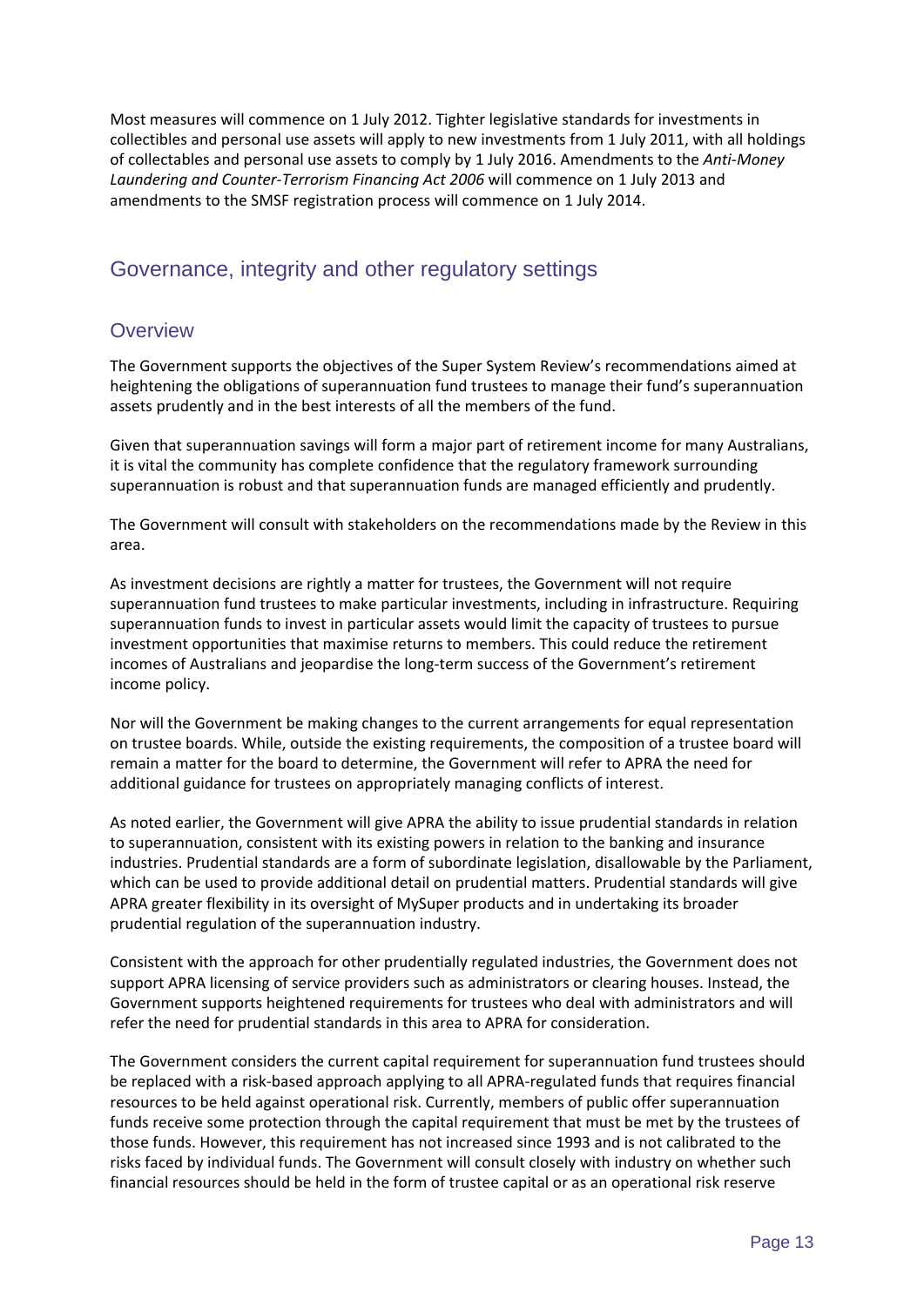Most measures will commence on 1 July 2012. Tighter legislative standards for investments in collectibles and personal use assets will apply to new investments from 1 July 2011, with all holdings of collectables and personal use assets to comply by 1 July 2016. Amendments to the *Anti-Money Laundering and Counter-Terrorism Financing Act 2006* will commence on 1 July 2013 and amendments to the SMSF registration process will commence on 1 July 2014.

## Governance, integrity and other regulatory settings

### Overview

The Government supports the objectives of the Super System Review's recommendations aimed at heightening the obligations of superannuation fund trustees to manage their fund's superannuation assets prudently and in the best interests of all the members of the fund.

Given that superannuation savings will form a major part of retirement income for many Australians, it is vital the community has complete confidence that the regulatory framework surrounding superannuation is robust and that superannuation funds are managed efficiently and prudently.

The Government will consult with stakeholders on the recommendations made by the Review in this area.

As investment decisions are rightly a matter for trustees, the Government will not require superannuation fund trustees to make particular investments, including in infrastructure. Requiring superannuation funds to invest in particular assets would limit the capacity of trustees to pursue investment opportunities that maximise returns to members. This could reduce the retirement incomes of Australians and jeopardise the long-term success of the Government's retirement income policy.

Nor will the Government be making changes to the current arrangements for equal representation on trustee boards. While, outside the existing requirements, the composition of a trustee board will remain a matter for the board to determine, the Government will refer to APRA the need for additional guidance for trustees on appropriately managing conflicts of interest.

As noted earlier, the Government will give APRA the ability to issue prudential standards in relation to superannuation, consistent with its existing powers in relation to the banking and insurance industries. Prudential standards are a form of subordinate legislation, disallowable by the Parliament, which can be used to provide additional detail on prudential matters. Prudential standards will give APRA greater flexibility in its oversight of MySuper products and in undertaking its broader prudential regulation of the superannuation industry.

Consistent with the approach for other prudentially regulated industries, the Government does not support APRA licensing of service providers such as administrators or clearing houses. Instead, the Government supports heightened requirements for trustees who deal with administrators and will refer the need for prudential standards in this area to APRA for consideration.

The Government considers the current capital requirement for superannuation fund trustees should be replaced with a risk-based approach applying to all APRA-regulated funds that requires financial resources to be held against operational risk. Currently, members of public offer superannuation funds receive some protection through the capital requirement that must be met by the trustees of those funds. However, this requirement has not increased since 1993 and is not calibrated to the risks faced by individual funds. The Government will consult closely with industry on whether such financial resources should be held in the form of trustee capital or as an operational risk reserve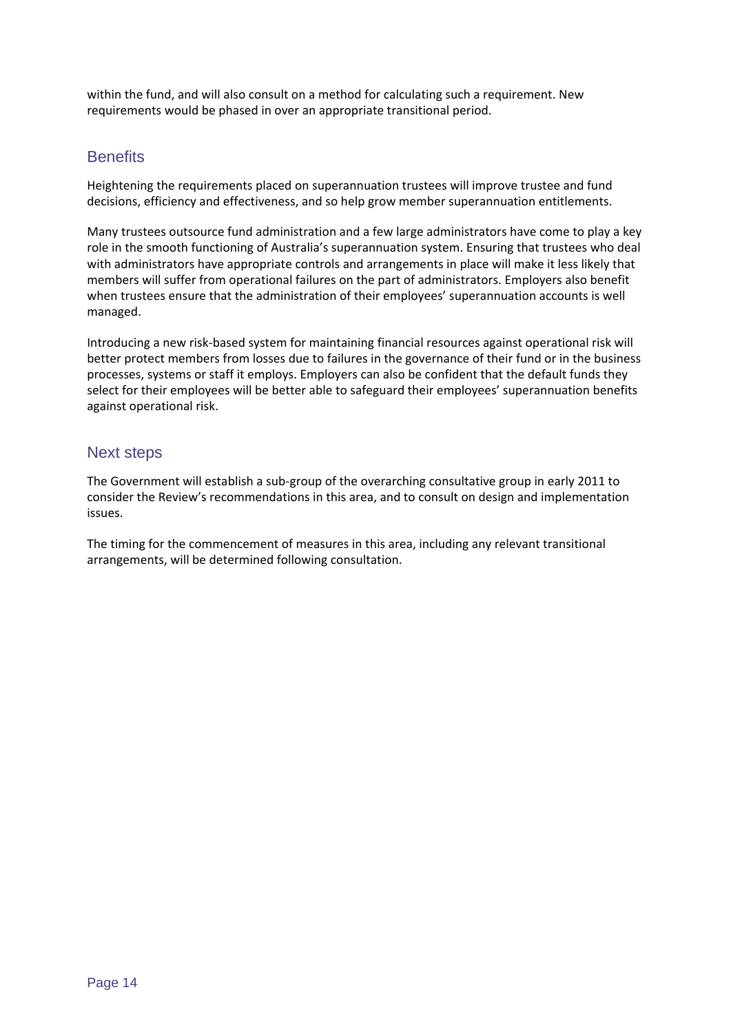within the fund, and will also consult on a method for calculating such a requirement. New requirements would be phased in over an appropriate transitional period.

## Benefits

Heightening the requirements placed on superannuation trustees will improve trustee and fund decisions, efficiency and effectiveness, and so help grow member superannuation entitlements.

Many trustees outsource fund administration and a few large administrators have come to play a key role in the smooth functioning of Australia's superannuation system. Ensuring that trustees who deal with administrators have appropriate controls and arrangements in place will make it less likely that members will suffer from operational failures on the part of administrators. Employers also benefit when trustees ensure that the administration of their employees' superannuation accounts is well managed.

Introducing a new risk-based system for maintaining financial resources against operational risk will better protect members from losses due to failures in the governance of their fund or in the business processes, systems or staff it employs. Employers can also be confident that the default funds they select for their employees will be better able to safeguard their employees' superannuation benefits against operational risk.

## Next steps

The Government will establish a sub-group of the overarching consultative group in early 2011 to consider the Review's recommendations in this area, and to consult on design and implementation issues.

The timing for the commencement of measures in this area, including any relevant transitional arrangements, will be determined following consultation.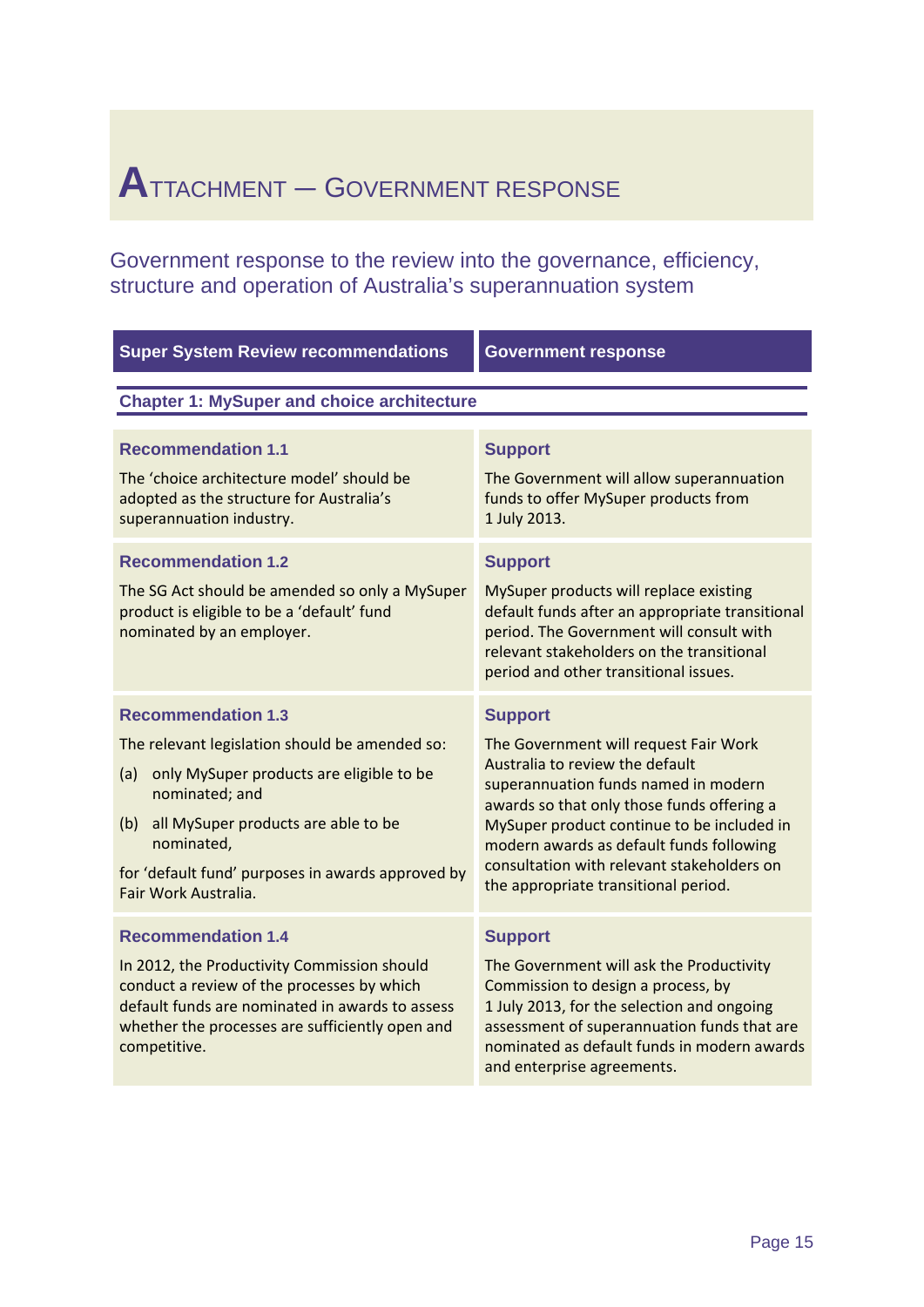# Attachment — Government response

## Government response to the review into the governance, efficiency, structure and operation of Australia's superannuation system

| Super System Review recommendations | Government response |
|---|---|
| **Chapter 1: MySuper and choice architecture** | |
| **Recommendation 1.1**<br>The 'choice architecture model' should be adopted as the structure for Australia's superannuation industry. | **Support**<br>The Government will allow superannuation funds to offer MySuper products from 1 July 2013. |
| **Recommendation 1.2**<br>The SG Act should be amended so only a MySuper product is eligible to be a 'default' fund nominated by an employer. | **Support**<br>MySuper products will replace existing default funds after an appropriate transitional period. The Government will consult with relevant stakeholders on the transitional period and other transitional issues. |
| **Recommendation 1.3**<br>The relevant legislation should be amended so:<br>(a) only MySuper products are eligible to be nominated; and<br>(b) all MySuper products are able to be nominated,<br>for 'default fund' purposes in awards approved by Fair Work Australia. | **Support**<br>The Government will request Fair Work Australia to review the default superannuation funds named in modern awards so that only those funds offering a MySuper product continue to be included in modern awards as default funds following consultation with relevant stakeholders on the appropriate transitional period. |
| **Recommendation 1.4**<br>In 2012, the Productivity Commission should conduct a review of the processes by which default funds are nominated in awards to assess whether the processes are sufficiently open and competitive. | **Support**<br>The Government will ask the Productivity Commission to design a process, by 1 July 2013, for the selection and ongoing assessment of superannuation funds that are nominated as default funds in modern awards and enterprise agreements. |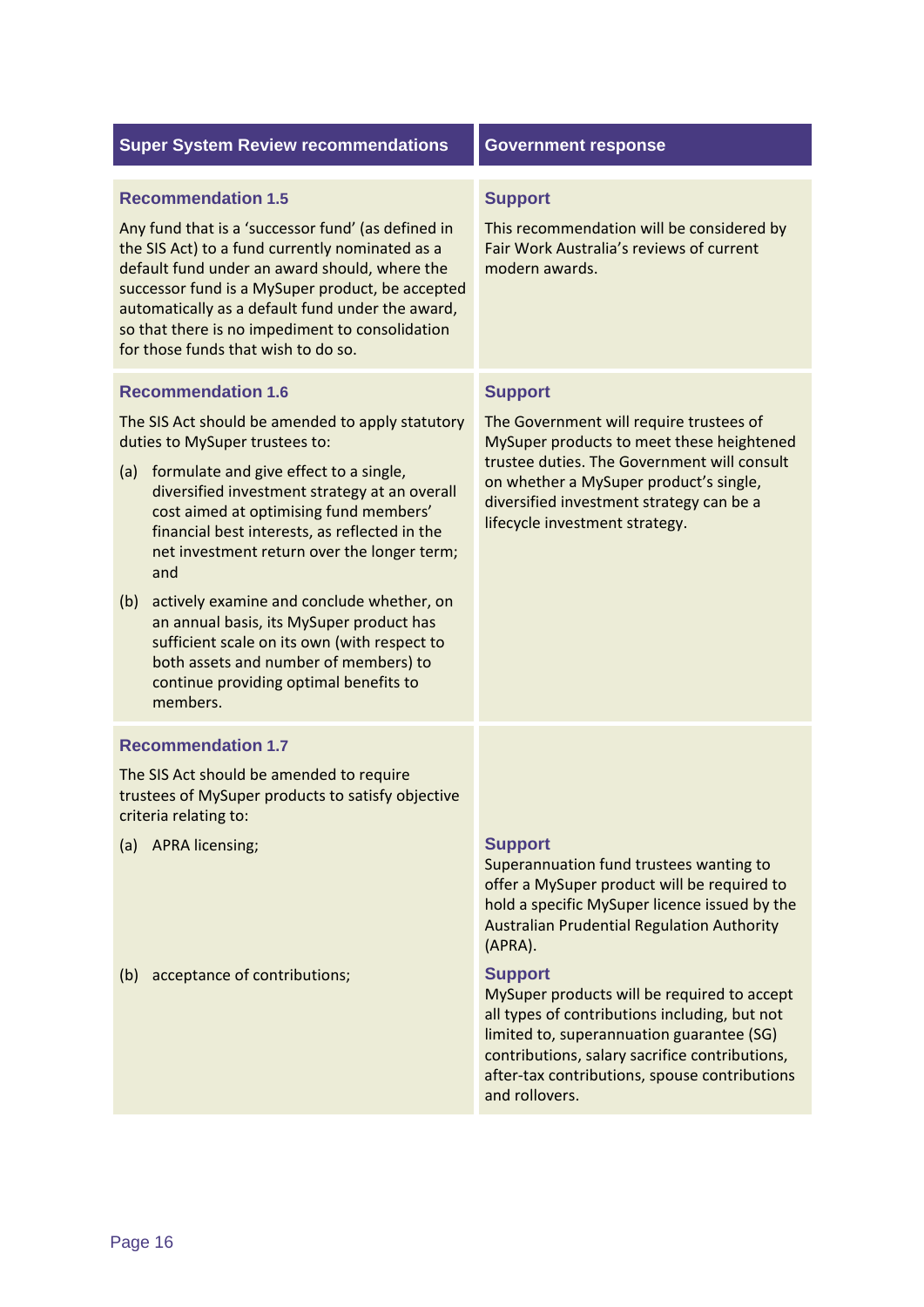| Super System Review recommendations | Government response |
|---|---|
| **Recommendation 1.5**<br><br>Any fund that is a 'successor fund' (as defined in the SIS Act) to a fund currently nominated as a default fund under an award should, where the successor fund is a MySuper product, be accepted automatically as a default fund under the award, so that there is no impediment to consolidation for those funds that wish to do so. | **Support**<br><br>This recommendation will be considered by Fair Work Australia's reviews of current modern awards. |
| **Recommendation 1.6**<br><br>The SIS Act should be amended to apply statutory duties to MySuper trustees to:<br><br>(a) formulate and give effect to a single, diversified investment strategy at an overall cost aimed at optimising fund members' financial best interests, as reflected in the net investment return over the longer term; and<br><br>(b) actively examine and conclude whether, on an annual basis, its MySuper product has sufficient scale on its own (with respect to both assets and number of members) to continue providing optimal benefits to members. | **Support**<br><br>The Government will require trustees of MySuper products to meet these heightened trustee duties. The Government will consult on whether a MySuper product's single, diversified investment strategy can be a lifecycle investment strategy. |
| **Recommendation 1.7**<br><br>The SIS Act should be amended to require trustees of MySuper products to satisfy objective criteria relating to: | |
| (a) APRA licensing; | **Support**<br><br>Superannuation fund trustees wanting to offer a MySuper product will be required to hold a specific MySuper licence issued by the Australian Prudential Regulation Authority (APRA). |
| (b) acceptance of contributions; | **Support**<br><br>MySuper products will be required to accept all types of contributions including, but not limited to, superannuation guarantee (SG) contributions, salary sacrifice contributions, after-tax contributions, spouse contributions and rollovers. |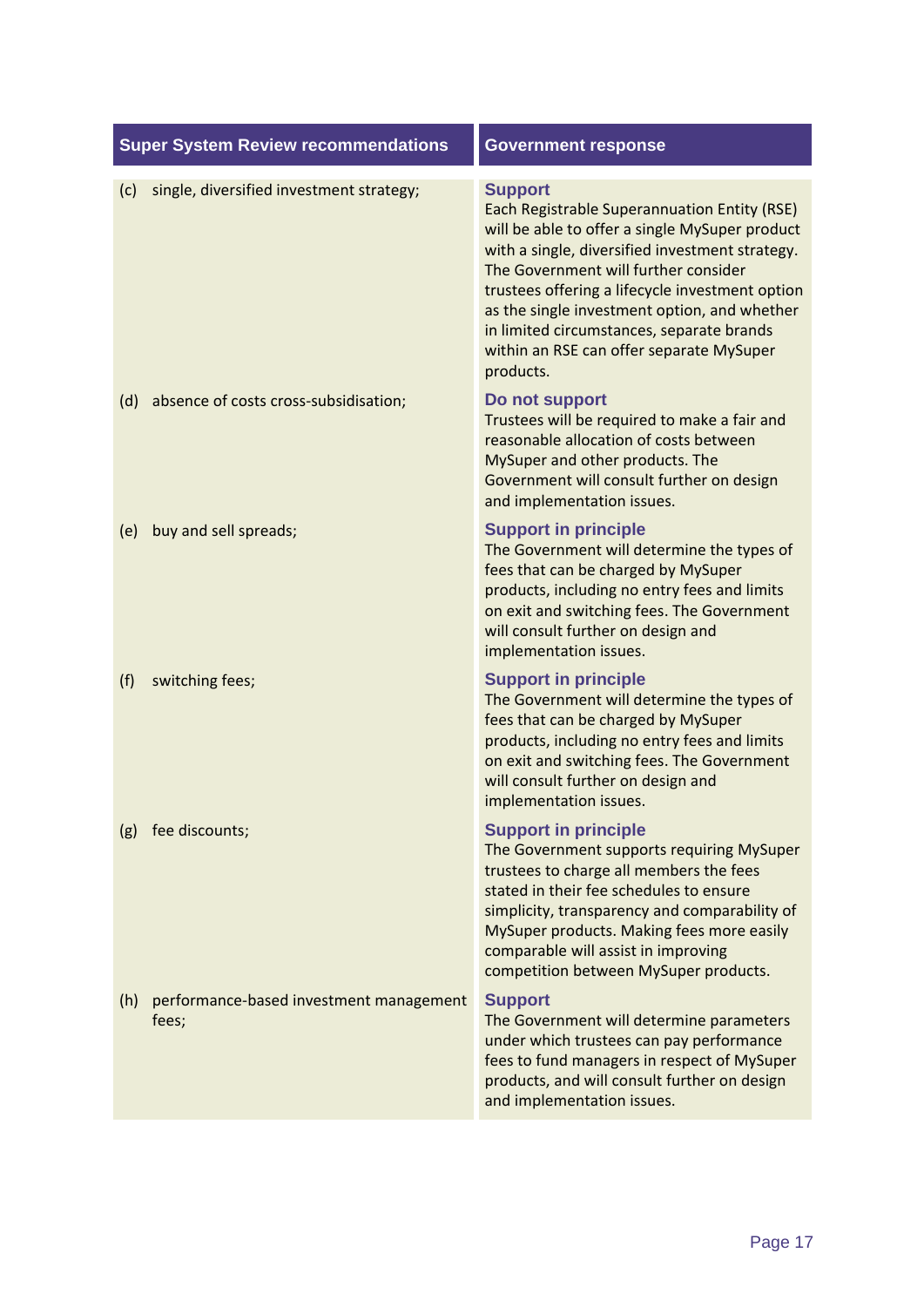| Super System Review recommendations | Government response |
|---|---|
| (c) single, diversified investment strategy; | **Support**<br>Each Registrable Superannuation Entity (RSE) will be able to offer a single MySuper product with a single, diversified investment strategy. The Government will further consider trustees offering a lifecycle investment option as the single investment option, and whether in limited circumstances, separate brands within an RSE can offer separate MySuper products. |
| (d) absence of costs cross-subsidisation; | **Do not support**<br>Trustees will be required to make a fair and reasonable allocation of costs between MySuper and other products. The Government will consult further on design and implementation issues. |
| (e) buy and sell spreads; | **Support in principle**<br>The Government will determine the types of fees that can be charged by MySuper products, including no entry fees and limits on exit and switching fees. The Government will consult further on design and implementation issues. |
| (f) switching fees; | **Support in principle**<br>The Government will determine the types of fees that can be charged by MySuper products, including no entry fees and limits on exit and switching fees. The Government will consult further on design and implementation issues. |
| (g) fee discounts; | **Support in principle**<br>The Government supports requiring MySuper trustees to charge all members the fees stated in their fee schedules to ensure simplicity, transparency and comparability of MySuper products. Making fees more easily comparable will assist in improving competition between MySuper products. |
| (h) performance-based investment management fees; | **Support**<br>The Government will determine parameters under which trustees can pay performance fees to fund managers in respect of MySuper products, and will consult further on design and implementation issues. |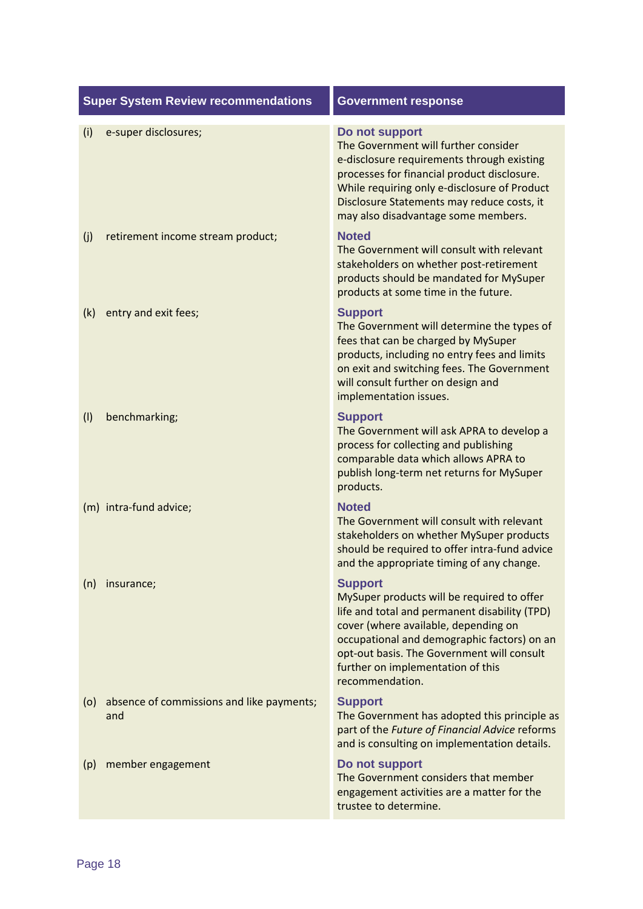| Super System Review recommendations | Government response |
|---|---|
| (i) e-super disclosures; | **Do not support**<br>The Government will further consider e-disclosure requirements through existing processes for financial product disclosure. While requiring only e-disclosure of Product Disclosure Statements may reduce costs, it may also disadvantage some members. |
| (j) retirement income stream product; | **Noted**<br>The Government will consult with relevant stakeholders on whether post-retirement products should be mandated for MySuper products at some time in the future. |
| (k) entry and exit fees; | **Support**<br>The Government will determine the types of fees that can be charged by MySuper products, including no entry fees and limits on exit and switching fees. The Government will consult further on design and implementation issues. |
| (l) benchmarking; | **Support**<br>The Government will ask APRA to develop a process for collecting and publishing comparable data which allows APRA to publish long-term net returns for MySuper products. |
| (m) intra-fund advice; | **Noted**<br>The Government will consult with relevant stakeholders on whether MySuper products should be required to offer intra-fund advice and the appropriate timing of any change. |
| (n) insurance; | **Support**<br>MySuper products will be required to offer life and total and permanent disability (TPD) cover (where available, depending on occupational and demographic factors) on an opt-out basis. The Government will consult further on implementation of this recommendation. |
| (o) absence of commissions and like payments; and | **Support**<br>The Government has adopted this principle as part of the *Future of Financial Advice* reforms and is consulting on implementation details. |
| (p) member engagement | **Do not support**<br>The Government considers that member engagement activities are a matter for the trustee to determine. |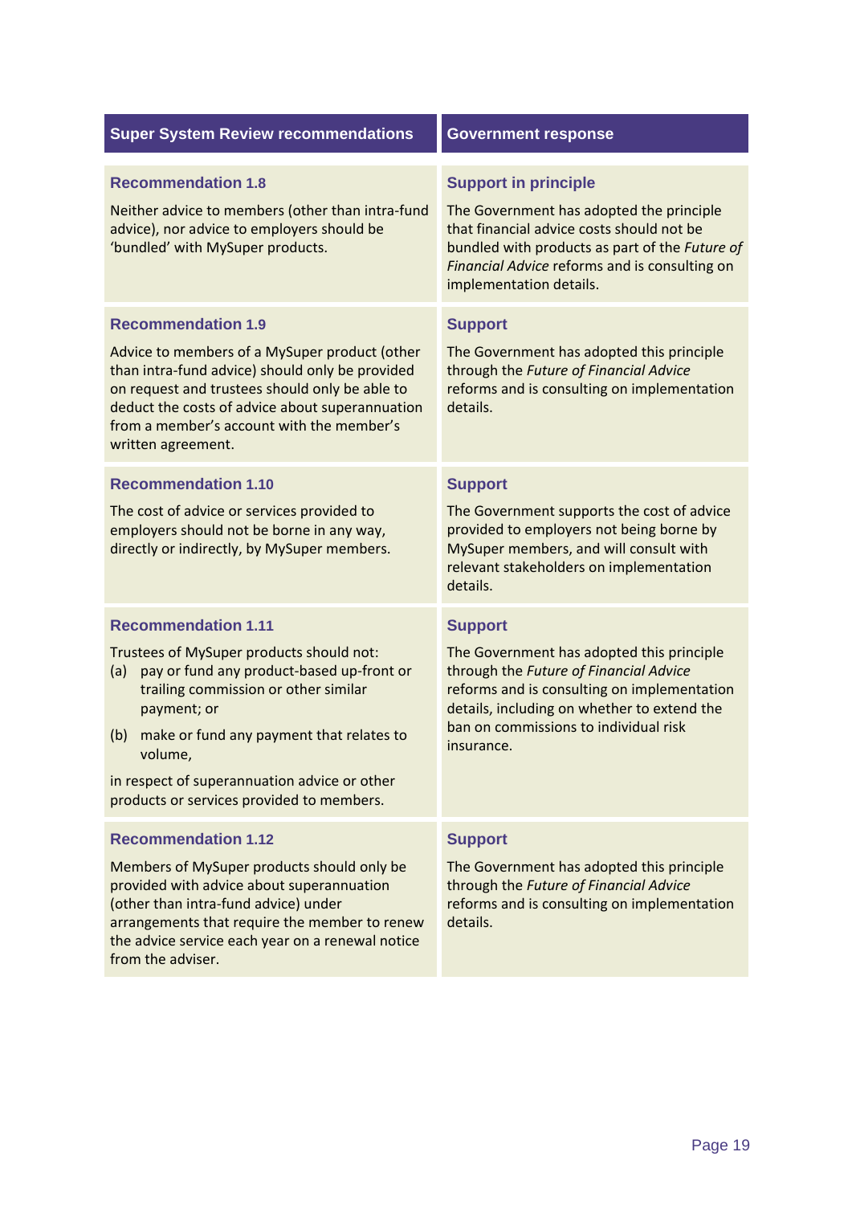| Super System Review recommendations | Government response |
|---|---|
| **Recommendation 1.8**<br><br>Neither advice to members (other than intra-fund advice), nor advice to employers should be 'bundled' with MySuper products. | **Support in principle**<br><br>The Government has adopted the principle that financial advice costs should not be bundled with products as part of the *Future of Financial Advice* reforms and is consulting on implementation details. |
| **Recommendation 1.9**<br><br>Advice to members of a MySuper product (other than intra-fund advice) should only be provided on request and trustees should only be able to deduct the costs of advice about superannuation from a member's account with the member's written agreement. | **Support**<br><br>The Government has adopted this principle through the *Future of Financial Advice* reforms and is consulting on implementation details. |
| **Recommendation 1.10**<br><br>The cost of advice or services provided to employers should not be borne in any way, directly or indirectly, by MySuper members. | **Support**<br><br>The Government supports the cost of advice provided to employers not being borne by MySuper members, and will consult with relevant stakeholders on implementation details. |
| **Recommendation 1.11**<br><br>Trustees of MySuper products should not:<br>(a) pay or fund any product-based up-front or trailing commission or other similar payment; or<br>(b) make or fund any payment that relates to volume,<br><br>in respect of superannuation advice or other products or services provided to members. | **Support**<br><br>The Government has adopted this principle through the *Future of Financial Advice* reforms and is consulting on implementation details, including on whether to extend the ban on commissions to individual risk insurance. |
| **Recommendation 1.12**<br><br>Members of MySuper products should only be provided with advice about superannuation (other than intra-fund advice) under arrangements that require the member to renew the advice service each year on a renewal notice from the adviser. | **Support**<br><br>The Government has adopted this principle through the *Future of Financial Advice* reforms and is consulting on implementation details. |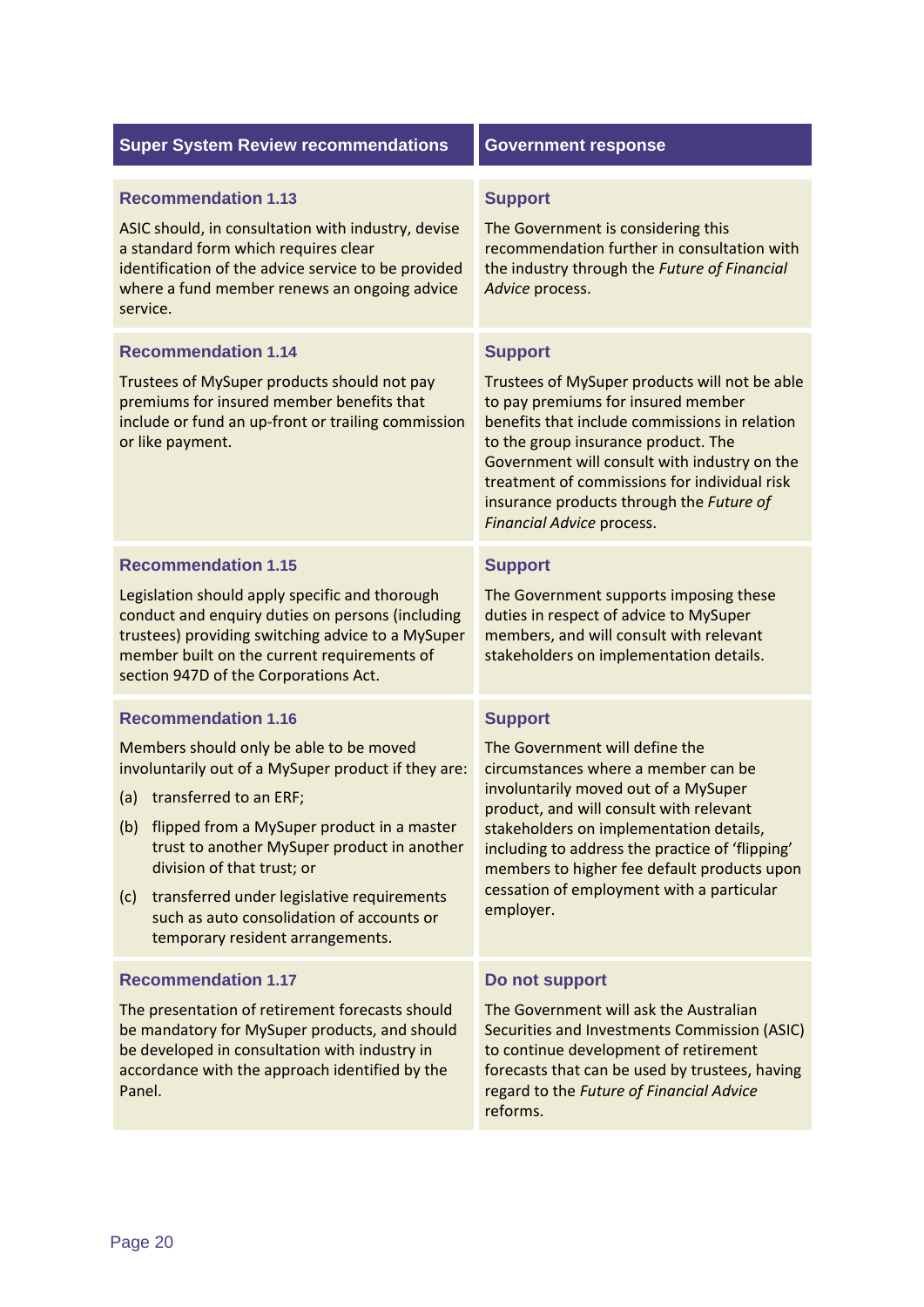| Super System Review recommendations | Government response |
|---|---|
| **Recommendation 1.13**<br><br>ASIC should, in consultation with industry, devise a standard form which requires clear identification of the advice service to be provided where a fund member renews an ongoing advice service. | **Support**<br><br>The Government is considering this recommendation further in consultation with the industry through the *Future of Financial Advice* process. |
| **Recommendation 1.14**<br><br>Trustees of MySuper products should not pay premiums for insured member benefits that include or fund an up-front or trailing commission or like payment. | **Support**<br><br>Trustees of MySuper products will not be able to pay premiums for insured member benefits that include commissions in relation to the group insurance product. The Government will consult with industry on the treatment of commissions for individual risk insurance products through the *Future of Financial Advice* process. |
| **Recommendation 1.15**<br><br>Legislation should apply specific and thorough conduct and enquiry duties on persons (including trustees) providing switching advice to a MySuper member built on the current requirements of section 947D of the Corporations Act. | **Support**<br><br>The Government supports imposing these duties in respect of advice to MySuper members, and will consult with relevant stakeholders on implementation details. |
| **Recommendation 1.16**<br><br>Members should only be able to be moved involuntarily out of a MySuper product if they are:<br>(a) transferred to an ERF;<br>(b) flipped from a MySuper product in a master trust to another MySuper product in another division of that trust; or<br>(c) transferred under legislative requirements such as auto consolidation of accounts or temporary resident arrangements. | **Support**<br><br>The Government will define the circumstances where a member can be involuntarily moved out of a MySuper product, and will consult with relevant stakeholders on implementation details, including to address the practice of 'flipping' members to higher fee default products upon cessation of employment with a particular employer. |
| **Recommendation 1.17**<br><br>The presentation of retirement forecasts should be mandatory for MySuper products, and should be developed in consultation with industry in accordance with the approach identified by the Panel. | **Do not support**<br><br>The Government will ask the Australian Securities and Investments Commission (ASIC) to continue development of retirement forecasts that can be used by trustees, having regard to the *Future of Financial Advice* reforms. |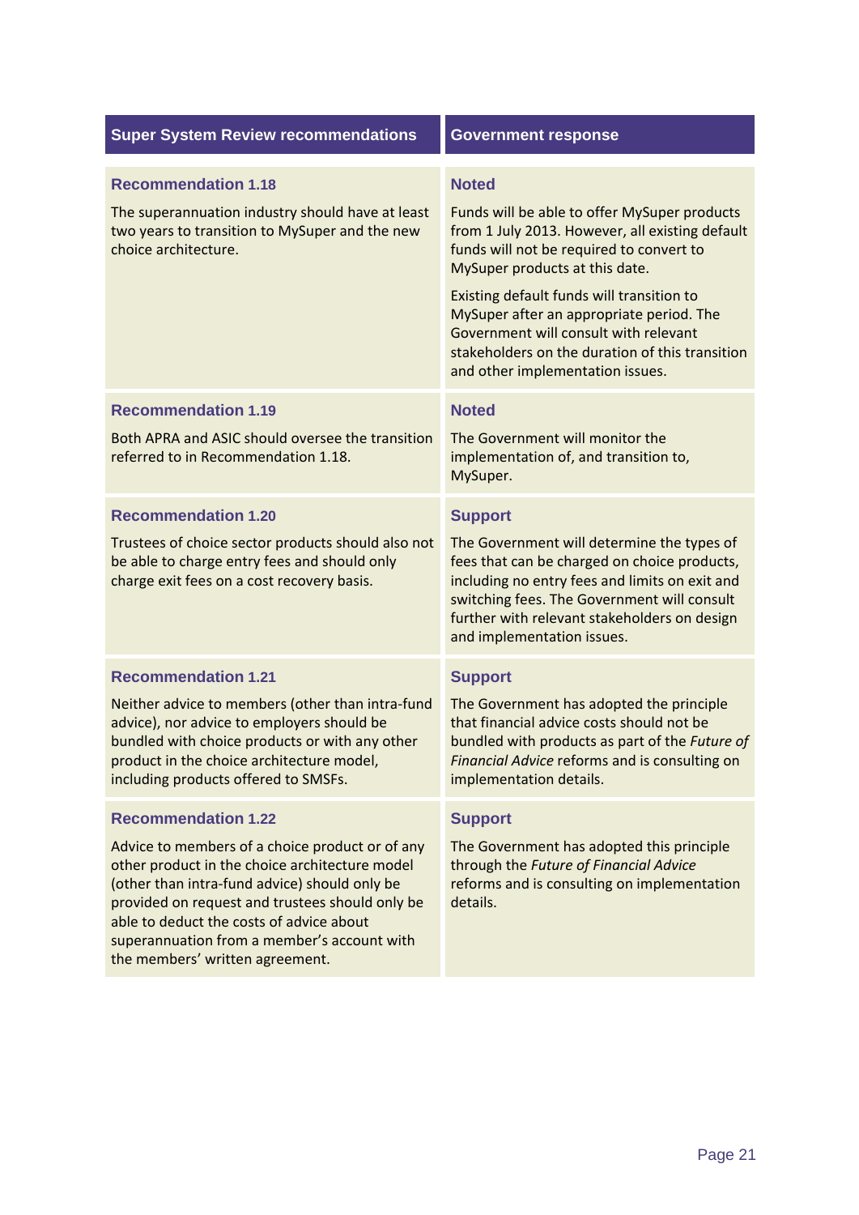| Super System Review recommendations | Government response |
|---|---|
| **Recommendation 1.18**<br><br>The superannuation industry should have at least two years to transition to MySuper and the new choice architecture. | **Noted**<br><br>Funds will be able to offer MySuper products from 1 July 2013. However, all existing default funds will not be required to convert to MySuper products at this date.<br><br>Existing default funds will transition to MySuper after an appropriate period. The Government will consult with relevant stakeholders on the duration of this transition and other implementation issues. |
| **Recommendation 1.19**<br><br>Both APRA and ASIC should oversee the transition referred to in Recommendation 1.18. | **Noted**<br><br>The Government will monitor the implementation of, and transition to, MySuper. |
| **Recommendation 1.20**<br><br>Trustees of choice sector products should also not be able to charge entry fees and should only charge exit fees on a cost recovery basis. | **Support**<br><br>The Government will determine the types of fees that can be charged on choice products, including no entry fees and limits on exit and switching fees. The Government will consult further with relevant stakeholders on design and implementation issues. |
| **Recommendation 1.21**<br><br>Neither advice to members (other than intra-fund advice), nor advice to employers should be bundled with choice products or with any other product in the choice architecture model, including products offered to SMSFs. | **Support**<br><br>The Government has adopted the principle that financial advice costs should not be bundled with products as part of the *Future of Financial Advice* reforms and is consulting on implementation details. |
| **Recommendation 1.22**<br><br>Advice to members of a choice product or of any other product in the choice architecture model (other than intra-fund advice) should only be provided on request and trustees should only be able to deduct the costs of advice about superannuation from a member's account with the members' written agreement. | **Support**<br><br>The Government has adopted this principle through the *Future of Financial Advice* reforms and is consulting on implementation details. |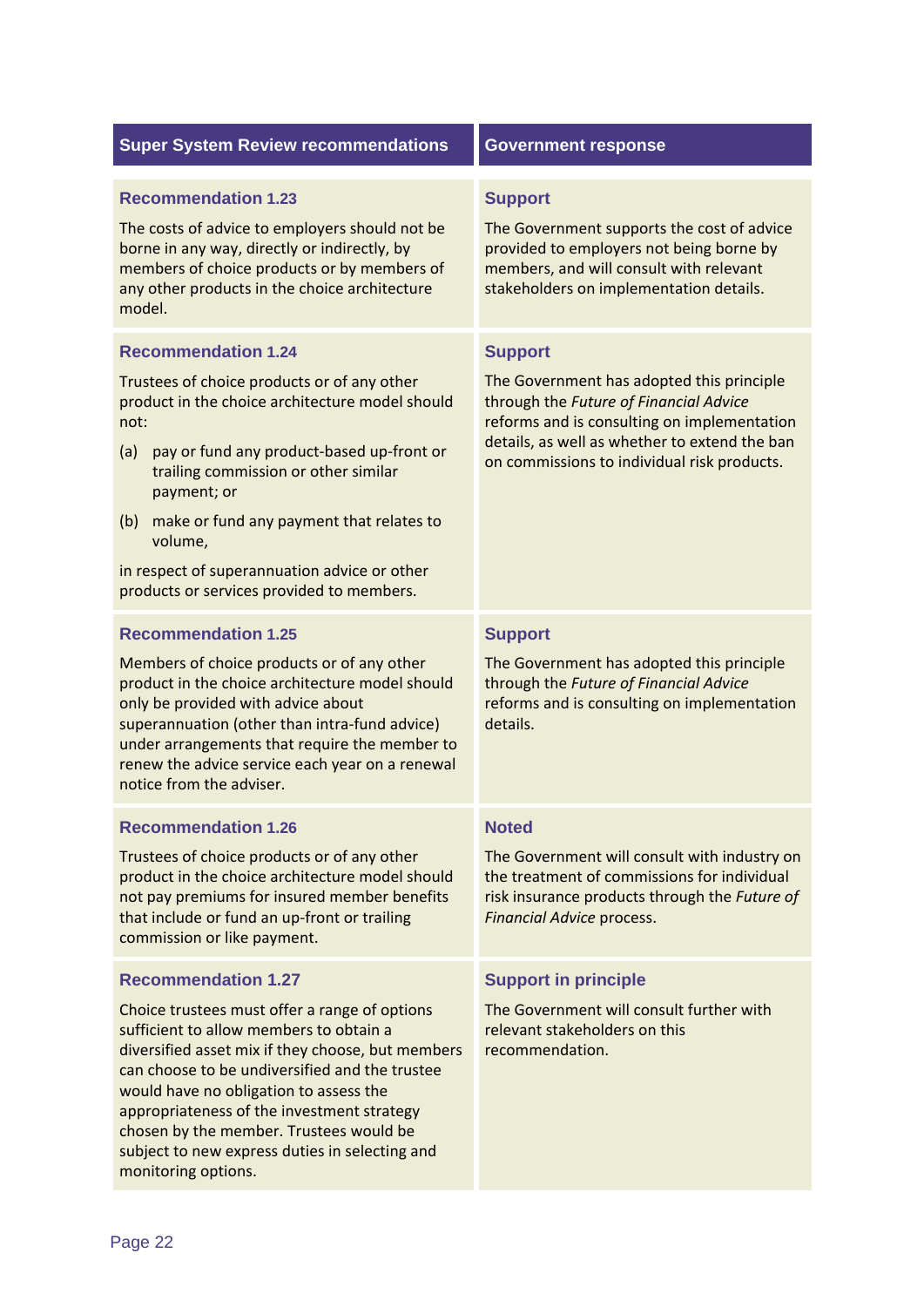| Super System Review recommendations | Government response |
|---|---|
| **Recommendation 1.23**<br><br>The costs of advice to employers should not be borne in any way, directly or indirectly, by members of choice products or by members of any other products in the choice architecture model. | **Support**<br><br>The Government supports the cost of advice provided to employers not being borne by members, and will consult with relevant stakeholders on implementation details. |
| **Recommendation 1.24**<br><br>Trustees of choice products or of any other product in the choice architecture model should not:<br><br>(a) pay or fund any product-based up-front or trailing commission or other similar payment; or<br><br>(b) make or fund any payment that relates to volume,<br><br>in respect of superannuation advice or other products or services provided to members. | **Support**<br><br>The Government has adopted this principle through the *Future of Financial Advice* reforms and is consulting on implementation details, as well as whether to extend the ban on commissions to individual risk products. |
| **Recommendation 1.25**<br><br>Members of choice products or of any other product in the choice architecture model should only be provided with advice about superannuation (other than intra-fund advice) under arrangements that require the member to renew the advice service each year on a renewal notice from the adviser. | **Support**<br><br>The Government has adopted this principle through the *Future of Financial Advice* reforms and is consulting on implementation details. |
| **Recommendation 1.26**<br><br>Trustees of choice products or of any other product in the choice architecture model should not pay premiums for insured member benefits that include or fund an up-front or trailing commission or like payment. | **Noted**<br><br>The Government will consult with industry on the treatment of commissions for individual risk insurance products through the *Future of Financial Advice* process. |
| **Recommendation 1.27**<br><br>Choice trustees must offer a range of options sufficient to allow members to obtain a diversified asset mix if they choose, but members can choose to be undiversified and the trustee would have no obligation to assess the appropriateness of the investment strategy chosen by the member. Trustees would be subject to new express duties in selecting and monitoring options. | **Support in principle**<br><br>The Government will consult further with relevant stakeholders on this recommendation. |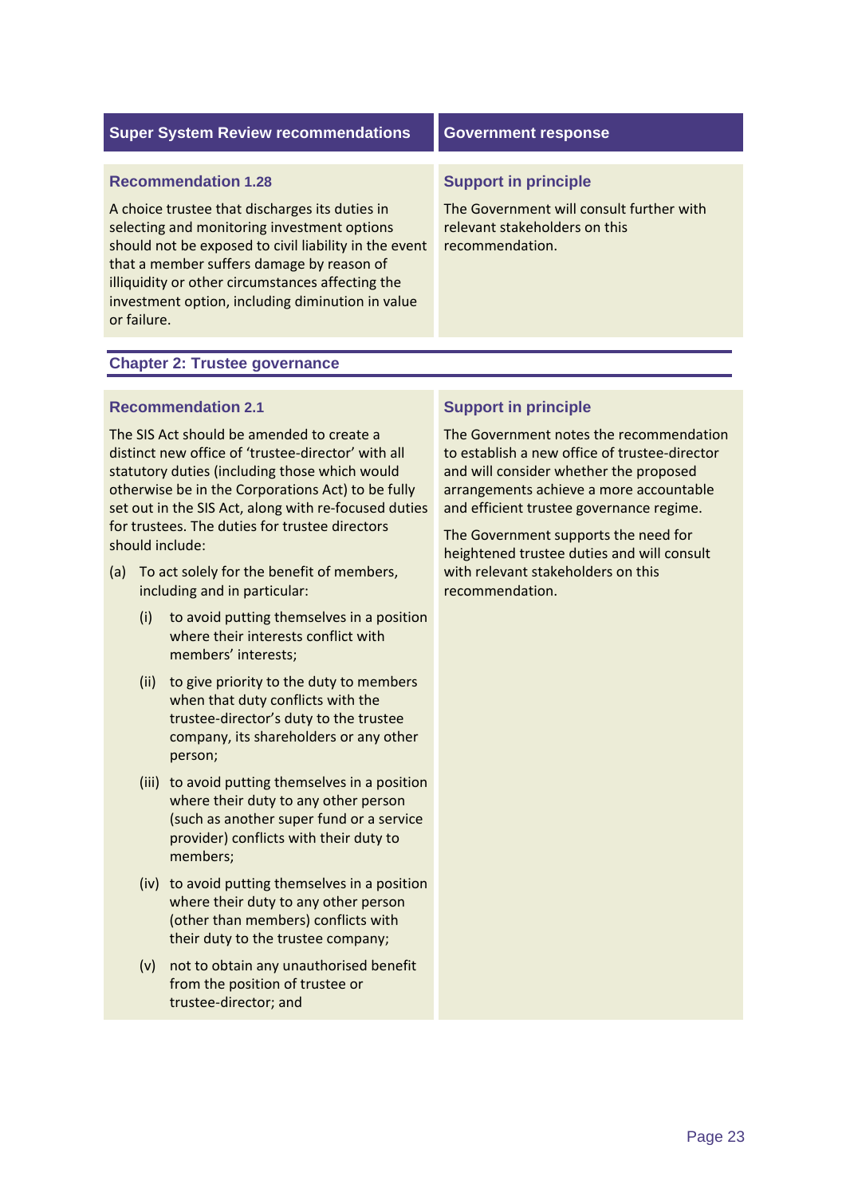| Super System Review recommendations | Government response |
|---|---|
| **Recommendation 1.28**<br><br>A choice trustee that discharges its duties in selecting and monitoring investment options should not be exposed to civil liability in the event that a member suffers damage by reason of illiquidity or other circumstances affecting the investment option, including diminution in value or failure. | **Support in principle**<br><br>The Government will consult further with relevant stakeholders on this recommendation. |

## Chapter 2: Trustee governance

| Super System Review recommendations | Government response |
|---|---|
| **Recommendation 2.1**<br><br>The SIS Act should be amended to create a distinct new office of 'trustee-director' with all statutory duties (including those which would otherwise be in the Corporations Act) to be fully set out in the SIS Act, along with re-focused duties for trustees. The duties for trustee directors should include:<br><br>(a) To act solely for the benefit of members, including and in particular:<br><br>(i) to avoid putting themselves in a position where their interests conflict with members' interests;<br><br>(ii) to give priority to the duty to members when that duty conflicts with the trustee-director's duty to the trustee company, its shareholders or any other person;<br><br>(iii) to avoid putting themselves in a position where their duty to any other person (such as another super fund or a service provider) conflicts with their duty to members;<br><br>(iv) to avoid putting themselves in a position where their duty to any other person (other than members) conflicts with their duty to the trustee company;<br><br>(v) not to obtain any unauthorised benefit from the position of trustee or trustee-director; and | **Support in principle**<br><br>The Government notes the recommendation to establish a new office of trustee-director and will consider whether the proposed arrangements achieve a more accountable and efficient trustee governance regime.<br><br>The Government supports the need for heightened trustee duties and will consult with relevant stakeholders on this recommendation. |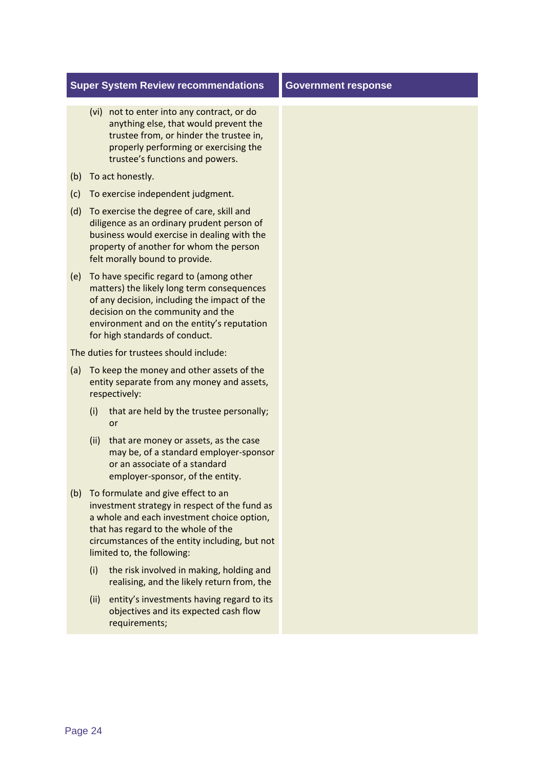| Super System Review recommendations | Government response |
|---|---|
| (vi) not to enter into any contract, or do anything else, that would prevent the trustee from, or hinder the trustee in, properly performing or exercising the trustee's functions and powers.<br><br>(b) To act honestly.<br><br>(c) To exercise independent judgment.<br><br>(d) To exercise the degree of care, skill and diligence as an ordinary prudent person of business would exercise in dealing with the property of another for whom the person felt morally bound to provide.<br><br>(e) To have specific regard to (among other matters) the likely long term consequences of any decision, including the impact of the decision on the community and the environment and on the entity's reputation for high standards of conduct.<br><br>The duties for trustees should include:<br><br>(a) To keep the money and other assets of the entity separate from any money and assets, respectively:<br><br>(i) that are held by the trustee personally; or<br><br>(ii) that are money or assets, as the case may be, of a standard employer-sponsor or an associate of a standard employer-sponsor, of the entity.<br><br>(b) To formulate and give effect to an investment strategy in respect of the fund as a whole and each investment choice option, that has regard to the whole of the circumstances of the entity including, but not limited to, the following:<br><br>(i) the risk involved in making, holding and realising, and the likely return from, the<br><br>(ii) entity's investments having regard to its objectives and its expected cash flow requirements; | |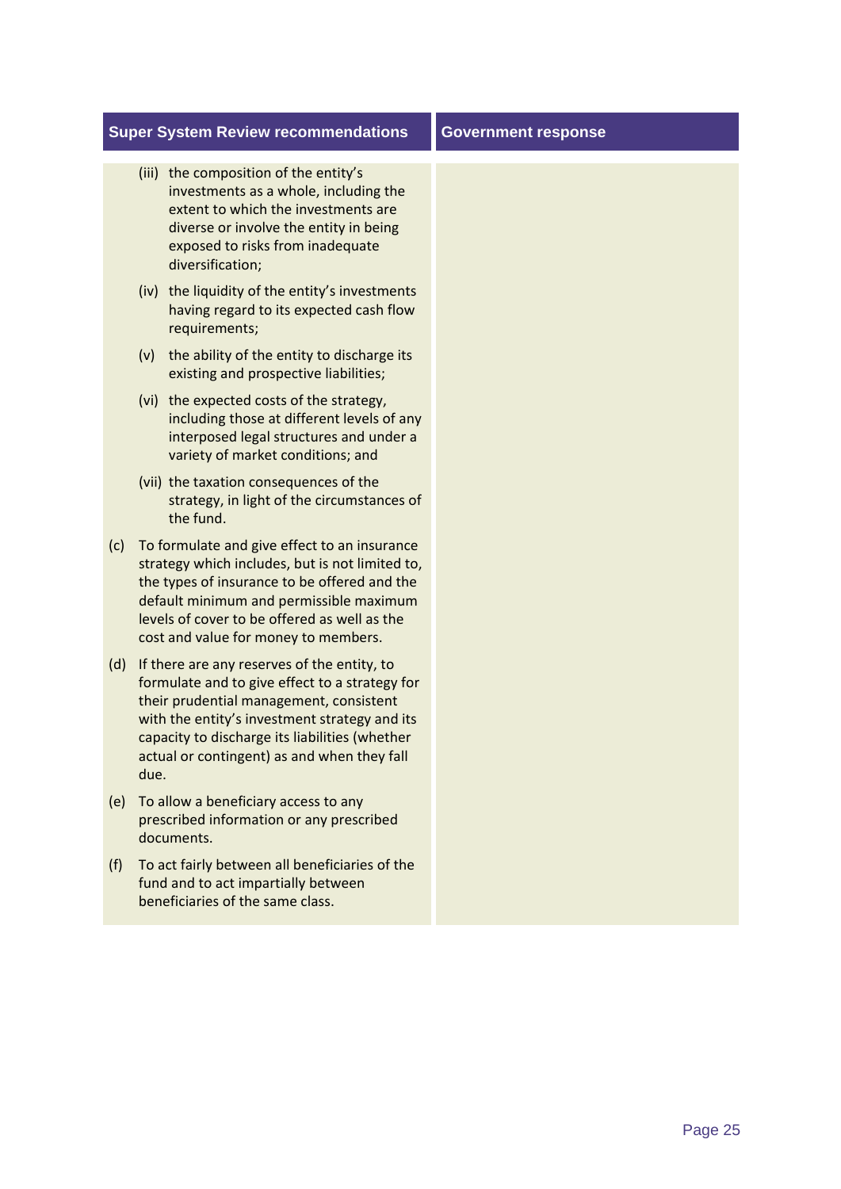| Super System Review recommendations | Government response |
|---|---|
| (iii) the composition of the entity's investments as a whole, including the extent to which the investments are diverse or involve the entity in being exposed to risks from inadequate diversification;<br><br>(iv) the liquidity of the entity's investments having regard to its expected cash flow requirements;<br><br>(v) the ability of the entity to discharge its existing and prospective liabilities;<br><br>(vi) the expected costs of the strategy, including those at different levels of any interposed legal structures and under a variety of market conditions; and<br><br>(vii) the taxation consequences of the strategy, in light of the circumstances of the fund.<br><br>(c) To formulate and give effect to an insurance strategy which includes, but is not limited to, the types of insurance to be offered and the default minimum and permissible maximum levels of cover to be offered as well as the cost and value for money to members.<br><br>(d) If there are any reserves of the entity, to formulate and to give effect to a strategy for their prudential management, consistent with the entity's investment strategy and its capacity to discharge its liabilities (whether actual or contingent) as and when they fall due.<br><br>(e) To allow a beneficiary access to any prescribed information or any prescribed documents.<br><br>(f) To act fairly between all beneficiaries of the fund and to act impartially between beneficiaries of the same class. | |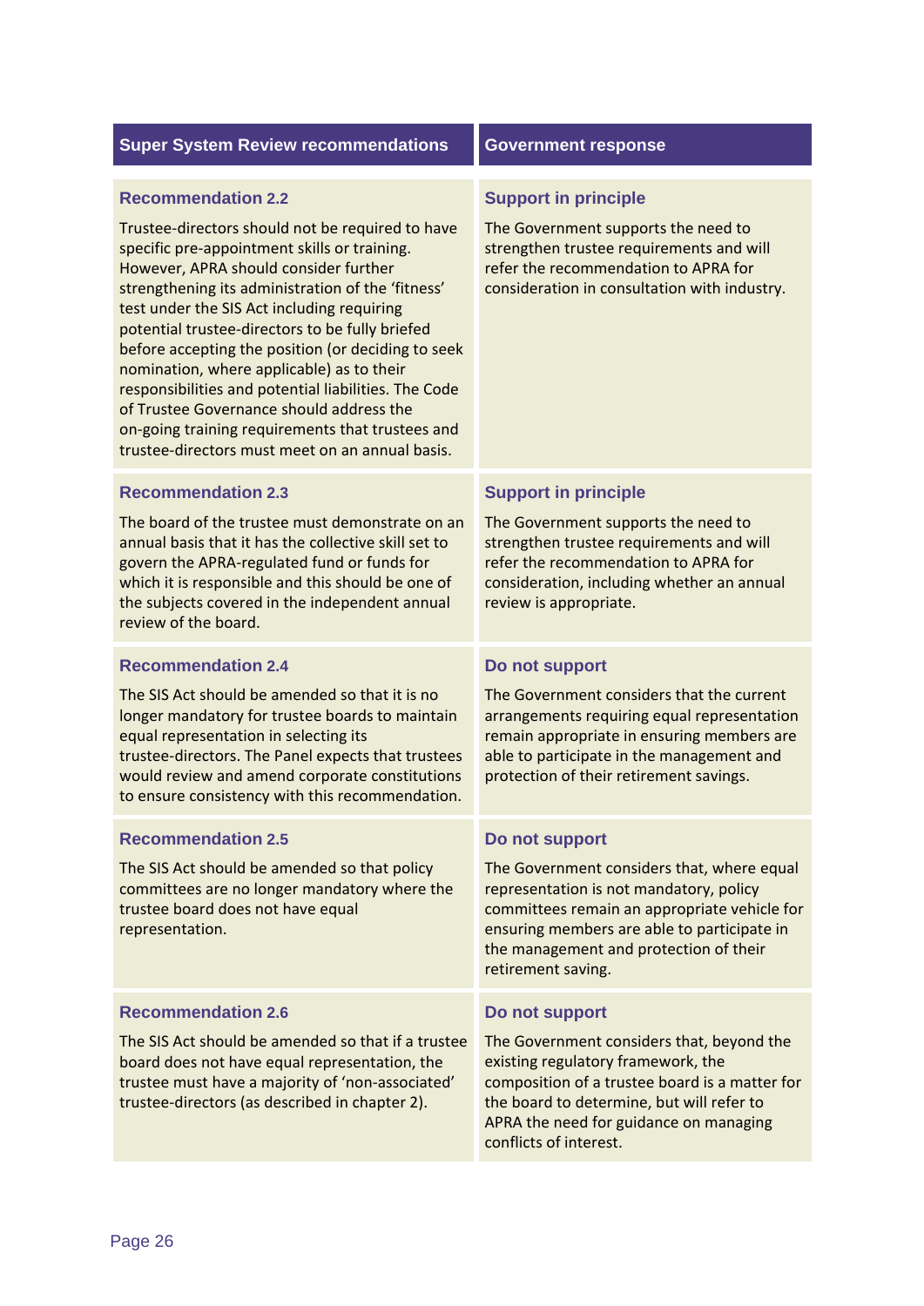| Super System Review recommendations | Government response |
| --- | --- |
| **Recommendation 2.2**<br><br>Trustee-directors should not be required to have specific pre-appointment skills or training. However, APRA should consider further strengthening its administration of the 'fitness' test under the SIS Act including requiring potential trustee-directors to be fully briefed before accepting the position (or deciding to seek nomination, where applicable) as to their responsibilities and potential liabilities. The Code of Trustee Governance should address the on-going training requirements that trustees and trustee-directors must meet on an annual basis. | **Support in principle**<br><br>The Government supports the need to strengthen trustee requirements and will refer the recommendation to APRA for consideration in consultation with industry. |
| **Recommendation 2.3**<br><br>The board of the trustee must demonstrate on an annual basis that it has the collective skill set to govern the APRA-regulated fund or funds for which it is responsible and this should be one of the subjects covered in the independent annual review of the board. | **Support in principle**<br><br>The Government supports the need to strengthen trustee requirements and will refer the recommendation to APRA for consideration, including whether an annual review is appropriate. |
| **Recommendation 2.4**<br><br>The SIS Act should be amended so that it is no longer mandatory for trustee boards to maintain equal representation in selecting its trustee-directors. The Panel expects that trustees would review and amend corporate constitutions to ensure consistency with this recommendation. | **Do not support**<br><br>The Government considers that the current arrangements requiring equal representation remain appropriate in ensuring members are able to participate in the management and protection of their retirement savings. |
| **Recommendation 2.5**<br><br>The SIS Act should be amended so that policy committees are no longer mandatory where the trustee board does not have equal representation. | **Do not support**<br><br>The Government considers that, where equal representation is not mandatory, policy committees remain an appropriate vehicle for ensuring members are able to participate in the management and protection of their retirement saving. |
| **Recommendation 2.6**<br><br>The SIS Act should be amended so that if a trustee board does not have equal representation, the trustee must have a majority of 'non-associated' trustee-directors (as described in chapter 2). | **Do not support**<br><br>The Government considers that, beyond the existing regulatory framework, the composition of a trustee board is a matter for the board to determine, but will refer to APRA the need for guidance on managing conflicts of interest. |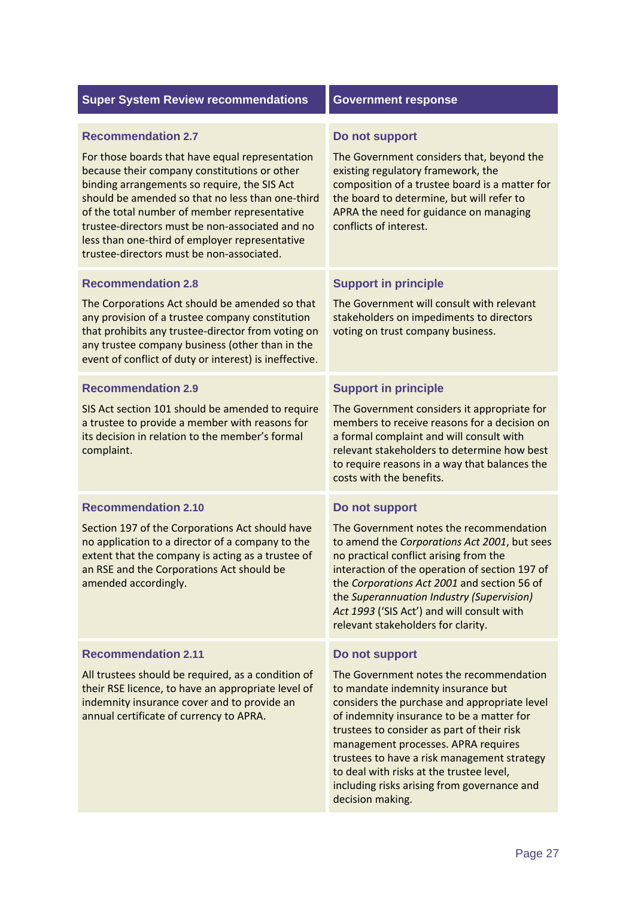| Super System Review recommendations | Government response |
| --- | --- |
| **Recommendation 2.7**<br>For those boards that have equal representation because their company constitutions or other binding arrangements so require, the SIS Act should be amended so that no less than one-third of the total number of member representative trustee-directors must be non-associated and no less than one-third of employer representative trustee-directors must be non-associated. | **Do not support**<br>The Government considers that, beyond the existing regulatory framework, the composition of a trustee board is a matter for the board to determine, but will refer to APRA the need for guidance on managing conflicts of interest. |
| **Recommendation 2.8**<br>The Corporations Act should be amended so that any provision of a trustee company constitution that prohibits any trustee-director from voting on any trustee company business (other than in the event of conflict of duty or interest) is ineffective. | **Support in principle**<br>The Government will consult with relevant stakeholders on impediments to directors voting on trust company business. |
| **Recommendation 2.9**<br>SIS Act section 101 should be amended to require a trustee to provide a member with reasons for its decision in relation to the member's formal complaint. | **Support in principle**<br>The Government considers it appropriate for members to receive reasons for a decision on a formal complaint and will consult with relevant stakeholders to determine how best to require reasons in a way that balances the costs with the benefits. |
| **Recommendation 2.10**<br>Section 197 of the Corporations Act should have no application to a director of a company to the extent that the company is acting as a trustee of an RSE and the Corporations Act should be amended accordingly. | **Do not support**<br>The Government notes the recommendation to amend the *Corporations Act 2001*, but sees no practical conflict arising from the interaction of the operation of section 197 of the *Corporations Act 2001* and section 56 of the *Superannuation Industry (Supervision) Act 1993* ('SIS Act') and will consult with relevant stakeholders for clarity. |
| **Recommendation 2.11**<br>All trustees should be required, as a condition of their RSE licence, to have an appropriate level of indemnity insurance cover and to provide an annual certificate of currency to APRA. | **Do not support**<br>The Government notes the recommendation to mandate indemnity insurance but considers the purchase and appropriate level of indemnity insurance to be a matter for trustees to consider as part of their risk management processes. APRA requires trustees to have a risk management strategy to deal with risks at the trustee level, including risks arising from governance and decision making. |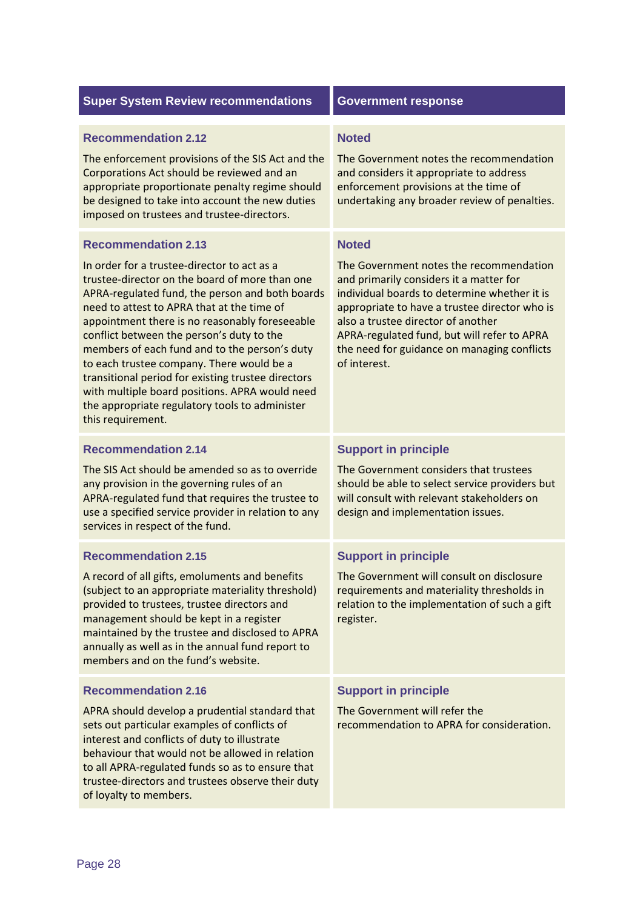| Super System Review recommendations | Government response |
| --- | --- |
| **Recommendation 2.12**<br><br>The enforcement provisions of the SIS Act and the Corporations Act should be reviewed and an appropriate proportionate penalty regime should be designed to take into account the new duties imposed on trustees and trustee-directors. | **Noted**<br><br>The Government notes the recommendation and considers it appropriate to address enforcement provisions at the time of undertaking any broader review of penalties. |
| **Recommendation 2.13**<br><br>In order for a trustee-director to act as a trustee-director on the board of more than one APRA-regulated fund, the person and both boards need to attest to APRA that at the time of appointment there is no reasonably foreseeable conflict between the person's duty to the members of each fund and to the person's duty to each trustee company. There would be a transitional period for existing trustee directors with multiple board positions. APRA would need the appropriate regulatory tools to administer this requirement. | **Noted**<br><br>The Government notes the recommendation and primarily considers it a matter for individual boards to determine whether it is appropriate to have a trustee director who is also a trustee director of another APRA-regulated fund, but will refer to APRA the need for guidance on managing conflicts of interest. |
| **Recommendation 2.14**<br><br>The SIS Act should be amended so as to override any provision in the governing rules of an APRA-regulated fund that requires the trustee to use a specified service provider in relation to any services in respect of the fund. | **Support in principle**<br><br>The Government considers that trustees should be able to select service providers but will consult with relevant stakeholders on design and implementation issues. |
| **Recommendation 2.15**<br><br>A record of all gifts, emoluments and benefits (subject to an appropriate materiality threshold) provided to trustees, trustee directors and management should be kept in a register maintained by the trustee and disclosed to APRA annually as well as in the annual fund report to members and on the fund's website. | **Support in principle**<br><br>The Government will consult on disclosure requirements and materiality thresholds in relation to the implementation of such a gift register. |
| **Recommendation 2.16**<br><br>APRA should develop a prudential standard that sets out particular examples of conflicts of interest and conflicts of duty to illustrate behaviour that would not be allowed in relation to all APRA-regulated funds so as to ensure that trustee-directors and trustees observe their duty of loyalty to members. | **Support in principle**<br><br>The Government will refer the recommendation to APRA for consideration. |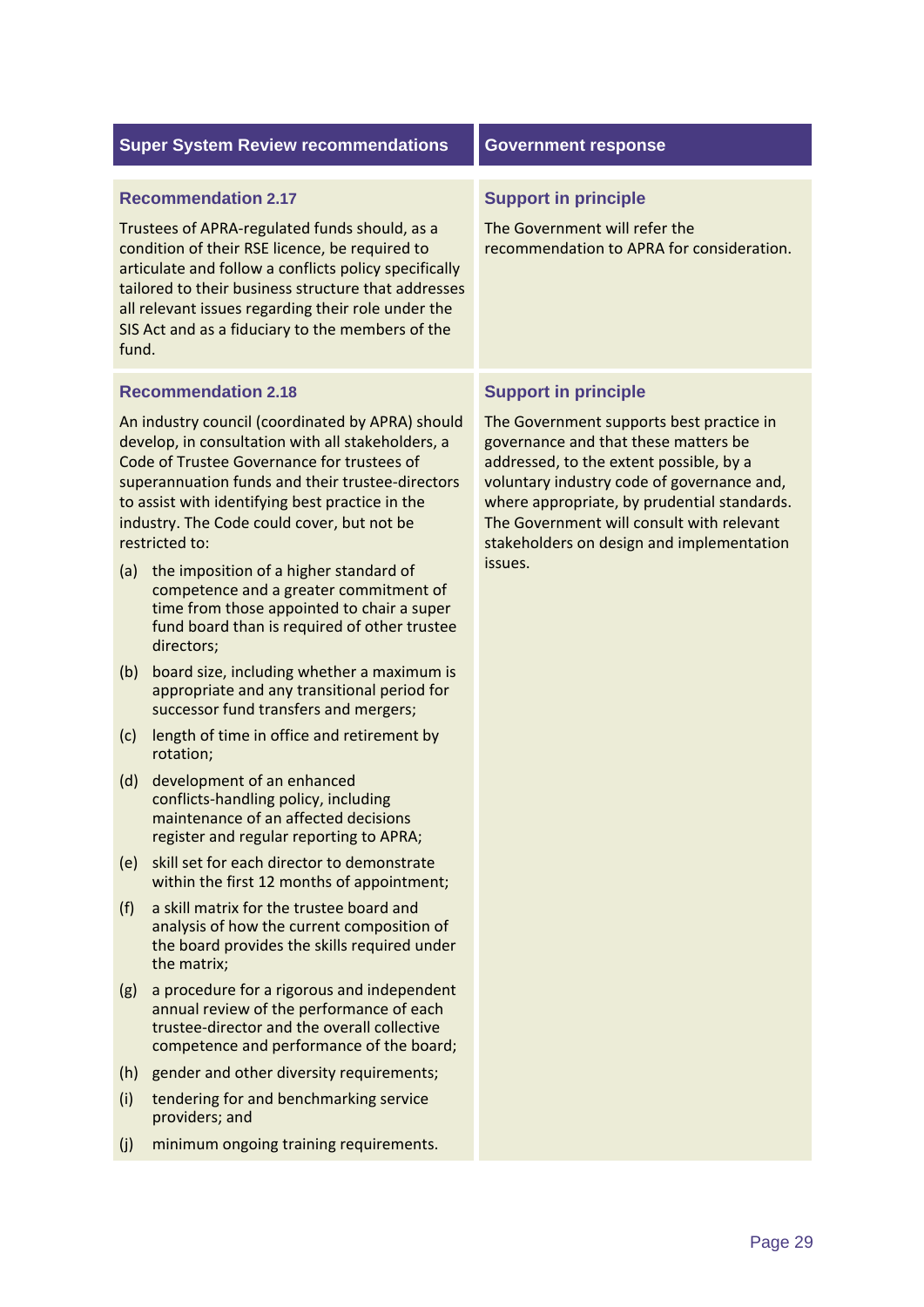| Super System Review recommendations | Government response |
|---|---|
| **Recommendation 2.17**<br><br>Trustees of APRA-regulated funds should, as a condition of their RSE licence, be required to articulate and follow a conflicts policy specifically tailored to their business structure that addresses all relevant issues regarding their role under the SIS Act and as a fiduciary to the members of the fund. | **Support in principle**<br><br>The Government will refer the recommendation to APRA for consideration. |
| **Recommendation 2.18**<br><br>An industry council (coordinated by APRA) should develop, in consultation with all stakeholders, a Code of Trustee Governance for trustees of superannuation funds and their trustee-directors to assist with identifying best practice in the industry. The Code could cover, but not be restricted to:<br><br>(a) the imposition of a higher standard of competence and a greater commitment of time from those appointed to chair a super fund board than is required of other trustee directors;<br><br>(b) board size, including whether a maximum is appropriate and any transitional period for successor fund transfers and mergers;<br><br>(c) length of time in office and retirement by rotation;<br><br>(d) development of an enhanced conflicts-handling policy, including maintenance of an affected decisions register and regular reporting to APRA;<br><br>(e) skill set for each director to demonstrate within the first 12 months of appointment;<br><br>(f) a skill matrix for the trustee board and analysis of how the current composition of the board provides the skills required under the matrix;<br><br>(g) a procedure for a rigorous and independent annual review of the performance of each trustee-director and the overall collective competence and performance of the board;<br><br>(h) gender and other diversity requirements;<br><br>(i) tendering for and benchmarking service providers; and<br><br>(j) minimum ongoing training requirements. | **Support in principle**<br><br>The Government supports best practice in governance and that these matters be addressed, to the extent possible, by a voluntary industry code of governance and, where appropriate, by prudential standards. The Government will consult with relevant stakeholders on design and implementation issues. |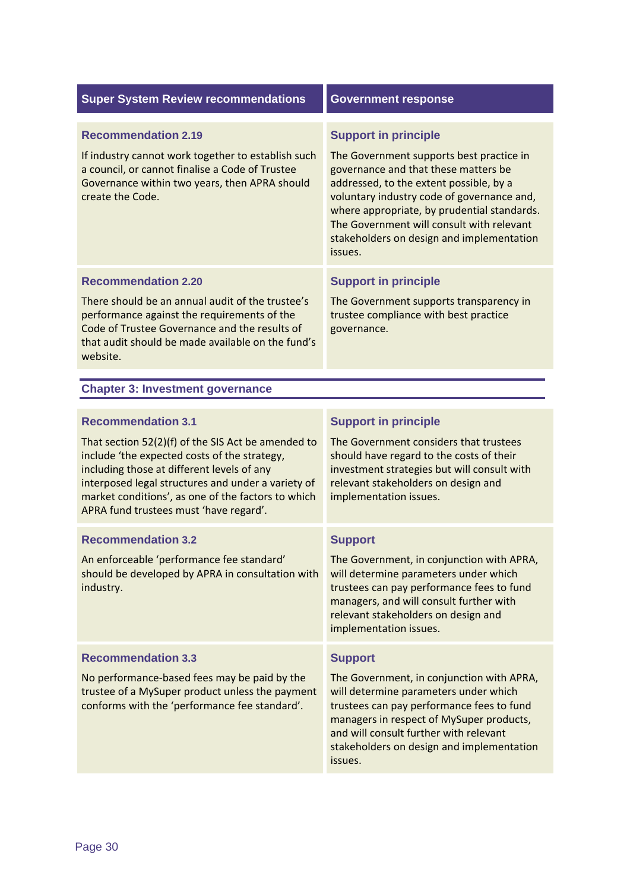| Super System Review recommendations | Government response |
|---|---|
| **Recommendation 2.19**<br><br>If industry cannot work together to establish such a council, or cannot finalise a Code of Trustee Governance within two years, then APRA should create the Code. | **Support in principle**<br><br>The Government supports best practice in governance and that these matters be addressed, to the extent possible, by a voluntary industry code of governance and, where appropriate, by prudential standards. The Government will consult with relevant stakeholders on design and implementation issues. |
| **Recommendation 2.20**<br><br>There should be an annual audit of the trustee's performance against the requirements of the Code of Trustee Governance and the results of that audit should be made available on the fund's website. | **Support in principle**<br><br>The Government supports transparency in trustee compliance with best practice governance. |

## Chapter 3: Investment governance

| Super System Review recommendations | Government response |
|---|---|
| **Recommendation 3.1**<br><br>That section 52(2)(f) of the SIS Act be amended to include 'the expected costs of the strategy, including those at different levels of any interposed legal structures and under a variety of market conditions', as one of the factors to which APRA fund trustees must 'have regard'. | **Support in principle**<br><br>The Government considers that trustees should have regard to the costs of their investment strategies but will consult with relevant stakeholders on design and implementation issues. |
| **Recommendation 3.2**<br><br>An enforceable 'performance fee standard' should be developed by APRA in consultation with industry. | **Support**<br><br>The Government, in conjunction with APRA, will determine parameters under which trustees can pay performance fees to fund managers, and will consult further with relevant stakeholders on design and implementation issues. |
| **Recommendation 3.3**<br><br>No performance-based fees may be paid by the trustee of a MySuper product unless the payment conforms with the 'performance fee standard'. | **Support**<br><br>The Government, in conjunction with APRA, will determine parameters under which trustees can pay performance fees to fund managers in respect of MySuper products, and will consult further with relevant stakeholders on design and implementation issues. |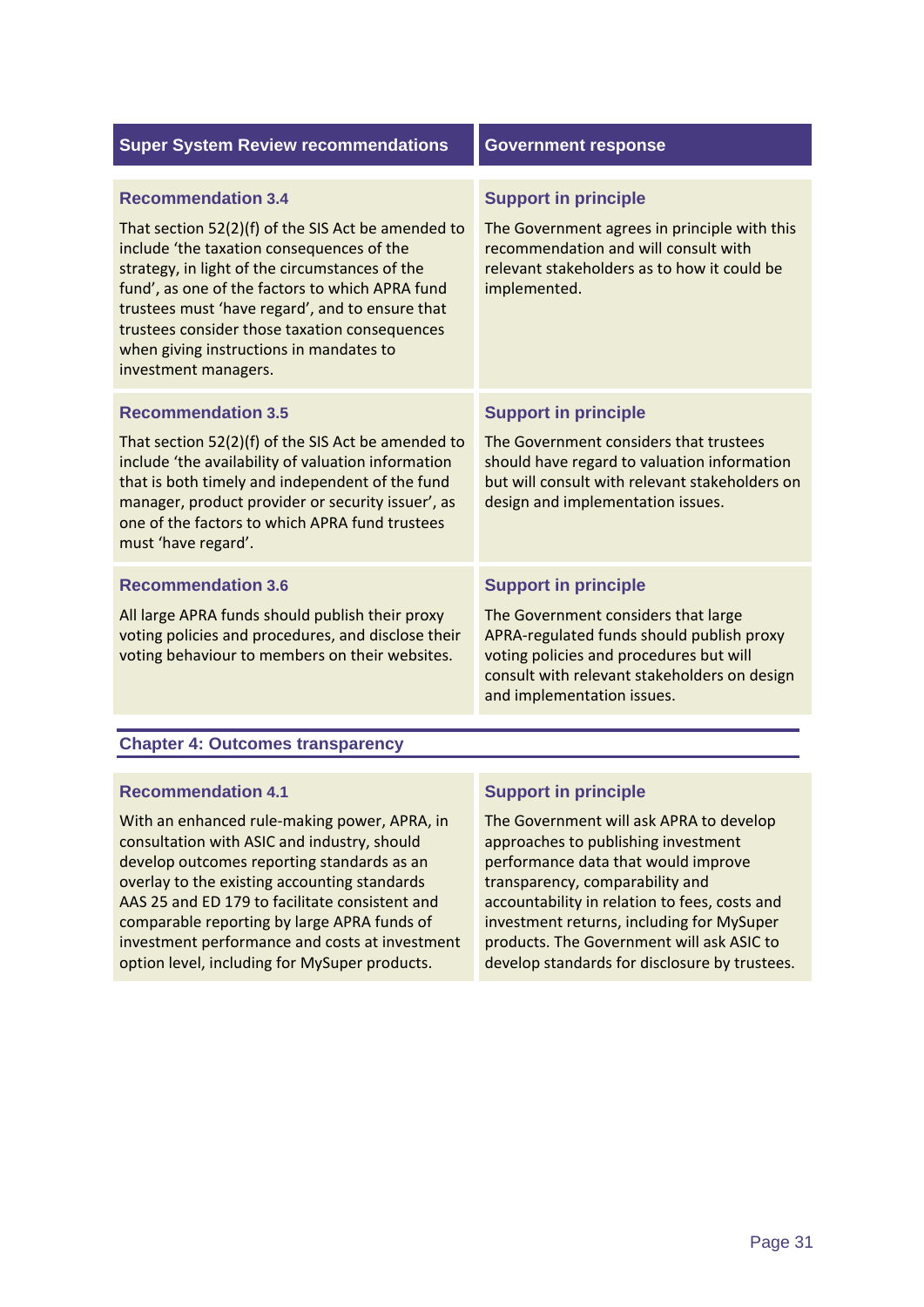| Super System Review recommendations | Government response |
| --- | --- |
| **Recommendation 3.4**<br><br>That section 52(2)(f) of the SIS Act be amended to include 'the taxation consequences of the strategy, in light of the circumstances of the fund', as one of the factors to which APRA fund trustees must 'have regard', and to ensure that trustees consider those taxation consequences when giving instructions in mandates to investment managers. | **Support in principle**<br><br>The Government agrees in principle with this recommendation and will consult with relevant stakeholders as to how it could be implemented. |
| **Recommendation 3.5**<br><br>That section 52(2)(f) of the SIS Act be amended to include 'the availability of valuation information that is both timely and independent of the fund manager, product provider or security issuer', as one of the factors to which APRA fund trustees must 'have regard'. | **Support in principle**<br><br>The Government considers that trustees should have regard to valuation information but will consult with relevant stakeholders on design and implementation issues. |
| **Recommendation 3.6**<br><br>All large APRA funds should publish their proxy voting policies and procedures, and disclose their voting behaviour to members on their websites. | **Support in principle**<br><br>The Government considers that large APRA-regulated funds should publish proxy voting policies and procedures but will consult with relevant stakeholders on design and implementation issues. |
| **Chapter 4: Outcomes transparency** | |
| **Recommendation 4.1**<br><br>With an enhanced rule-making power, APRA, in consultation with ASIC and industry, should develop outcomes reporting standards as an overlay to the existing accounting standards AAS 25 and ED 179 to facilitate consistent and comparable reporting by large APRA funds of investment performance and costs at investment option level, including for MySuper products. | **Support in principle**<br><br>The Government will ask APRA to develop approaches to publishing investment performance data that would improve transparency, comparability and accountability in relation to fees, costs and investment returns, including for MySuper products. The Government will ask ASIC to develop standards for disclosure by trustees. |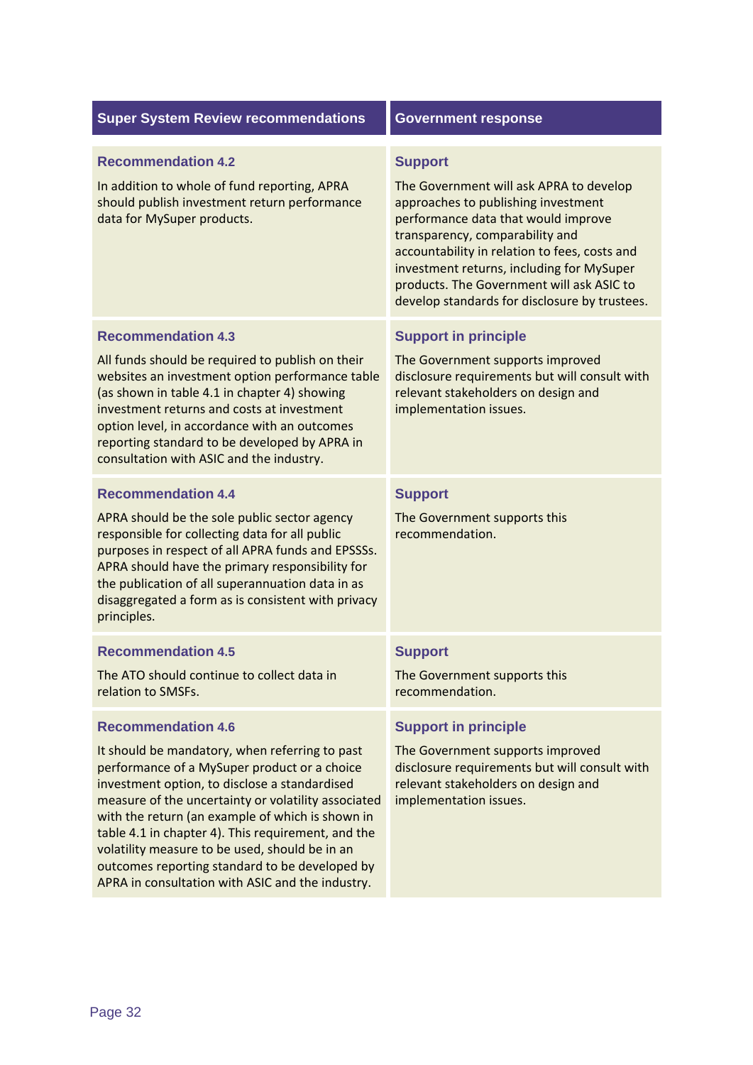| Super System Review recommendations | Government response |
|---|---|
| **Recommendation 4.2**<br><br>In addition to whole of fund reporting, APRA should publish investment return performance data for MySuper products. | **Support**<br><br>The Government will ask APRA to develop approaches to publishing investment performance data that would improve transparency, comparability and accountability in relation to fees, costs and investment returns, including for MySuper products. The Government will ask ASIC to develop standards for disclosure by trustees. |
| **Recommendation 4.3**<br><br>All funds should be required to publish on their websites an investment option performance table (as shown in table 4.1 in chapter 4) showing investment returns and costs at investment option level, in accordance with an outcomes reporting standard to be developed by APRA in consultation with ASIC and the industry. | **Support in principle**<br><br>The Government supports improved disclosure requirements but will consult with relevant stakeholders on design and implementation issues. |
| **Recommendation 4.4**<br><br>APRA should be the sole public sector agency responsible for collecting data for all public purposes in respect of all APRA funds and EPSSSs. APRA should have the primary responsibility for the publication of all superannuation data in as disaggregated a form as is consistent with privacy principles. | **Support**<br><br>The Government supports this recommendation. |
| **Recommendation 4.5**<br><br>The ATO should continue to collect data in relation to SMSFs. | **Support**<br><br>The Government supports this recommendation. |
| **Recommendation 4.6**<br><br>It should be mandatory, when referring to past performance of a MySuper product or a choice investment option, to disclose a standardised measure of the uncertainty or volatility associated with the return (an example of which is shown in table 4.1 in chapter 4). This requirement, and the volatility measure to be used, should be in an outcomes reporting standard to be developed by APRA in consultation with ASIC and the industry. | **Support in principle**<br><br>The Government supports improved disclosure requirements but will consult with relevant stakeholders on design and implementation issues. |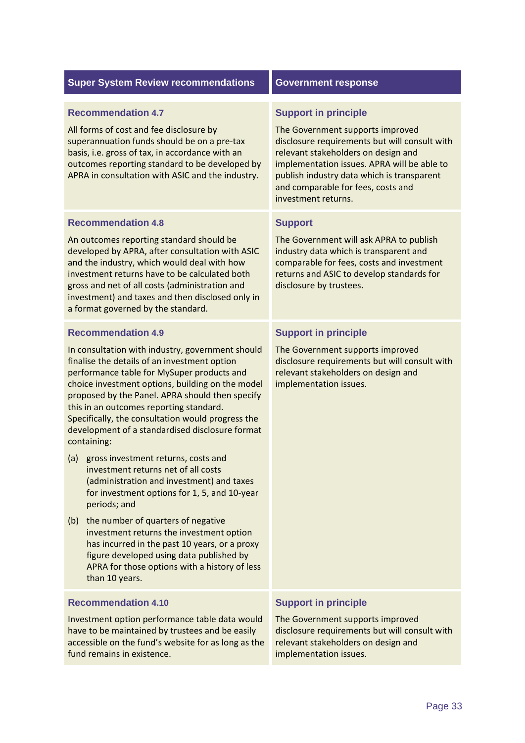| Super System Review recommendations | Government response |
|---|---|
| **Recommendation 4.7**<br><br>All forms of cost and fee disclosure by superannuation funds should be on a pre-tax basis, i.e. gross of tax, in accordance with an outcomes reporting standard to be developed by APRA in consultation with ASIC and the industry. | **Support in principle**<br><br>The Government supports improved disclosure requirements but will consult with relevant stakeholders on design and implementation issues. APRA will be able to publish industry data which is transparent and comparable for fees, costs and investment returns. |
| **Recommendation 4.8**<br><br>An outcomes reporting standard should be developed by APRA, after consultation with ASIC and the industry, which would deal with how investment returns have to be calculated both gross and net of all costs (administration and investment) and taxes and then disclosed only in a format governed by the standard. | **Support**<br><br>The Government will ask APRA to publish industry data which is transparent and comparable for fees, costs and investment returns and ASIC to develop standards for disclosure by trustees. |
| **Recommendation 4.9**<br><br>In consultation with industry, government should finalise the details of an investment option performance table for MySuper products and choice investment options, building on the model proposed by the Panel. APRA should then specify this in an outcomes reporting standard. Specifically, the consultation would progress the development of a standardised disclosure format containing:<br><br>(a) gross investment returns, costs and investment returns net of all costs (administration and investment) and taxes for investment options for 1, 5, and 10-year periods; and<br><br>(b) the number of quarters of negative investment returns the investment option has incurred in the past 10 years, or a proxy figure developed using data published by APRA for those options with a history of less than 10 years. | **Support in principle**<br><br>The Government supports improved disclosure requirements but will consult with relevant stakeholders on design and implementation issues. |
| **Recommendation 4.10**<br><br>Investment option performance table data would have to be maintained by trustees and be easily accessible on the fund's website for as long as the fund remains in existence. | **Support in principle**<br><br>The Government supports improved disclosure requirements but will consult with relevant stakeholders on design and implementation issues. |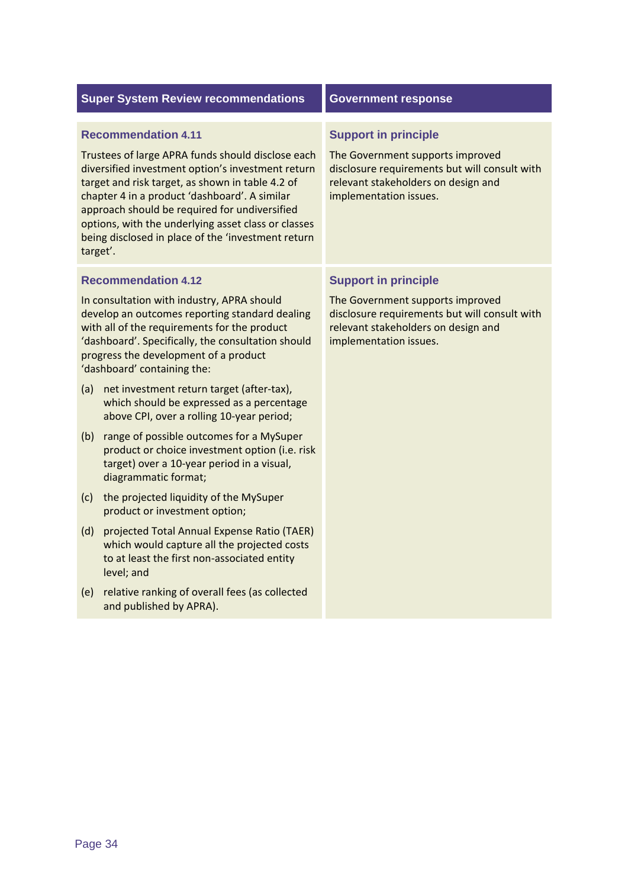| Super System Review recommendations | Government response |
|---|---|
| **Recommendation 4.11**<br><br>Trustees of large APRA funds should disclose each diversified investment option's investment return target and risk target, as shown in table 4.2 of chapter 4 in a product 'dashboard'. A similar approach should be required for undiversified options, with the underlying asset class or classes being disclosed in place of the 'investment return target'. | **Support in principle**<br><br>The Government supports improved disclosure requirements but will consult with relevant stakeholders on design and implementation issues. |
| **Recommendation 4.12**<br><br>In consultation with industry, APRA should develop an outcomes reporting standard dealing with all of the requirements for the product 'dashboard'. Specifically, the consultation should progress the development of a product 'dashboard' containing the:<br><br>(a) net investment return target (after-tax), which should be expressed as a percentage above CPI, over a rolling 10-year period;<br><br>(b) range of possible outcomes for a MySuper product or choice investment option (i.e. risk target) over a 10-year period in a visual, diagrammatic format;<br><br>(c) the projected liquidity of the MySuper product or investment option;<br><br>(d) projected Total Annual Expense Ratio (TAER) which would capture all the projected costs to at least the first non-associated entity level; and<br><br>(e) relative ranking of overall fees (as collected and published by APRA). | **Support in principle**<br><br>The Government supports improved disclosure requirements but will consult with relevant stakeholders on design and implementation issues. |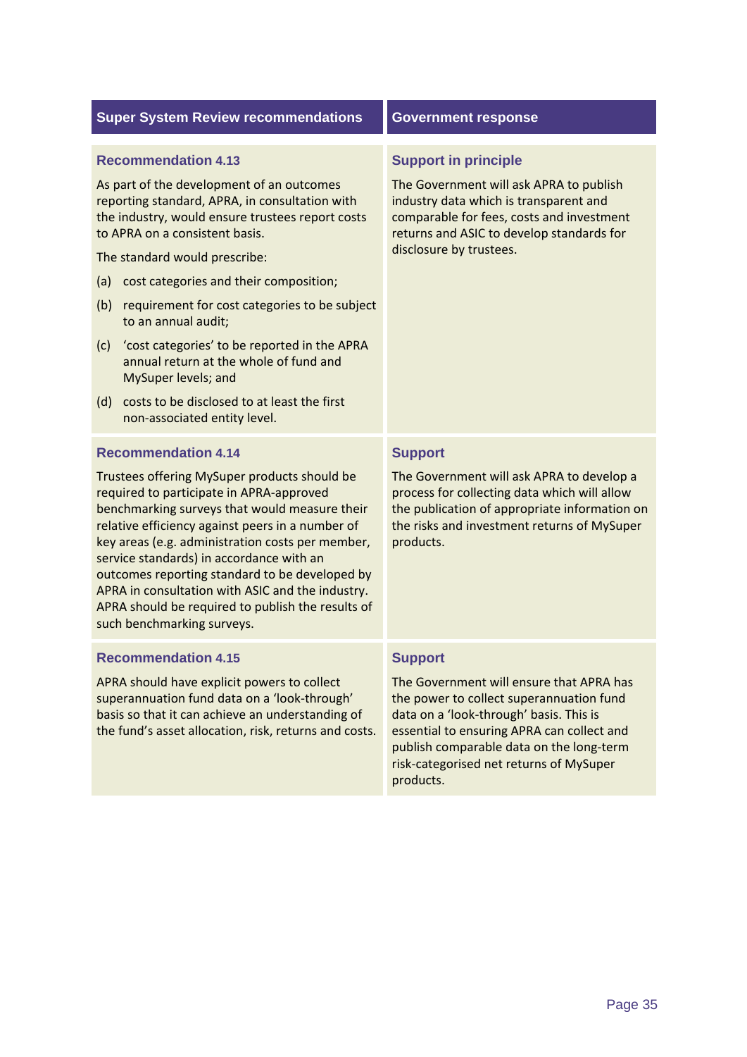| Super System Review recommendations | Government response |
| --- | --- |
| **Recommendation 4.13**<br><br>As part of the development of an outcomes reporting standard, APRA, in consultation with the industry, would ensure trustees report costs to APRA on a consistent basis.<br><br>The standard would prescribe:<br><br>(a) cost categories and their composition;<br><br>(b) requirement for cost categories to be subject to an annual audit;<br><br>(c) 'cost categories' to be reported in the APRA annual return at the whole of fund and MySuper levels; and<br><br>(d) costs to be disclosed to at least the first non-associated entity level. | **Support in principle**<br><br>The Government will ask APRA to publish industry data which is transparent and comparable for fees, costs and investment returns and ASIC to develop standards for disclosure by trustees. |
| **Recommendation 4.14**<br><br>Trustees offering MySuper products should be required to participate in APRA-approved benchmarking surveys that would measure their relative efficiency against peers in a number of key areas (e.g. administration costs per member, service standards) in accordance with an outcomes reporting standard to be developed by APRA in consultation with ASIC and the industry. APRA should be required to publish the results of such benchmarking surveys. | **Support**<br><br>The Government will ask APRA to develop a process for collecting data which will allow the publication of appropriate information on the risks and investment returns of MySuper products. |
| **Recommendation 4.15**<br><br>APRA should have explicit powers to collect superannuation fund data on a 'look-through' basis so that it can achieve an understanding of the fund's asset allocation, risk, returns and costs. | **Support**<br><br>The Government will ensure that APRA has the power to collect superannuation fund data on a 'look-through' basis. This is essential to ensuring APRA can collect and publish comparable data on the long-term risk-categorised net returns of MySuper products. |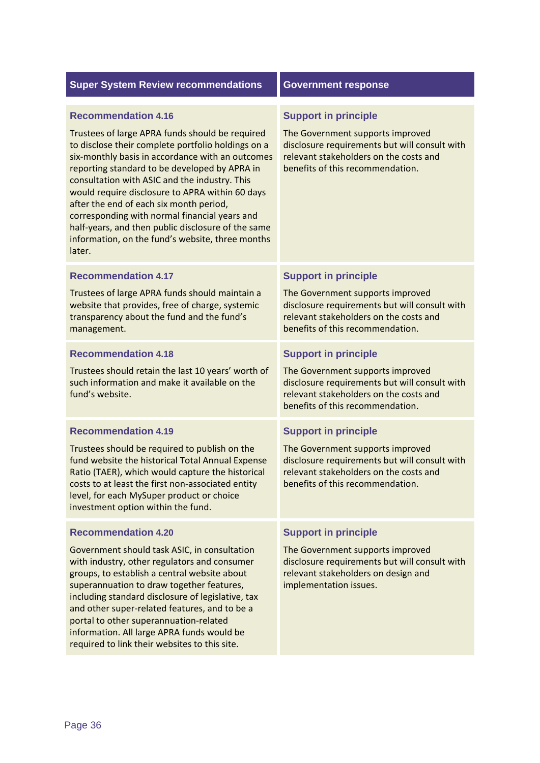| Super System Review recommendations | Government response |
|---|---|
| **Recommendation 4.16**<br><br>Trustees of large APRA funds should be required to disclose their complete portfolio holdings on a six-monthly basis in accordance with an outcomes reporting standard to be developed by APRA in consultation with ASIC and the industry. This would require disclosure to APRA within 60 days after the end of each six month period, corresponding with normal financial years and half-years, and then public disclosure of the same information, on the fund's website, three months later. | **Support in principle**<br><br>The Government supports improved disclosure requirements but will consult with relevant stakeholders on the costs and benefits of this recommendation. |
| **Recommendation 4.17**<br><br>Trustees of large APRA funds should maintain a website that provides, free of charge, systemic transparency about the fund and the fund's management. | **Support in principle**<br><br>The Government supports improved disclosure requirements but will consult with relevant stakeholders on the costs and benefits of this recommendation. |
| **Recommendation 4.18**<br><br>Trustees should retain the last 10 years' worth of such information and make it available on the fund's website. | **Support in principle**<br><br>The Government supports improved disclosure requirements but will consult with relevant stakeholders on the costs and benefits of this recommendation. |
| **Recommendation 4.19**<br><br>Trustees should be required to publish on the fund website the historical Total Annual Expense Ratio (TAER), which would capture the historical costs to at least the first non-associated entity level, for each MySuper product or choice investment option within the fund. | **Support in principle**<br><br>The Government supports improved disclosure requirements but will consult with relevant stakeholders on the costs and benefits of this recommendation. |
| **Recommendation 4.20**<br><br>Government should task ASIC, in consultation with industry, other regulators and consumer groups, to establish a central website about superannuation to draw together features, including standard disclosure of legislative, tax and other super-related features, and to be a portal to other superannuation-related information. All large APRA funds would be required to link their websites to this site. | **Support in principle**<br><br>The Government supports improved disclosure requirements but will consult with relevant stakeholders on design and implementation issues. |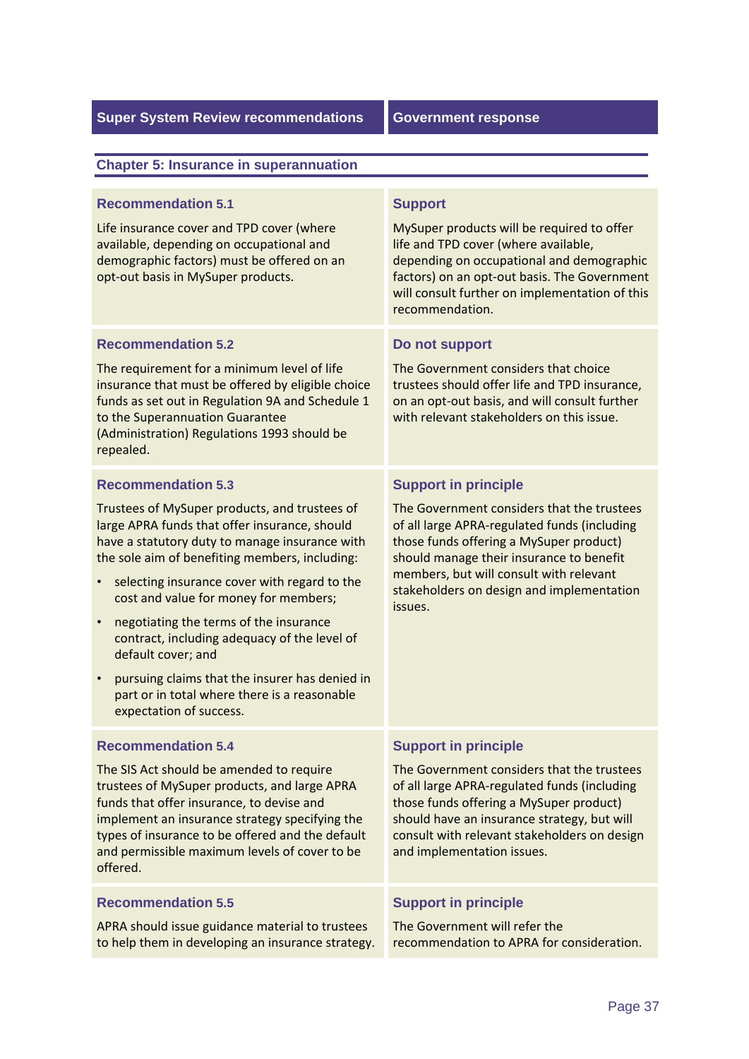| Super System Review recommendations | Government response |
|---|---|

## Chapter 5: Insurance in superannuation

| Super System Review recommendations | Government response |
|---|---|
| **Recommendation 5.1**<br><br>Life insurance cover and TPD cover (where available, depending on occupational and demographic factors) must be offered on an opt-out basis in MySuper products. | **Support**<br><br>MySuper products will be required to offer life and TPD cover (where available, depending on occupational and demographic factors) on an opt-out basis. The Government will consult further on implementation of this recommendation. |
| **Recommendation 5.2**<br><br>The requirement for a minimum level of life insurance that must be offered by eligible choice funds as set out in Regulation 9A and Schedule 1 to the Superannuation Guarantee (Administration) Regulations 1993 should be repealed. | **Do not support**<br><br>The Government considers that choice trustees should offer life and TPD insurance, on an opt-out basis, and will consult further with relevant stakeholders on this issue. |
| **Recommendation 5.3**<br><br>Trustees of MySuper products, and trustees of large APRA funds that offer insurance, should have a statutory duty to manage insurance with the sole aim of benefiting members, including:<br><br>• selecting insurance cover with regard to the cost and value for money for members;<br><br>• negotiating the terms of the insurance contract, including adequacy of the level of default cover; and<br><br>• pursuing claims that the insurer has denied in part or in total where there is a reasonable expectation of success. | **Support in principle**<br><br>The Government considers that the trustees of all large APRA-regulated funds (including those funds offering a MySuper product) should manage their insurance to benefit members, but will consult with relevant stakeholders on design and implementation issues. |
| **Recommendation 5.4**<br><br>The SIS Act should be amended to require trustees of MySuper products, and large APRA funds that offer insurance, to devise and implement an insurance strategy specifying the types of insurance to be offered and the default and permissible maximum levels of cover to be offered. | **Support in principle**<br><br>The Government considers that the trustees of all large APRA-regulated funds (including those funds offering a MySuper product) should have an insurance strategy, but will consult with relevant stakeholders on design and implementation issues. |
| **Recommendation 5.5**<br><br>APRA should issue guidance material to trustees to help them in developing an insurance strategy. | **Support in principle**<br><br>The Government will refer the recommendation to APRA for consideration. |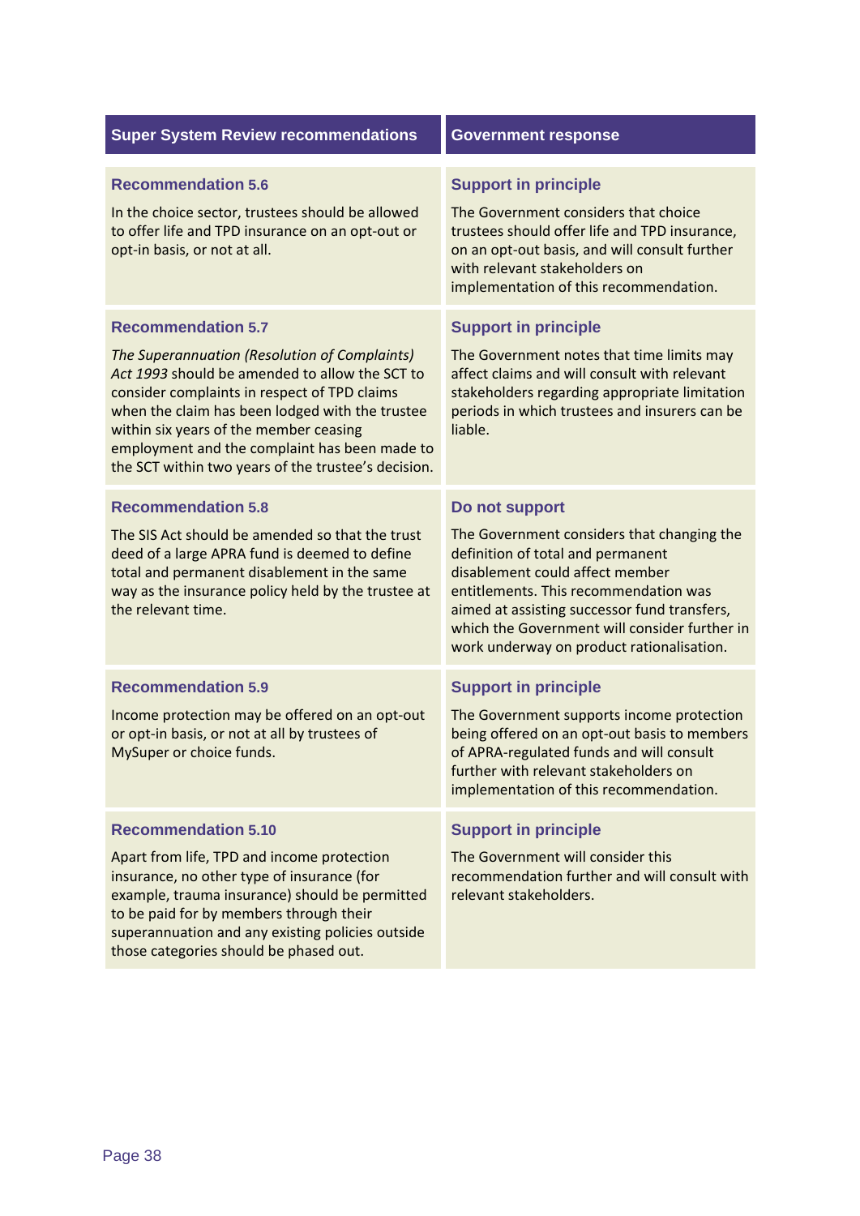| Super System Review recommendations | Government response |
|---|---|
| **Recommendation 5.6**<br><br>In the choice sector, trustees should be allowed to offer life and TPD insurance on an opt-out or opt-in basis, or not at all. | **Support in principle**<br><br>The Government considers that choice trustees should offer life and TPD insurance, on an opt-out basis, and will consult further with relevant stakeholders on implementation of this recommendation. |
| **Recommendation 5.7**<br><br>*The Superannuation (Resolution of Complaints) Act 1993* should be amended to allow the SCT to consider complaints in respect of TPD claims when the claim has been lodged with the trustee within six years of the member ceasing employment and the complaint has been made to the SCT within two years of the trustee's decision. | **Support in principle**<br><br>The Government notes that time limits may affect claims and will consult with relevant stakeholders regarding appropriate limitation periods in which trustees and insurers can be liable. |
| **Recommendation 5.8**<br><br>The SIS Act should be amended so that the trust deed of a large APRA fund is deemed to define total and permanent disablement in the same way as the insurance policy held by the trustee at the relevant time. | **Do not support**<br><br>The Government considers that changing the definition of total and permanent disablement could affect member entitlements. This recommendation was aimed at assisting successor fund transfers, which the Government will consider further in work underway on product rationalisation. |
| **Recommendation 5.9**<br><br>Income protection may be offered on an opt-out or opt-in basis, or not at all by trustees of MySuper or choice funds. | **Support in principle**<br><br>The Government supports income protection being offered on an opt-out basis to members of APRA-regulated funds and will consult further with relevant stakeholders on implementation of this recommendation. |
| **Recommendation 5.10**<br><br>Apart from life, TPD and income protection insurance, no other type of insurance (for example, trauma insurance) should be permitted to be paid for by members through their superannuation and any existing policies outside those categories should be phased out. | **Support in principle**<br><br>The Government will consider this recommendation further and will consult with relevant stakeholders. |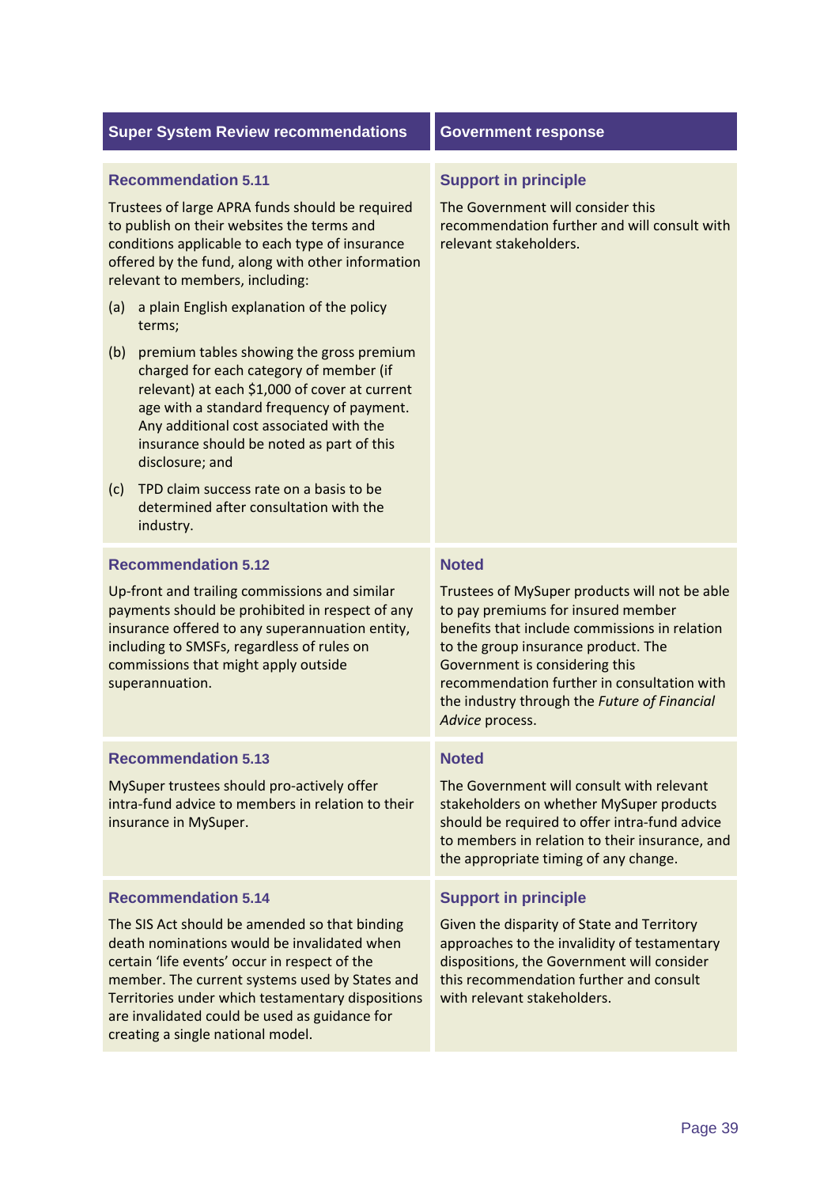| Super System Review recommendations | Government response |
|---|---|
| **Recommendation 5.11**<br>Trustees of large APRA funds should be required to publish on their websites the terms and conditions applicable to each type of insurance offered by the fund, along with other information relevant to members, including:<br>(a) a plain English explanation of the policy terms;<br>(b) premium tables showing the gross premium charged for each category of member (if relevant) at each $1,000 of cover at current age with a standard frequency of payment. Any additional cost associated with the insurance should be noted as part of this disclosure; and<br>(c) TPD claim success rate on a basis to be determined after consultation with the industry. | **Support in principle**<br>The Government will consider this recommendation further and will consult with relevant stakeholders. |
| **Recommendation 5.12**<br>Up-front and trailing commissions and similar payments should be prohibited in respect of any insurance offered to any superannuation entity, including to SMSFs, regardless of rules on commissions that might apply outside superannuation. | **Noted**<br>Trustees of MySuper products will not be able to pay premiums for insured member benefits that include commissions in relation to the group insurance product. The Government is considering this recommendation further in consultation with the industry through the *Future of Financial Advice* process. |
| **Recommendation 5.13**<br>MySuper trustees should pro-actively offer intra-fund advice to members in relation to their insurance in MySuper. | **Noted**<br>The Government will consult with relevant stakeholders on whether MySuper products should be required to offer intra-fund advice to members in relation to their insurance, and the appropriate timing of any change. |
| **Recommendation 5.14**<br>The SIS Act should be amended so that binding death nominations would be invalidated when certain 'life events' occur in respect of the member. The current systems used by States and Territories under which testamentary dispositions are invalidated could be used as guidance for creating a single national model. | **Support in principle**<br>Given the disparity of State and Territory approaches to the invalidity of testamentary dispositions, the Government will consider this recommendation further and consult with relevant stakeholders. |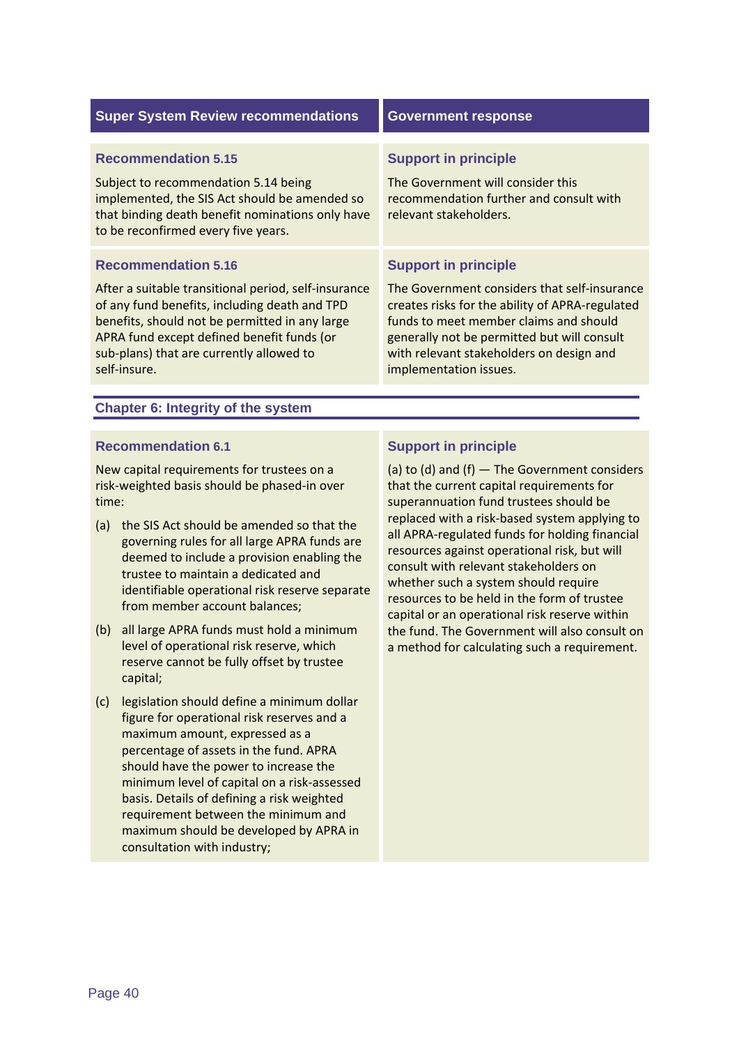| Super System Review recommendations | Government response |
|---|---|
| **Recommendation 5.15**<br><br>Subject to recommendation 5.14 being implemented, the SIS Act should be amended so that binding death benefit nominations only have to be reconfirmed every five years. | **Support in principle**<br><br>The Government will consider this recommendation further and consult with relevant stakeholders. |
| **Recommendation 5.16**<br><br>After a suitable transitional period, self-insurance of any fund benefits, including death and TPD benefits, should not be permitted in any large APRA fund except defined benefit funds (or sub-plans) that are currently allowed to self-insure. | **Support in principle**<br><br>The Government considers that self-insurance creates risks for the ability of APRA-regulated funds to meet member claims and should generally not be permitted but will consult with relevant stakeholders on design and implementation issues. |
| **Chapter 6: Integrity of the system** | |
| **Recommendation 6.1**<br><br>New capital requirements for trustees on a risk-weighted basis should be phased-in over time:<br><br>(a) the SIS Act should be amended so that the governing rules for all large APRA funds are deemed to include a provision enabling the trustee to maintain a dedicated and identifiable operational risk reserve separate from member account balances;<br><br>(b) all large APRA funds must hold a minimum level of operational risk reserve, which reserve cannot be fully offset by trustee capital;<br><br>(c) legislation should define a minimum dollar figure for operational risk reserves and a maximum amount, expressed as a percentage of assets in the fund. APRA should have the power to increase the minimum level of capital on a risk-assessed basis. Details of defining a risk weighted requirement between the minimum and maximum should be developed by APRA in consultation with industry; | **Support in principle**<br><br>(a) to (d) and (f) — The Government considers that the current capital requirements for superannuation fund trustees should be replaced with a risk-based system applying to all APRA-regulated funds for holding financial resources against operational risk, but will consult with relevant stakeholders on whether such a system should require resources to be held in the form of trustee capital or an operational risk reserve within the fund. The Government will also consult on a method for calculating such a requirement. |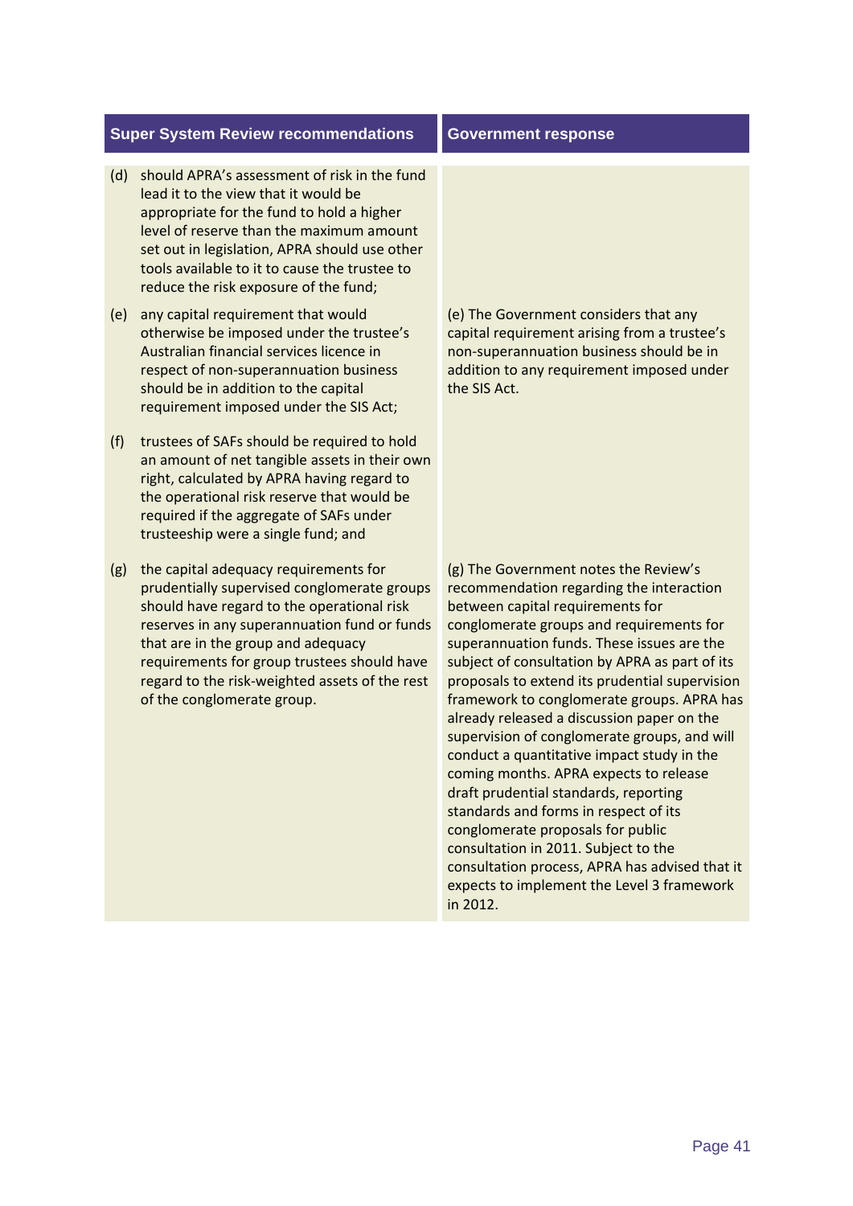| Super System Review recommendations | Government response |
| --- | --- |
| (d) should APRA's assessment of risk in the fund lead it to the view that it would be appropriate for the fund to hold a higher level of reserve than the maximum amount set out in legislation, APRA should use other tools available to it to cause the trustee to reduce the risk exposure of the fund; | |
| (e) any capital requirement that would otherwise be imposed under the trustee's Australian financial services licence in respect of non-superannuation business should be in addition to the capital requirement imposed under the SIS Act; | (e) The Government considers that any capital requirement arising from a trustee's non-superannuation business should be in addition to any requirement imposed under the SIS Act. |
| (f) trustees of SAFs should be required to hold an amount of net tangible assets in their own right, calculated by APRA having regard to the operational risk reserve that would be required if the aggregate of SAFs under trusteeship were a single fund; and | |
| (g) the capital adequacy requirements for prudentially supervised conglomerate groups should have regard to the operational risk reserves in any superannuation fund or funds that are in the group and adequacy requirements for group trustees should have regard to the risk-weighted assets of the rest of the conglomerate group. | (g) The Government notes the Review's recommendation regarding the interaction between capital requirements for conglomerate groups and requirements for superannuation funds. These issues are the subject of consultation by APRA as part of its proposals to extend its prudential supervision framework to conglomerate groups. APRA has already released a discussion paper on the supervision of conglomerate groups, and will conduct a quantitative impact study in the coming months. APRA expects to release draft prudential standards, reporting standards and forms in respect of its conglomerate proposals for public consultation in 2011. Subject to the consultation process, APRA has advised that it expects to implement the Level 3 framework in 2012. |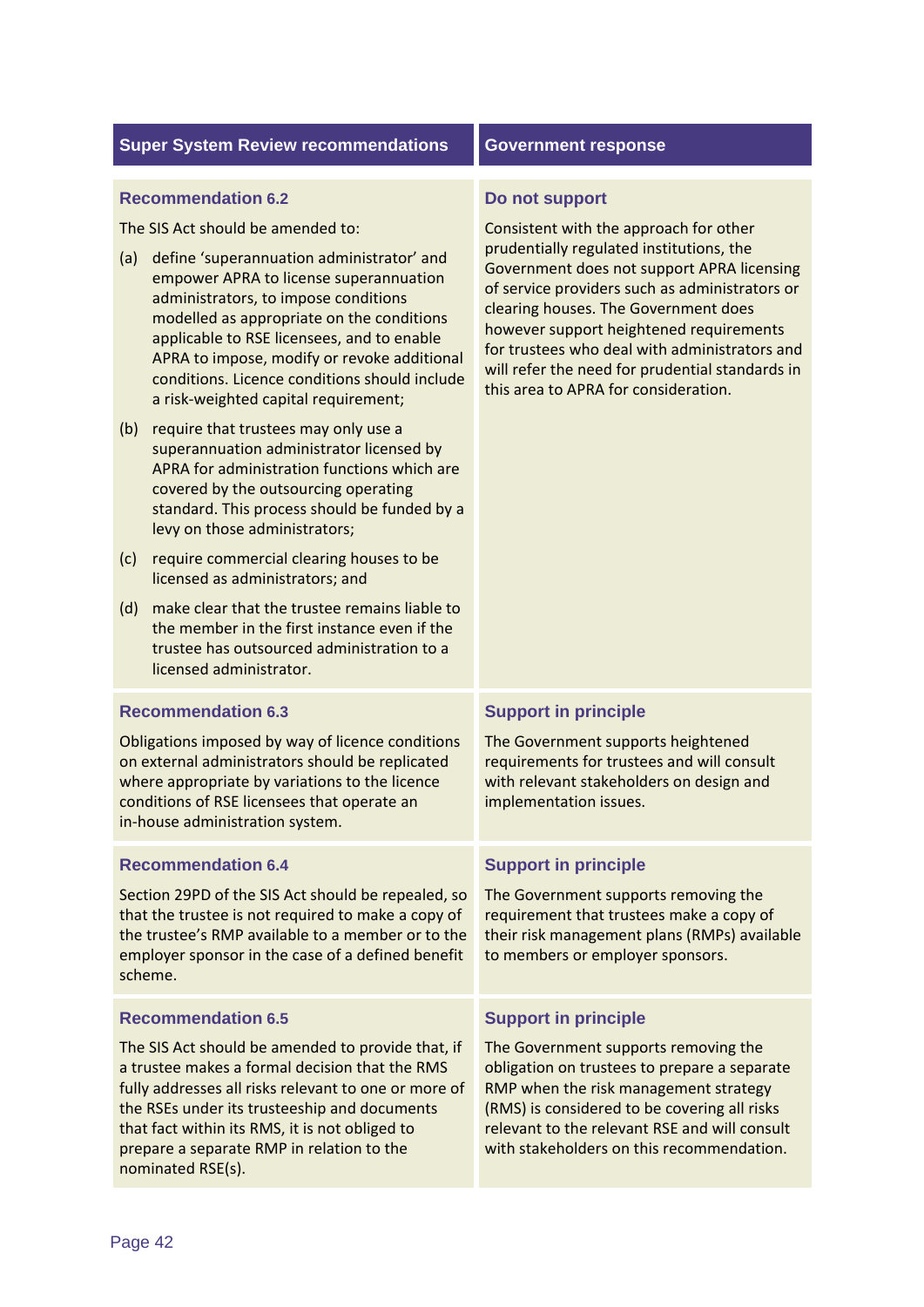| Super System Review recommendations | Government response |
| --- | --- |
| **Recommendation 6.2**<br><br>The SIS Act should be amended to:<br><br>(a) define 'superannuation administrator' and empower APRA to license superannuation administrators, to impose conditions modelled as appropriate on the conditions applicable to RSE licensees, and to enable APRA to impose, modify or revoke additional conditions. Licence conditions should include a risk-weighted capital requirement;<br><br>(b) require that trustees may only use a superannuation administrator licensed by APRA for administration functions which are covered by the outsourcing operating standard. This process should be funded by a levy on those administrators;<br><br>(c) require commercial clearing houses to be licensed as administrators; and<br><br>(d) make clear that the trustee remains liable to the member in the first instance even if the trustee has outsourced administration to a licensed administrator. | **Do not support**<br><br>Consistent with the approach for other prudentially regulated institutions, the Government does not support APRA licensing of service providers such as administrators or clearing houses. The Government does however support heightened requirements for trustees who deal with administrators and will refer the need for prudential standards in this area to APRA for consideration. |
| **Recommendation 6.3**<br><br>Obligations imposed by way of licence conditions on external administrators should be replicated where appropriate by variations to the licence conditions of RSE licensees that operate an in-house administration system. | **Support in principle**<br><br>The Government supports heightened requirements for trustees and will consult with relevant stakeholders on design and implementation issues. |
| **Recommendation 6.4**<br><br>Section 29PD of the SIS Act should be repealed, so that the trustee is not required to make a copy of the trustee's RMP available to a member or to the employer sponsor in the case of a defined benefit scheme. | **Support in principle**<br><br>The Government supports removing the requirement that trustees make a copy of their risk management plans (RMPs) available to members or employer sponsors. |
| **Recommendation 6.5**<br><br>The SIS Act should be amended to provide that, if a trustee makes a formal decision that the RMS fully addresses all risks relevant to one or more of the RSEs under its trusteeship and documents that fact within its RMS, it is not obliged to prepare a separate RMP in relation to the nominated RSE(s). | **Support in principle**<br><br>The Government supports removing the obligation on trustees to prepare a separate RMP when the risk management strategy (RMS) is considered to be covering all risks relevant to the relevant RSE and will consult with stakeholders on this recommendation. |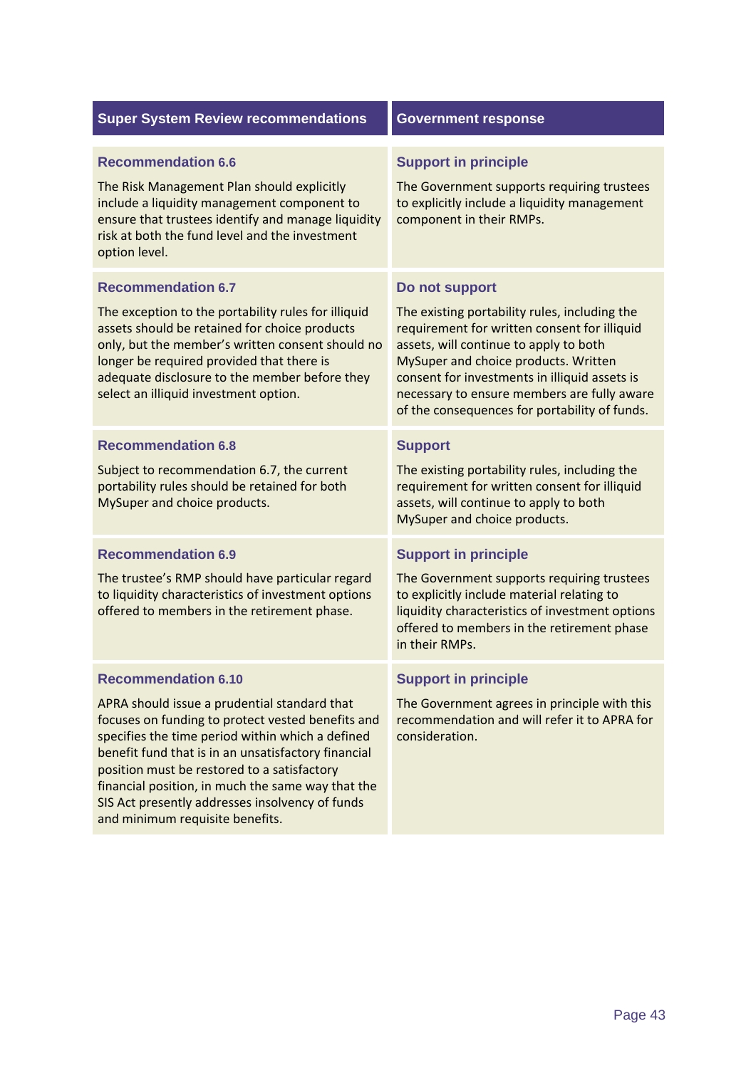| Super System Review recommendations | Government response |
|---|---|
| **Recommendation 6.6**<br><br>The Risk Management Plan should explicitly include a liquidity management component to ensure that trustees identify and manage liquidity risk at both the fund level and the investment option level. | **Support in principle**<br><br>The Government supports requiring trustees to explicitly include a liquidity management component in their RMPs. |
| **Recommendation 6.7**<br><br>The exception to the portability rules for illiquid assets should be retained for choice products only, but the member's written consent should no longer be required provided that there is adequate disclosure to the member before they select an illiquid investment option. | **Do not support**<br><br>The existing portability rules, including the requirement for written consent for illiquid assets, will continue to apply to both MySuper and choice products. Written consent for investments in illiquid assets is necessary to ensure members are fully aware of the consequences for portability of funds. |
| **Recommendation 6.8**<br><br>Subject to recommendation 6.7, the current portability rules should be retained for both MySuper and choice products. | **Support**<br><br>The existing portability rules, including the requirement for written consent for illiquid assets, will continue to apply to both MySuper and choice products. |
| **Recommendation 6.9**<br><br>The trustee's RMP should have particular regard to liquidity characteristics of investment options offered to members in the retirement phase. | **Support in principle**<br><br>The Government supports requiring trustees to explicitly include material relating to liquidity characteristics of investment options offered to members in the retirement phase in their RMPs. |
| **Recommendation 6.10**<br><br>APRA should issue a prudential standard that focuses on funding to protect vested benefits and specifies the time period within which a defined benefit fund that is in an unsatisfactory financial position must be restored to a satisfactory financial position, in much the same way that the SIS Act presently addresses insolvency of funds and minimum requisite benefits. | **Support in principle**<br><br>The Government agrees in principle with this recommendation and will refer it to APRA for consideration. |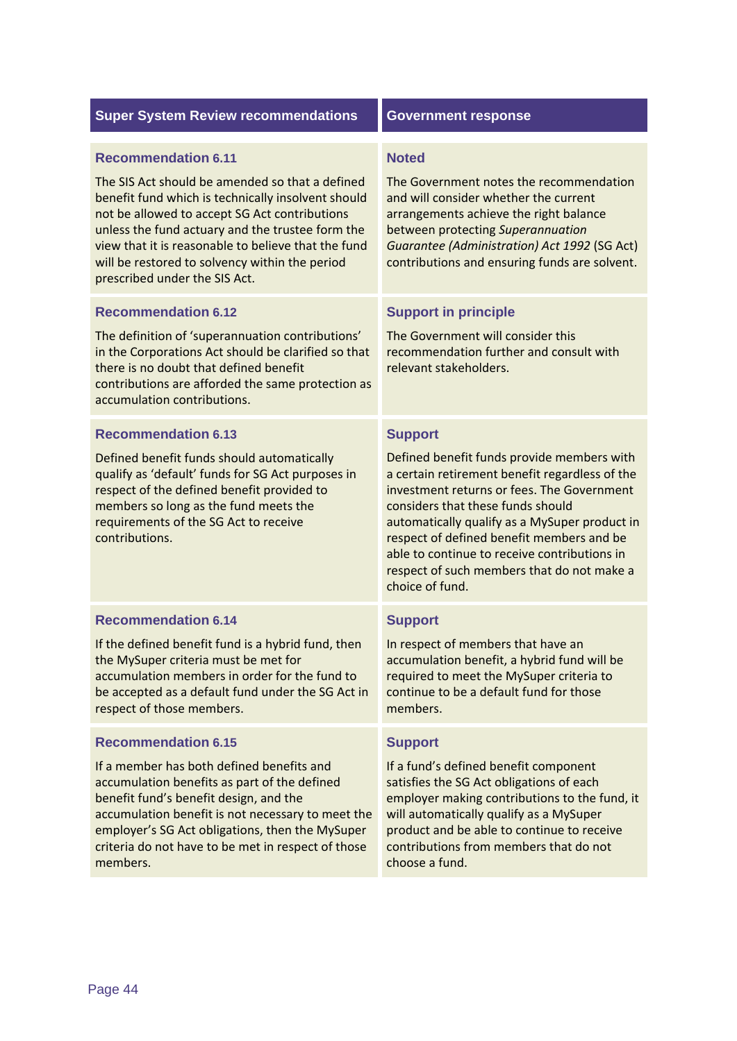| Super System Review recommendations | Government response |
|---|---|
| **Recommendation 6.11**<br><br>The SIS Act should be amended so that a defined benefit fund which is technically insolvent should not be allowed to accept SG Act contributions unless the fund actuary and the trustee form the view that it is reasonable to believe that the fund will be restored to solvency within the period prescribed under the SIS Act. | **Noted**<br><br>The Government notes the recommendation and will consider whether the current arrangements achieve the right balance between protecting *Superannuation Guarantee (Administration) Act 1992* (SG Act) contributions and ensuring funds are solvent. |
| **Recommendation 6.12**<br><br>The definition of 'superannuation contributions' in the Corporations Act should be clarified so that there is no doubt that defined benefit contributions are afforded the same protection as accumulation contributions. | **Support in principle**<br><br>The Government will consider this recommendation further and consult with relevant stakeholders. |
| **Recommendation 6.13**<br><br>Defined benefit funds should automatically qualify as 'default' funds for SG Act purposes in respect of the defined benefit provided to members so long as the fund meets the requirements of the SG Act to receive contributions. | **Support**<br><br>Defined benefit funds provide members with a certain retirement benefit regardless of the investment returns or fees. The Government considers that these funds should automatically qualify as a MySuper product in respect of defined benefit members and be able to continue to receive contributions in respect of such members that do not make a choice of fund. |
| **Recommendation 6.14**<br><br>If the defined benefit fund is a hybrid fund, then the MySuper criteria must be met for accumulation members in order for the fund to be accepted as a default fund under the SG Act in respect of those members. | **Support**<br><br>In respect of members that have an accumulation benefit, a hybrid fund will be required to meet the MySuper criteria to continue to be a default fund for those members. |
| **Recommendation 6.15**<br><br>If a member has both defined benefits and accumulation benefits as part of the defined benefit fund's benefit design, and the accumulation benefit is not necessary to meet the employer's SG Act obligations, then the MySuper criteria do not have to be met in respect of those members. | **Support**<br><br>If a fund's defined benefit component satisfies the SG Act obligations of each employer making contributions to the fund, it will automatically qualify as a MySuper product and be able to continue to receive contributions from members that do not choose a fund. |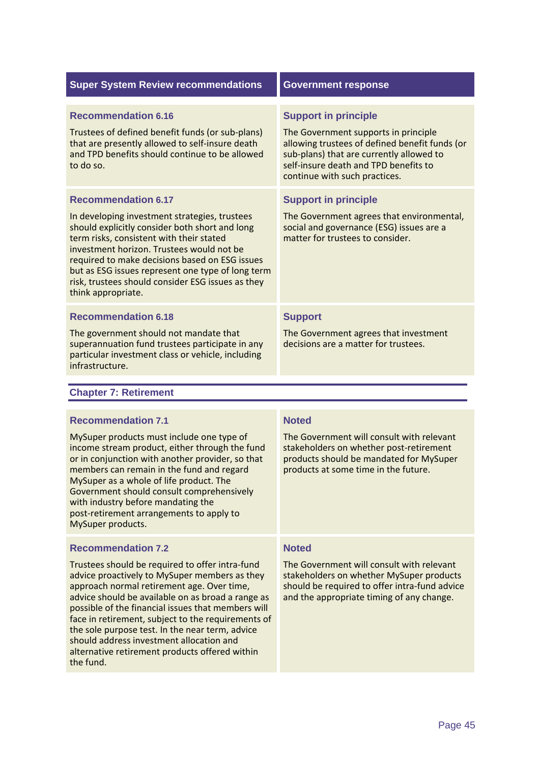| Super System Review recommendations | Government response |
|---|---|
| **Recommendation 6.16**<br><br>Trustees of defined benefit funds (or sub-plans) that are presently allowed to self-insure death and TPD benefits should continue to be allowed to do so. | **Support in principle**<br><br>The Government supports in principle allowing trustees of defined benefit funds (or sub-plans) that are currently allowed to self-insure death and TPD benefits to continue with such practices. |
| **Recommendation 6.17**<br><br>In developing investment strategies, trustees should explicitly consider both short and long term risks, consistent with their stated investment horizon. Trustees would not be required to make decisions based on ESG issues but as ESG issues represent one type of long term risk, trustees should consider ESG issues as they think appropriate. | **Support in principle**<br><br>The Government agrees that environmental, social and governance (ESG) issues are a matter for trustees to consider. |
| **Recommendation 6.18**<br><br>The government should not mandate that superannuation fund trustees participate in any particular investment class or vehicle, including infrastructure. | **Support**<br><br>The Government agrees that investment decisions are a matter for trustees. |

## Chapter 7: Retirement

| Super System Review recommendations | Government response |
|---|---|
| **Recommendation 7.1**<br><br>MySuper products must include one type of income stream product, either through the fund or in conjunction with another provider, so that members can remain in the fund and regard MySuper as a whole of life product. The Government should consult comprehensively with industry before mandating the post-retirement arrangements to apply to MySuper products. | **Noted**<br><br>The Government will consult with relevant stakeholders on whether post-retirement products should be mandated for MySuper products at some time in the future. |
| **Recommendation 7.2**<br><br>Trustees should be required to offer intra-fund advice proactively to MySuper members as they approach normal retirement age. Over time, advice should be available on as broad a range as possible of the financial issues that members will face in retirement, subject to the requirements of the sole purpose test. In the near term, advice should address investment allocation and alternative retirement products offered within the fund. | **Noted**<br><br>The Government will consult with relevant stakeholders on whether MySuper products should be required to offer intra-fund advice and the appropriate timing of any change. |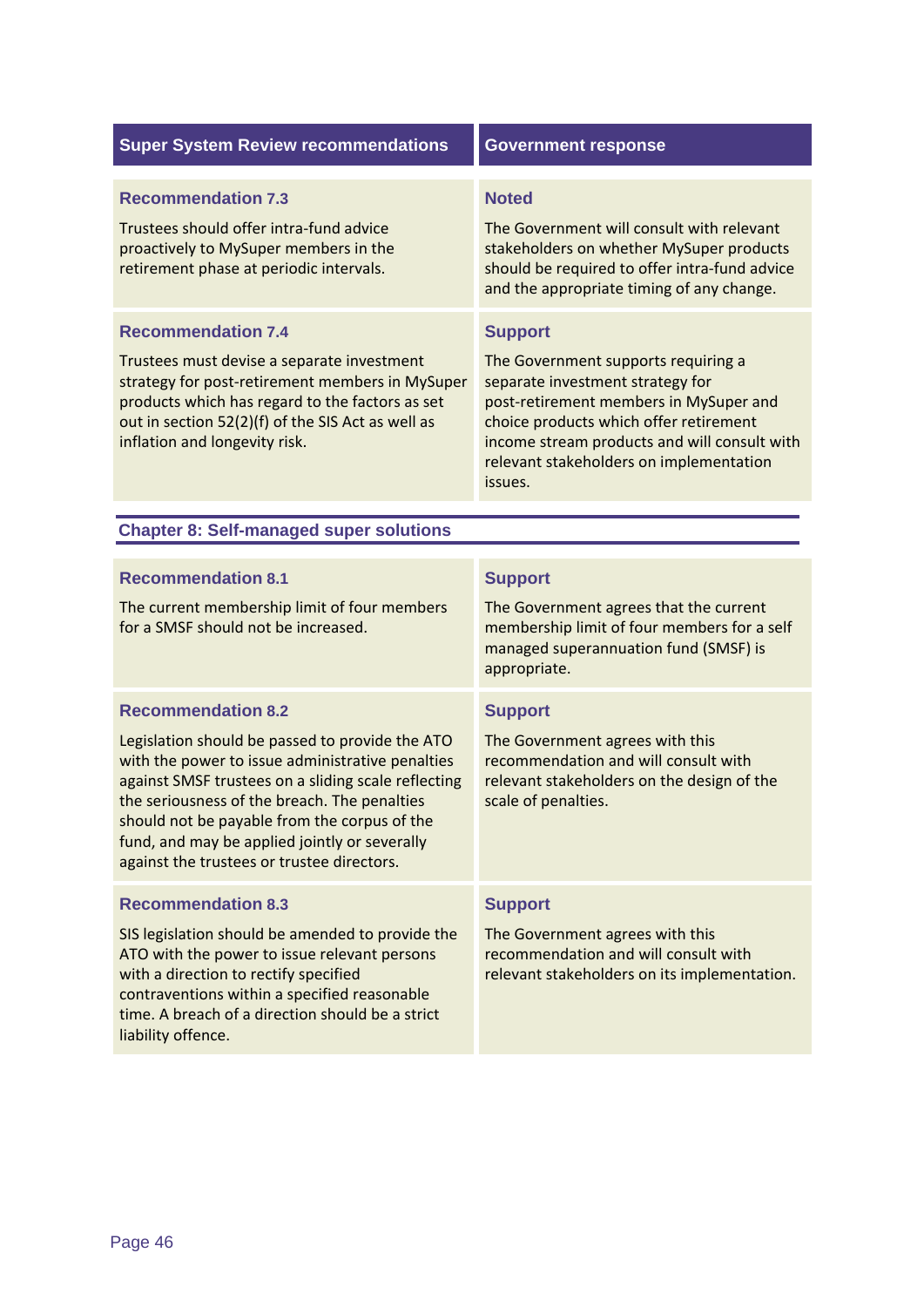| Super System Review recommendations | Government response |
|---|---|
| **Recommendation 7.3**<br><br>Trustees should offer intra-fund advice proactively to MySuper members in the retirement phase at periodic intervals. | **Noted**<br><br>The Government will consult with relevant stakeholders on whether MySuper products should be required to offer intra-fund advice and the appropriate timing of any change. |
| **Recommendation 7.4**<br><br>Trustees must devise a separate investment strategy for post-retirement members in MySuper products which has regard to the factors as set out in section 52(2)(f) of the SIS Act as well as inflation and longevity risk. | **Support**<br><br>The Government supports requiring a separate investment strategy for post-retirement members in MySuper and choice products which offer retirement income stream products and will consult with relevant stakeholders on implementation issues. |

## Chapter 8: Self-managed super solutions

| Super System Review recommendations | Government response |
|---|---|
| **Recommendation 8.1**<br><br>The current membership limit of four members for a SMSF should not be increased. | **Support**<br><br>The Government agrees that the current membership limit of four members for a self managed superannuation fund (SMSF) is appropriate. |
| **Recommendation 8.2**<br><br>Legislation should be passed to provide the ATO with the power to issue administrative penalties against SMSF trustees on a sliding scale reflecting the seriousness of the breach. The penalties should not be payable from the corpus of the fund, and may be applied jointly or severally against the trustees or trustee directors. | **Support**<br><br>The Government agrees with this recommendation and will consult with relevant stakeholders on the design of the scale of penalties. |
| **Recommendation 8.3**<br><br>SIS legislation should be amended to provide the ATO with the power to issue relevant persons with a direction to rectify specified contraventions within a specified reasonable time. A breach of a direction should be a strict liability offence. | **Support**<br><br>The Government agrees with this recommendation and will consult with relevant stakeholders on its implementation. |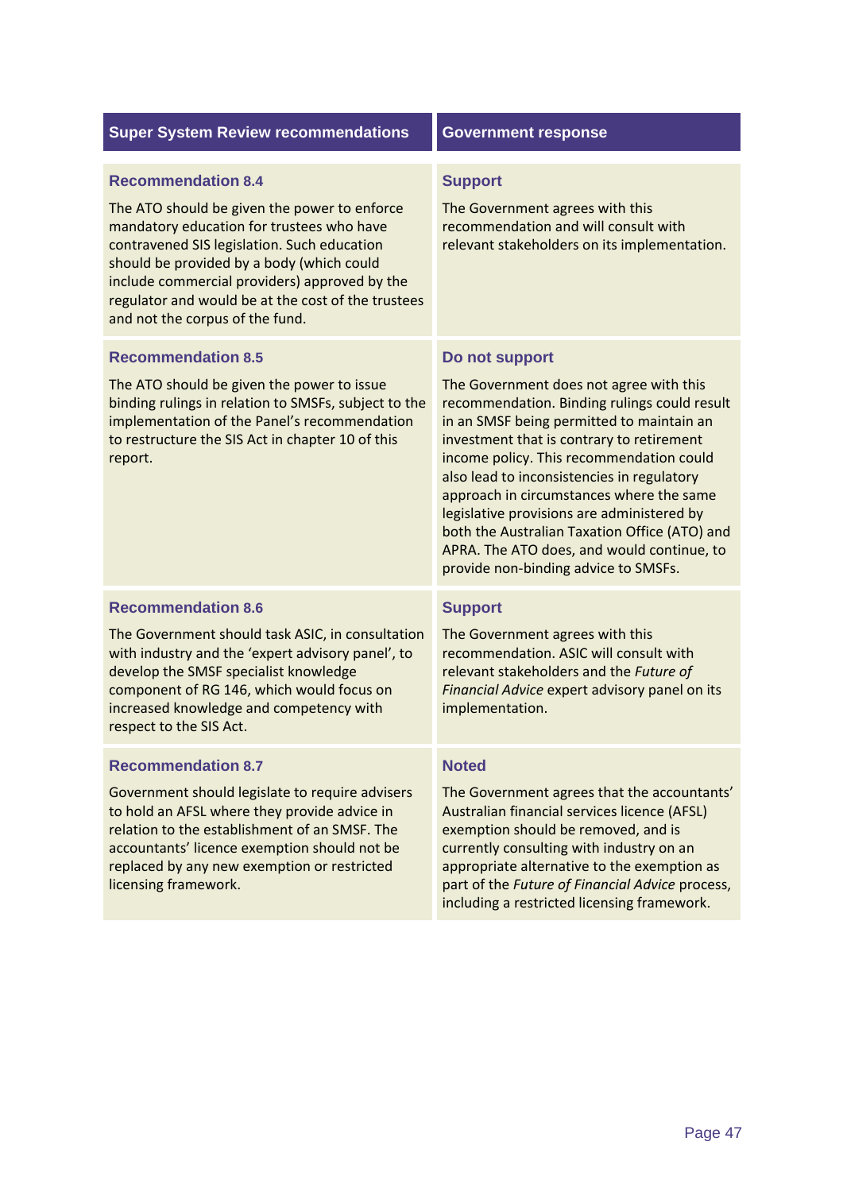| Super System Review recommendations | Government response |
|---|---|
| **Recommendation 8.4**<br>The ATO should be given the power to enforce mandatory education for trustees who have contravened SIS legislation. Such education should be provided by a body (which could include commercial providers) approved by the regulator and would be at the cost of the trustees and not the corpus of the fund. | **Support**<br>The Government agrees with this recommendation and will consult with relevant stakeholders on its implementation. |
| **Recommendation 8.5**<br>The ATO should be given the power to issue binding rulings in relation to SMSFs, subject to the implementation of the Panel's recommendation to restructure the SIS Act in chapter 10 of this report. | **Do not support**<br>The Government does not agree with this recommendation. Binding rulings could result in an SMSF being permitted to maintain an investment that is contrary to retirement income policy. This recommendation could also lead to inconsistencies in regulatory approach in circumstances where the same legislative provisions are administered by both the Australian Taxation Office (ATO) and APRA. The ATO does, and would continue, to provide non-binding advice to SMSFs. |
| **Recommendation 8.6**<br>The Government should task ASIC, in consultation with industry and the 'expert advisory panel', to develop the SMSF specialist knowledge component of RG 146, which would focus on increased knowledge and competency with respect to the SIS Act. | **Support**<br>The Government agrees with this recommendation. ASIC will consult with relevant stakeholders and the *Future of Financial Advice* expert advisory panel on its implementation. |
| **Recommendation 8.7**<br>Government should legislate to require advisers to hold an AFSL where they provide advice in relation to the establishment of an SMSF. The accountants' licence exemption should not be replaced by any new exemption or restricted licensing framework. | **Noted**<br>The Government agrees that the accountants' Australian financial services licence (AFSL) exemption should be removed, and is currently consulting with industry on an appropriate alternative to the exemption as part of the *Future of Financial Advice* process, including a restricted licensing framework. |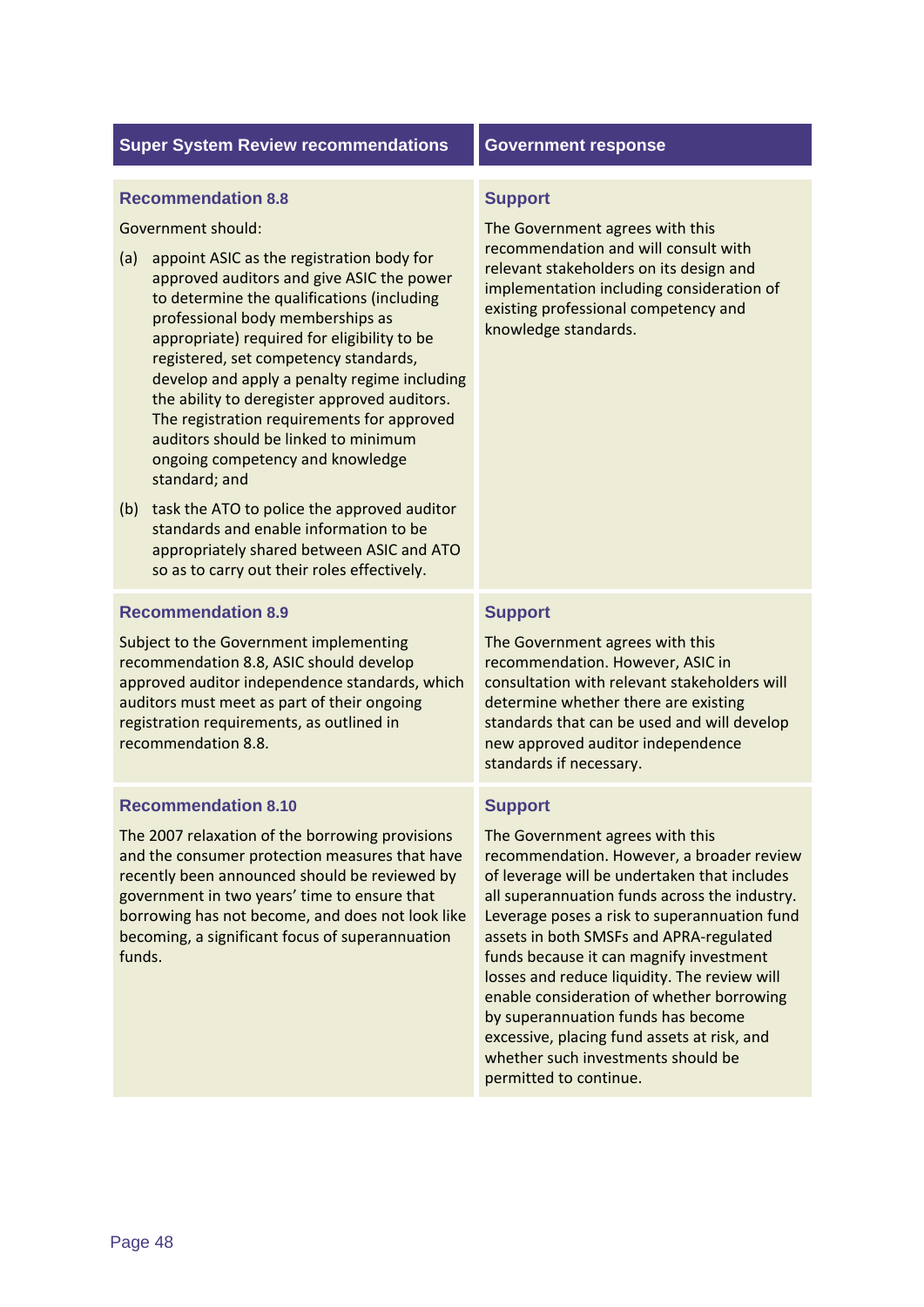| Super System Review recommendations | Government response |
| --- | --- |
| **Recommendation 8.8**<br><br>Government should:<br><br>(a) appoint ASIC as the registration body for approved auditors and give ASIC the power to determine the qualifications (including professional body memberships as appropriate) required for eligibility to be registered, set competency standards, develop and apply a penalty regime including the ability to deregister approved auditors. The registration requirements for approved auditors should be linked to minimum ongoing competency and knowledge standard; and<br><br>(b) task the ATO to police the approved auditor standards and enable information to be appropriately shared between ASIC and ATO so as to carry out their roles effectively. | **Support**<br><br>The Government agrees with this recommendation and will consult with relevant stakeholders on its design and implementation including consideration of existing professional competency and knowledge standards. |
| **Recommendation 8.9**<br><br>Subject to the Government implementing recommendation 8.8, ASIC should develop approved auditor independence standards, which auditors must meet as part of their ongoing registration requirements, as outlined in recommendation 8.8. | **Support**<br><br>The Government agrees with this recommendation. However, ASIC in consultation with relevant stakeholders will determine whether there are existing standards that can be used and will develop new approved auditor independence standards if necessary. |
| **Recommendation 8.10**<br><br>The 2007 relaxation of the borrowing provisions and the consumer protection measures that have recently been announced should be reviewed by government in two years' time to ensure that borrowing has not become, and does not look like becoming, a significant focus of superannuation funds. | **Support**<br><br>The Government agrees with this recommendation. However, a broader review of leverage will be undertaken that includes all superannuation funds across the industry. Leverage poses a risk to superannuation fund assets in both SMSFs and APRA-regulated funds because it can magnify investment losses and reduce liquidity. The review will enable consideration of whether borrowing by superannuation funds has become excessive, placing fund assets at risk, and whether such investments should be permitted to continue. |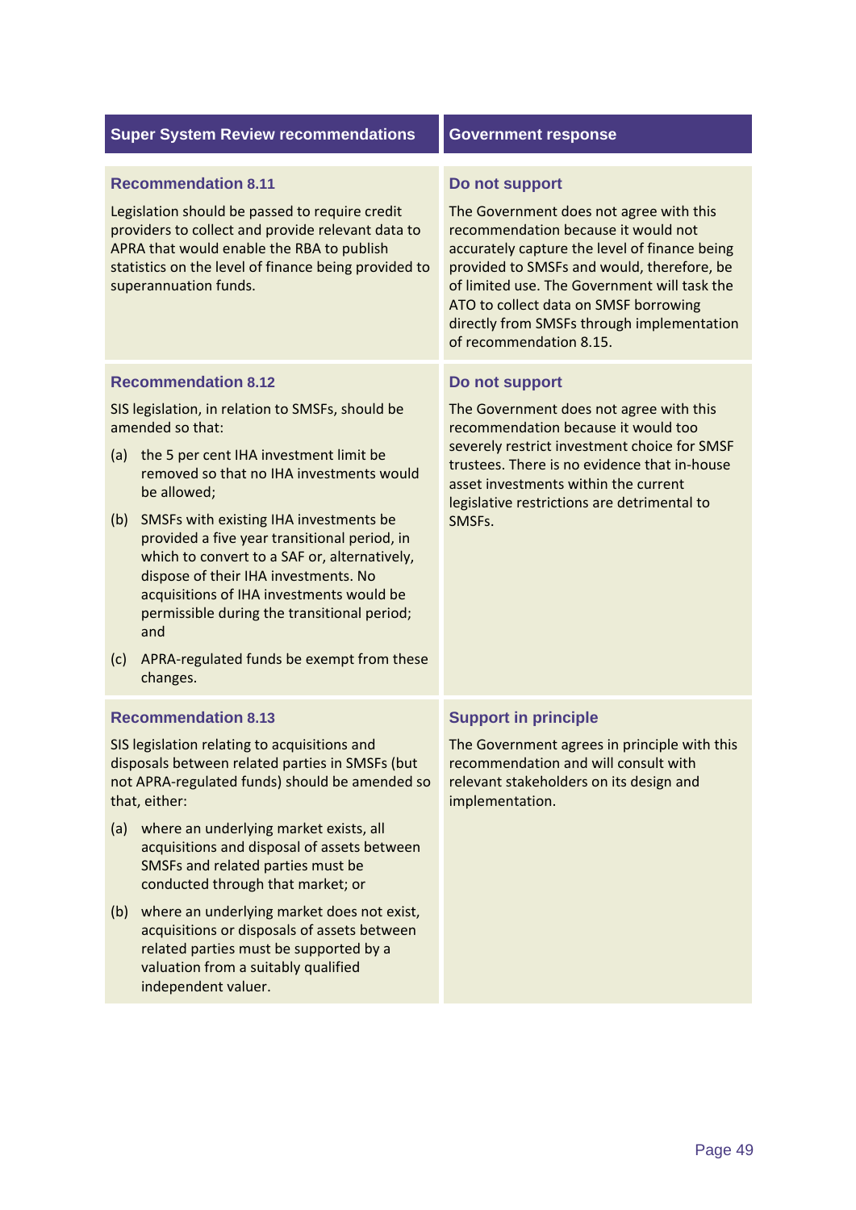| Super System Review recommendations | Government response |
|---|---|
| **Recommendation 8.11**<br><br>Legislation should be passed to require credit providers to collect and provide relevant data to APRA that would enable the RBA to publish statistics on the level of finance being provided to superannuation funds. | **Do not support**<br><br>The Government does not agree with this recommendation because it would not accurately capture the level of finance being provided to SMSFs and would, therefore, be of limited use. The Government will task the ATO to collect data on SMSF borrowing directly from SMSFs through implementation of recommendation 8.15. |
| **Recommendation 8.12**<br><br>SIS legislation, in relation to SMSFs, should be amended so that:<br><br>(a) the 5 per cent IHA investment limit be removed so that no IHA investments would be allowed;<br><br>(b) SMSFs with existing IHA investments be provided a five year transitional period, in which to convert to a SAF or, alternatively, dispose of their IHA investments. No acquisitions of IHA investments would be permissible during the transitional period; and<br><br>(c) APRA-regulated funds be exempt from these changes. | **Do not support**<br><br>The Government does not agree with this recommendation because it would too severely restrict investment choice for SMSF trustees. There is no evidence that in-house asset investments within the current legislative restrictions are detrimental to SMSFs. |
| **Recommendation 8.13**<br><br>SIS legislation relating to acquisitions and disposals between related parties in SMSFs (but not APRA-regulated funds) should be amended so that, either:<br><br>(a) where an underlying market exists, all acquisitions and disposal of assets between SMSFs and related parties must be conducted through that market; or<br><br>(b) where an underlying market does not exist, acquisitions or disposals of assets between related parties must be supported by a valuation from a suitably qualified independent valuer. | **Support in principle**<br><br>The Government agrees in principle with this recommendation and will consult with relevant stakeholders on its design and implementation. |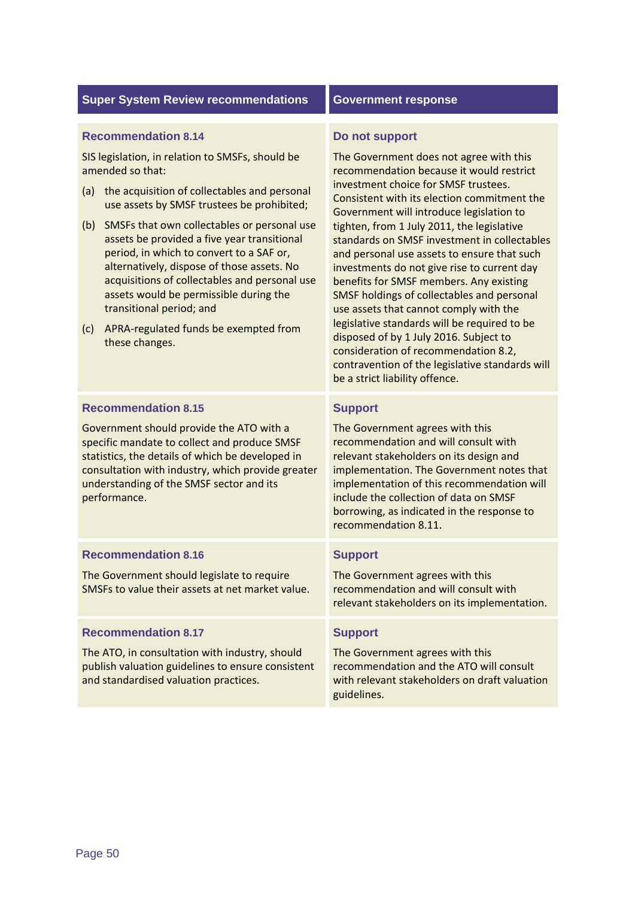| Super System Review recommendations | Government response |
| --- | --- |
| **Recommendation 8.14**<br><br>SIS legislation, in relation to SMSFs, should be amended so that:<br><br>(a) the acquisition of collectables and personal use assets by SMSF trustees be prohibited;<br><br>(b) SMSFs that own collectables or personal use assets be provided a five year transitional period, in which to convert to a SAF or, alternatively, dispose of those assets. No acquisitions of collectables and personal use assets would be permissible during the transitional period; and<br><br>(c) APRA-regulated funds be exempted from these changes. | **Do not support**<br><br>The Government does not agree with this recommendation because it would restrict investment choice for SMSF trustees. Consistent with its election commitment the Government will introduce legislation to tighten, from 1 July 2011, the legislative standards on SMSF investment in collectables and personal use assets to ensure that such investments do not give rise to current day benefits for SMSF members. Any existing SMSF holdings of collectables and personal use assets that cannot comply with the legislative standards will be required to be disposed of by 1 July 2016. Subject to consideration of recommendation 8.2, contravention of the legislative standards will be a strict liability offence. |
| **Recommendation 8.15**<br><br>Government should provide the ATO with a specific mandate to collect and produce SMSF statistics, the details of which be developed in consultation with industry, which provide greater understanding of the SMSF sector and its performance. | **Support**<br><br>The Government agrees with this recommendation and will consult with relevant stakeholders on its design and implementation. The Government notes that implementation of this recommendation will include the collection of data on SMSF borrowing, as indicated in the response to recommendation 8.11. |
| **Recommendation 8.16**<br><br>The Government should legislate to require SMSFs to value their assets at net market value. | **Support**<br><br>The Government agrees with this recommendation and will consult with relevant stakeholders on its implementation. |
| **Recommendation 8.17**<br><br>The ATO, in consultation with industry, should publish valuation guidelines to ensure consistent and standardised valuation practices. | **Support**<br><br>The Government agrees with this recommendation and the ATO will consult with relevant stakeholders on draft valuation guidelines. |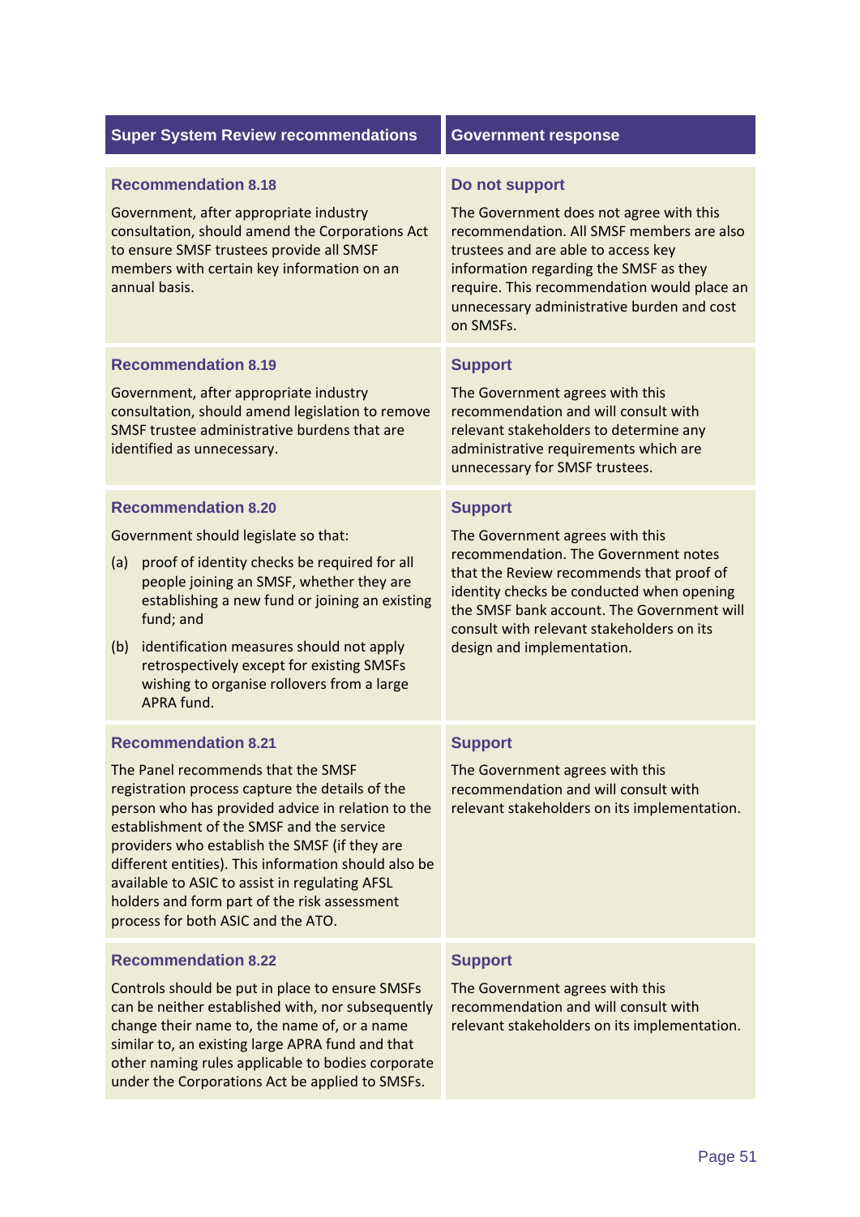| Super System Review recommendations | Government response |
|---|---|
| **Recommendation 8.18**<br><br>Government, after appropriate industry consultation, should amend the Corporations Act to ensure SMSF trustees provide all SMSF members with certain key information on an annual basis. | **Do not support**<br><br>The Government does not agree with this recommendation. All SMSF members are also trustees and are able to access key information regarding the SMSF as they require. This recommendation would place an unnecessary administrative burden and cost on SMSFs. |
| **Recommendation 8.19**<br><br>Government, after appropriate industry consultation, should amend legislation to remove SMSF trustee administrative burdens that are identified as unnecessary. | **Support**<br><br>The Government agrees with this recommendation and will consult with relevant stakeholders to determine any administrative requirements which are unnecessary for SMSF trustees. |
| **Recommendation 8.20**<br><br>Government should legislate so that:<br><br>(a) proof of identity checks be required for all people joining an SMSF, whether they are establishing a new fund or joining an existing fund; and<br><br>(b) identification measures should not apply retrospectively except for existing SMSFs wishing to organise rollovers from a large APRA fund. | **Support**<br><br>The Government agrees with this recommendation. The Government notes that the Review recommends that proof of identity checks be conducted when opening the SMSF bank account. The Government will consult with relevant stakeholders on its design and implementation. |
| **Recommendation 8.21**<br><br>The Panel recommends that the SMSF registration process capture the details of the person who has provided advice in relation to the establishment of the SMSF and the service providers who establish the SMSF (if they are different entities). This information should also be available to ASIC to assist in regulating AFSL holders and form part of the risk assessment process for both ASIC and the ATO. | **Support**<br><br>The Government agrees with this recommendation and will consult with relevant stakeholders on its implementation. |
| **Recommendation 8.22**<br><br>Controls should be put in place to ensure SMSFs can be neither established with, nor subsequently change their name to, the name of, or a name similar to, an existing large APRA fund and that other naming rules applicable to bodies corporate under the Corporations Act be applied to SMSFs. | **Support**<br><br>The Government agrees with this recommendation and will consult with relevant stakeholders on its implementation. |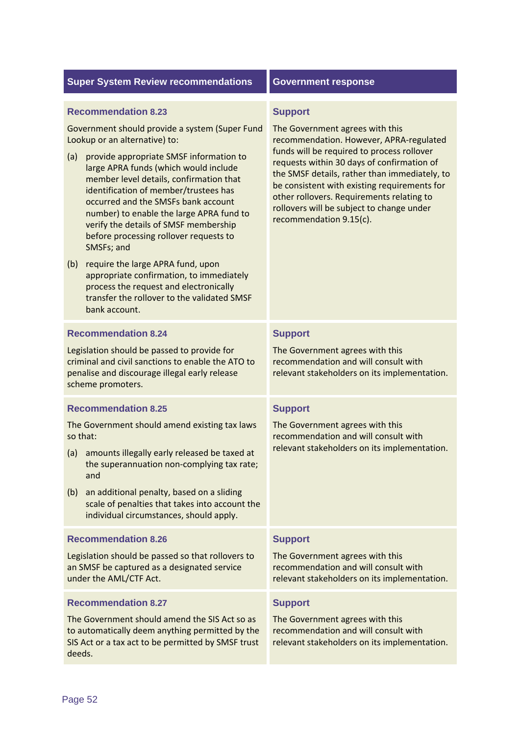| Super System Review recommendations | Government response |
|---|---|
| **Recommendation 8.23**<br><br>Government should provide a system (Super Fund Lookup or an alternative) to:<br><br>(a) provide appropriate SMSF information to large APRA funds (which would include member level details, confirmation that identification of member/trustees has occurred and the SMSFs bank account number) to enable the large APRA fund to verify the details of SMSF membership before processing rollover requests to SMSFs; and<br><br>(b) require the large APRA fund, upon appropriate confirmation, to immediately process the request and electronically transfer the rollover to the validated SMSF bank account. | **Support**<br><br>The Government agrees with this recommendation. However, APRA-regulated funds will be required to process rollover requests within 30 days of confirmation of the SMSF details, rather than immediately, to be consistent with existing requirements for other rollovers. Requirements relating to rollovers will be subject to change under recommendation 9.15(c). |
| **Recommendation 8.24**<br><br>Legislation should be passed to provide for criminal and civil sanctions to enable the ATO to penalise and discourage illegal early release scheme promoters. | **Support**<br><br>The Government agrees with this recommendation and will consult with relevant stakeholders on its implementation. |
| **Recommendation 8.25**<br><br>The Government should amend existing tax laws so that:<br><br>(a) amounts illegally early released be taxed at the superannuation non-complying tax rate; and<br><br>(b) an additional penalty, based on a sliding scale of penalties that takes into account the individual circumstances, should apply. | **Support**<br><br>The Government agrees with this recommendation and will consult with relevant stakeholders on its implementation. |
| **Recommendation 8.26**<br><br>Legislation should be passed so that rollovers to an SMSF be captured as a designated service under the AML/CTF Act. | **Support**<br><br>The Government agrees with this recommendation and will consult with relevant stakeholders on its implementation. |
| **Recommendation 8.27**<br><br>The Government should amend the SIS Act so as to automatically deem anything permitted by the SIS Act or a tax act to be permitted by SMSF trust deeds. | **Support**<br><br>The Government agrees with this recommendation and will consult with relevant stakeholders on its implementation. |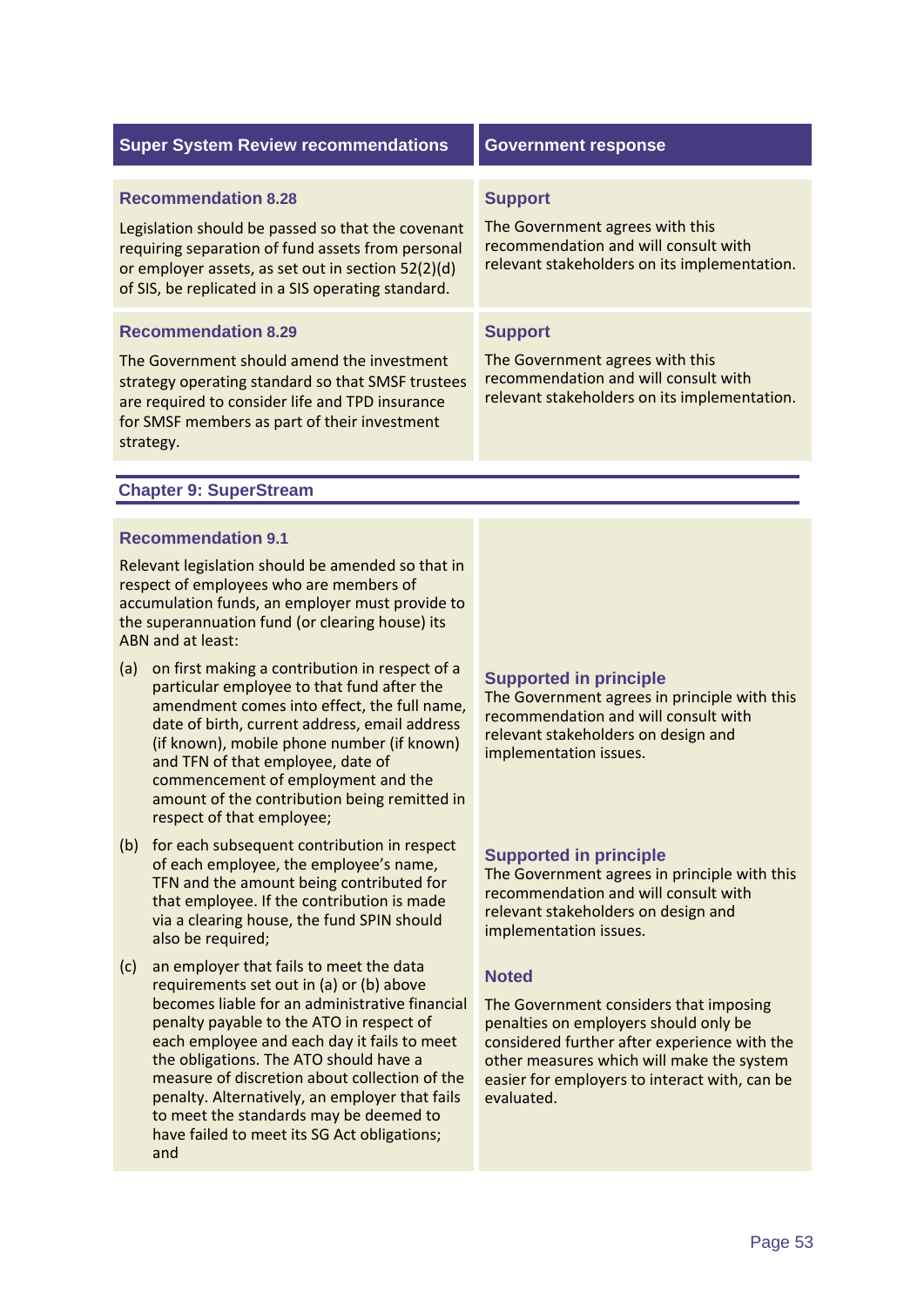| Super System Review recommendations | Government response |
| --- | --- |
| **Recommendation 8.28**<br>Legislation should be passed so that the covenant requiring separation of fund assets from personal or employer assets, as set out in section 52(2)(d) of SIS, be replicated in a SIS operating standard. | **Support**<br>The Government agrees with this recommendation and will consult with relevant stakeholders on its implementation. |
| **Recommendation 8.29**<br>The Government should amend the investment strategy operating standard so that SMSF trustees are required to consider life and TPD insurance for SMSF members as part of their investment strategy. | **Support**<br>The Government agrees with this recommendation and will consult with relevant stakeholders on its implementation. |

## Chapter 9: SuperStream

| Super System Review recommendations | Government response |
| --- | --- |
| **Recommendation 9.1**<br>Relevant legislation should be amended so that in respect of employees who are members of accumulation funds, an employer must provide to the superannuation fund (or clearing house) its ABN and at least: | |
| (a) on first making a contribution in respect of a particular employee to that fund after the amendment comes into effect, the full name, date of birth, current address, email address (if known), mobile phone number (if known) and TFN of that employee, date of commencement of employment and the amount of the contribution being remitted in respect of that employee; | **Supported in principle**<br>The Government agrees in principle with this recommendation and will consult with relevant stakeholders on design and implementation issues. |
| (b) for each subsequent contribution in respect of each employee, the employee's name, TFN and the amount being contributed for that employee. If the contribution is made via a clearing house, the fund SPIN should also be required; | **Supported in principle**<br>The Government agrees in principle with this recommendation and will consult with relevant stakeholders on design and implementation issues. |
| (c) an employer that fails to meet the data requirements set out in (a) or (b) above becomes liable for an administrative financial penalty payable to the ATO in respect of each employee and each day it fails to meet the obligations. The ATO should have a measure of discretion about collection of the penalty. Alternatively, an employer that fails to meet the standards may be deemed to have failed to meet its SG Act obligations; and | **Noted**<br>The Government considers that imposing penalties on employers should only be considered further after experience with the other measures which will make the system easier for employers to interact with, can be evaluated. |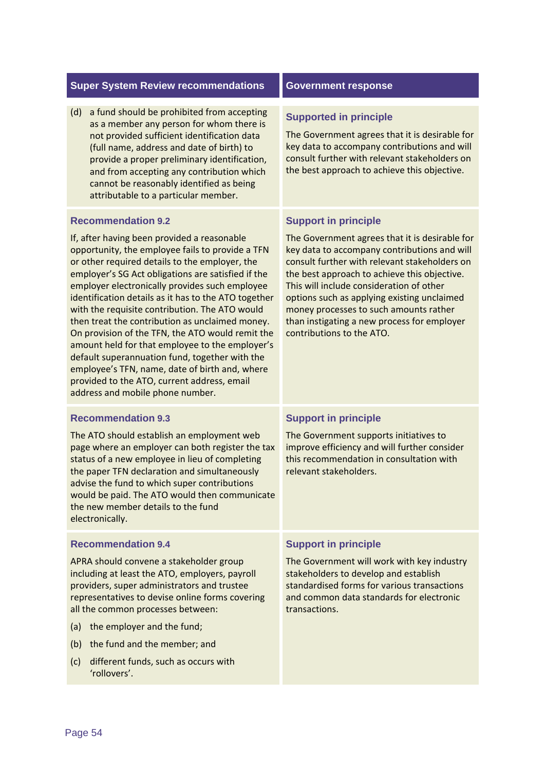| Super System Review recommendations | Government response |
|---|---|
| (d) a fund should be prohibited from accepting as a member any person for whom there is not provided sufficient identification data (full name, address and date of birth) to provide a proper preliminary identification, and from accepting any contribution which cannot be reasonably identified as being attributable to a particular member. | **Supported in principle**<br>The Government agrees that it is desirable for key data to accompany contributions and will consult further with relevant stakeholders on the best approach to achieve this objective. |
| **Recommendation 9.2**<br>If, after having been provided a reasonable opportunity, the employee fails to provide a TFN or other required details to the employer, the employer's SG Act obligations are satisfied if the employer electronically provides such employee identification details as it has to the ATO together with the requisite contribution. The ATO would then treat the contribution as unclaimed money. On provision of the TFN, the ATO would remit the amount held for that employee to the employer's default superannuation fund, together with the employee's TFN, name, date of birth and, where provided to the ATO, current address, email address and mobile phone number. | **Support in principle**<br>The Government agrees that it is desirable for key data to accompany contributions and will consult further with relevant stakeholders on the best approach to achieve this objective. This will include consideration of other options such as applying existing unclaimed money processes to such amounts rather than instigating a new process for employer contributions to the ATO. |
| **Recommendation 9.3**<br>The ATO should establish an employment web page where an employer can both register the tax status of a new employee in lieu of completing the paper TFN declaration and simultaneously advise the fund to which super contributions would be paid. The ATO would then communicate the new member details to the fund electronically. | **Support in principle**<br>The Government supports initiatives to improve efficiency and will further consider this recommendation in consultation with relevant stakeholders. |
| **Recommendation 9.4**<br>APRA should convene a stakeholder group including at least the ATO, employers, payroll providers, super administrators and trustee representatives to devise online forms covering all the common processes between:<br>(a) the employer and the fund;<br>(b) the fund and the member; and<br>(c) different funds, such as occurs with 'rollovers'. | **Support in principle**<br>The Government will work with key industry stakeholders to develop and establish standardised forms for various transactions and common data standards for electronic transactions. |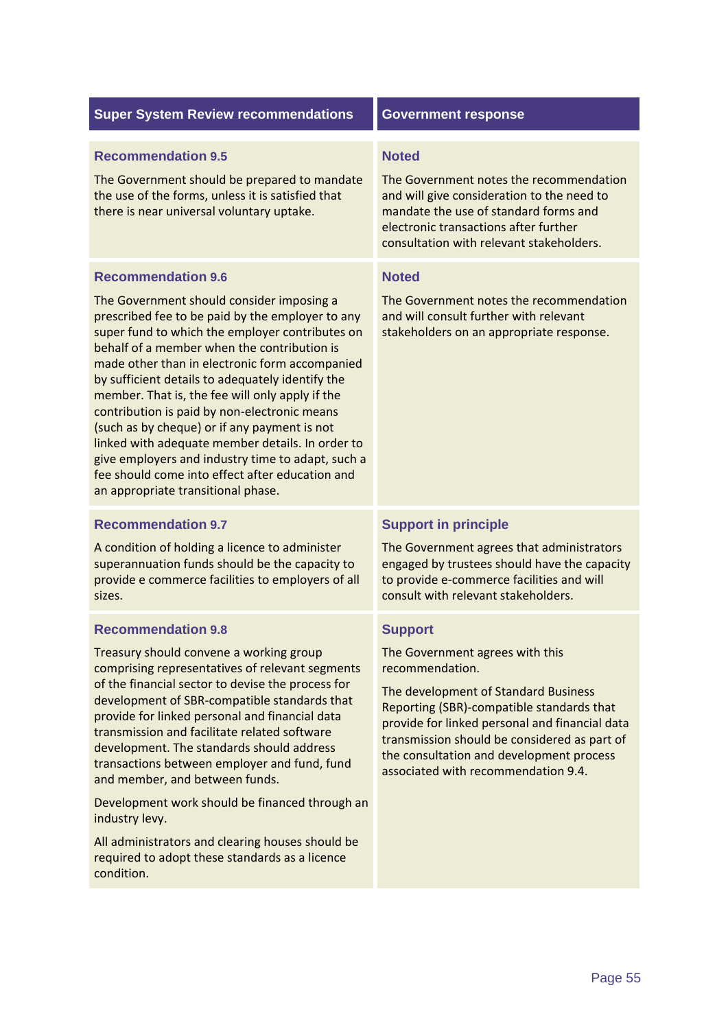| Super System Review recommendations | Government response |
|---|---|
| **Recommendation 9.5**<br><br>The Government should be prepared to mandate the use of the forms, unless it is satisfied that there is near universal voluntary uptake. | **Noted**<br><br>The Government notes the recommendation and will give consideration to the need to mandate the use of standard forms and electronic transactions after further consultation with relevant stakeholders. |
| **Recommendation 9.6**<br><br>The Government should consider imposing a prescribed fee to be paid by the employer to any super fund to which the employer contributes on behalf of a member when the contribution is made other than in electronic form accompanied by sufficient details to adequately identify the member. That is, the fee will only apply if the contribution is paid by non-electronic means (such as by cheque) or if any payment is not linked with adequate member details. In order to give employers and industry time to adapt, such a fee should come into effect after education and an appropriate transitional phase. | **Noted**<br><br>The Government notes the recommendation and will consult further with relevant stakeholders on an appropriate response. |
| **Recommendation 9.7**<br><br>A condition of holding a licence to administer superannuation funds should be the capacity to provide e commerce facilities to employers of all sizes. | **Support in principle**<br><br>The Government agrees that administrators engaged by trustees should have the capacity to provide e-commerce facilities and will consult with relevant stakeholders. |
| **Recommendation 9.8**<br><br>Treasury should convene a working group comprising representatives of relevant segments of the financial sector to devise the process for development of SBR-compatible standards that provide for linked personal and financial data transmission and facilitate related software development. The standards should address transactions between employer and fund, fund and member, and between funds.<br><br>Development work should be financed through an industry levy.<br><br>All administrators and clearing houses should be required to adopt these standards as a licence condition. | **Support**<br><br>The Government agrees with this recommendation.<br><br>The development of Standard Business Reporting (SBR)-compatible standards that provide for linked personal and financial data transmission should be considered as part of the consultation and development process associated with recommendation 9.4. |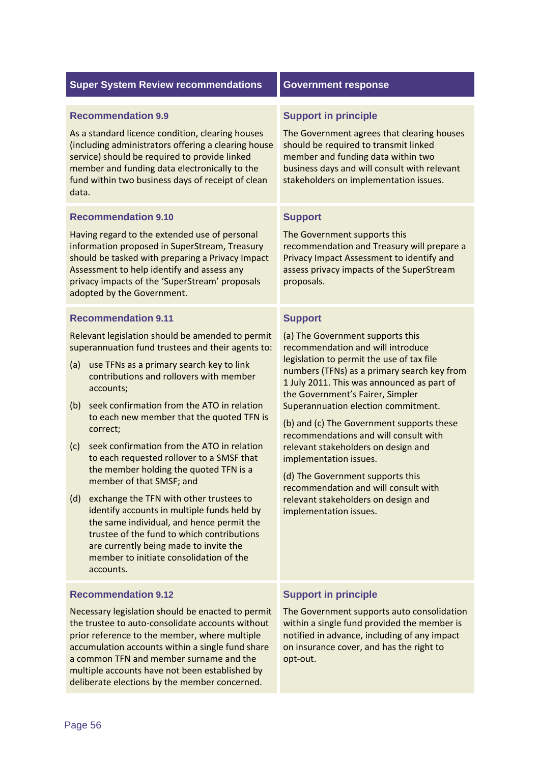| Super System Review recommendations | Government response |
|---|---|
| **Recommendation 9.9**<br><br>As a standard licence condition, clearing houses (including administrators offering a clearing house service) should be required to provide linked member and funding data electronically to the fund within two business days of receipt of clean data. | **Support in principle**<br><br>The Government agrees that clearing houses should be required to transmit linked member and funding data within two business days and will consult with relevant stakeholders on implementation issues. |
| **Recommendation 9.10**<br><br>Having regard to the extended use of personal information proposed in SuperStream, Treasury should be tasked with preparing a Privacy Impact Assessment to help identify and assess any privacy impacts of the 'SuperStream' proposals adopted by the Government. | **Support**<br><br>The Government supports this recommendation and Treasury will prepare a Privacy Impact Assessment to identify and assess privacy impacts of the SuperStream proposals. |
| **Recommendation 9.11**<br><br>Relevant legislation should be amended to permit superannuation fund trustees and their agents to:<br><br>(a) use TFNs as a primary search key to link contributions and rollovers with member accounts;<br><br>(b) seek confirmation from the ATO in relation to each new member that the quoted TFN is correct;<br><br>(c) seek confirmation from the ATO in relation to each requested rollover to a SMSF that the member holding the quoted TFN is a member of that SMSF; and<br><br>(d) exchange the TFN with other trustees to identify accounts in multiple funds held by the same individual, and hence permit the trustee of the fund to which contributions are currently being made to invite the member to initiate consolidation of the accounts. | **Support**<br><br>(a) The Government supports this recommendation and will introduce legislation to permit the use of tax file numbers (TFNs) as a primary search key from 1 July 2011. This was announced as part of the Government's Fairer, Simpler Superannuation election commitment.<br><br>(b) and (c) The Government supports these recommendations and will consult with relevant stakeholders on design and implementation issues.<br><br>(d) The Government supports this recommendation and will consult with relevant stakeholders on design and implementation issues. |
| **Recommendation 9.12**<br><br>Necessary legislation should be enacted to permit the trustee to auto-consolidate accounts without prior reference to the member, where multiple accumulation accounts within a single fund share a common TFN and member surname and the multiple accounts have not been established by deliberate elections by the member concerned. | **Support in principle**<br><br>The Government supports auto consolidation within a single fund provided the member is notified in advance, including of any impact on insurance cover, and has the right to opt-out. |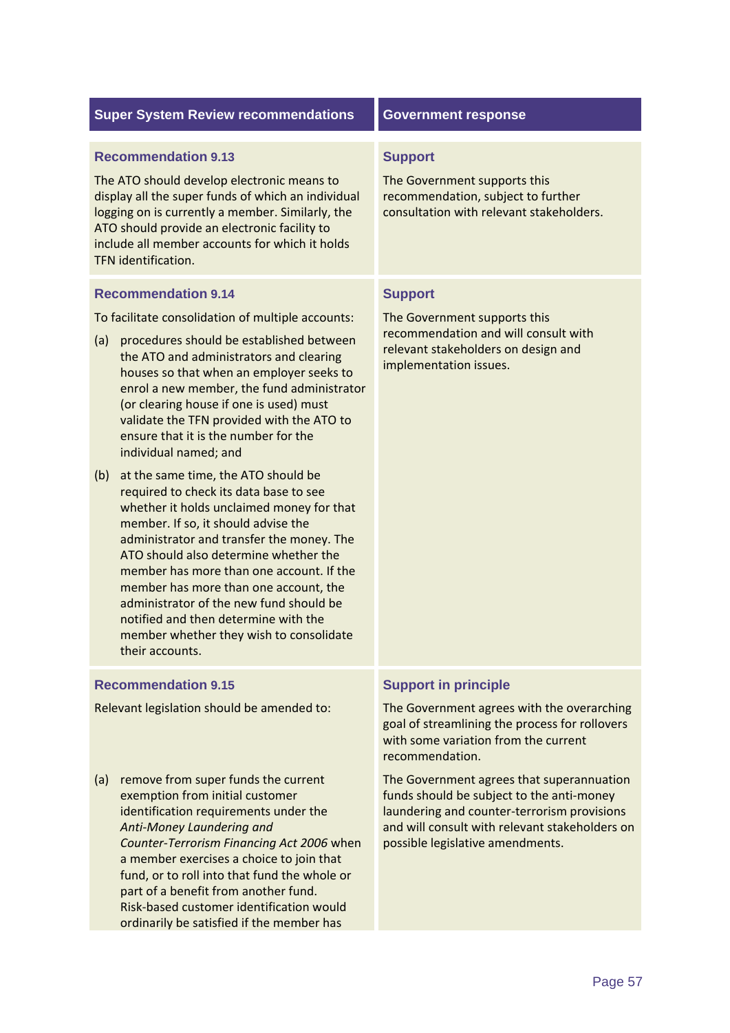| Super System Review recommendations | Government response |
|---|---|
| **Recommendation 9.13**<br><br>The ATO should develop electronic means to display all the super funds of which an individual logging on is currently a member. Similarly, the ATO should provide an electronic facility to include all member accounts for which it holds TFN identification. | **Support**<br><br>The Government supports this recommendation, subject to further consultation with relevant stakeholders. |
| **Recommendation 9.14**<br><br>To facilitate consolidation of multiple accounts:<br><br>(a) procedures should be established between the ATO and administrators and clearing houses so that when an employer seeks to enrol a new member, the fund administrator (or clearing house if one is used) must validate the TFN provided with the ATO to ensure that it is the number for the individual named; and<br><br>(b) at the same time, the ATO should be required to check its data base to see whether it holds unclaimed money for that member. If so, it should advise the administrator and transfer the money. The ATO should also determine whether the member has more than one account. If the member has more than one account, the administrator of the new fund should be notified and then determine with the member whether they wish to consolidate their accounts. | **Support**<br><br>The Government supports this recommendation and will consult with relevant stakeholders on design and implementation issues. |
| **Recommendation 9.15**<br><br>Relevant legislation should be amended to: | **Support in principle**<br><br>The Government agrees with the overarching goal of streamlining the process for rollovers with some variation from the current recommendation. |
| (a) remove from super funds the current exemption from initial customer identification requirements under the *Anti-Money Laundering and Counter-Terrorism Financing Act 2006* when a member exercises a choice to join that fund, or to roll into that fund the whole or part of a benefit from another fund. Risk-based customer identification would ordinarily be satisfied if the member has | The Government agrees that superannuation funds should be subject to the anti-money laundering and counter-terrorism provisions and will consult with relevant stakeholders on possible legislative amendments. |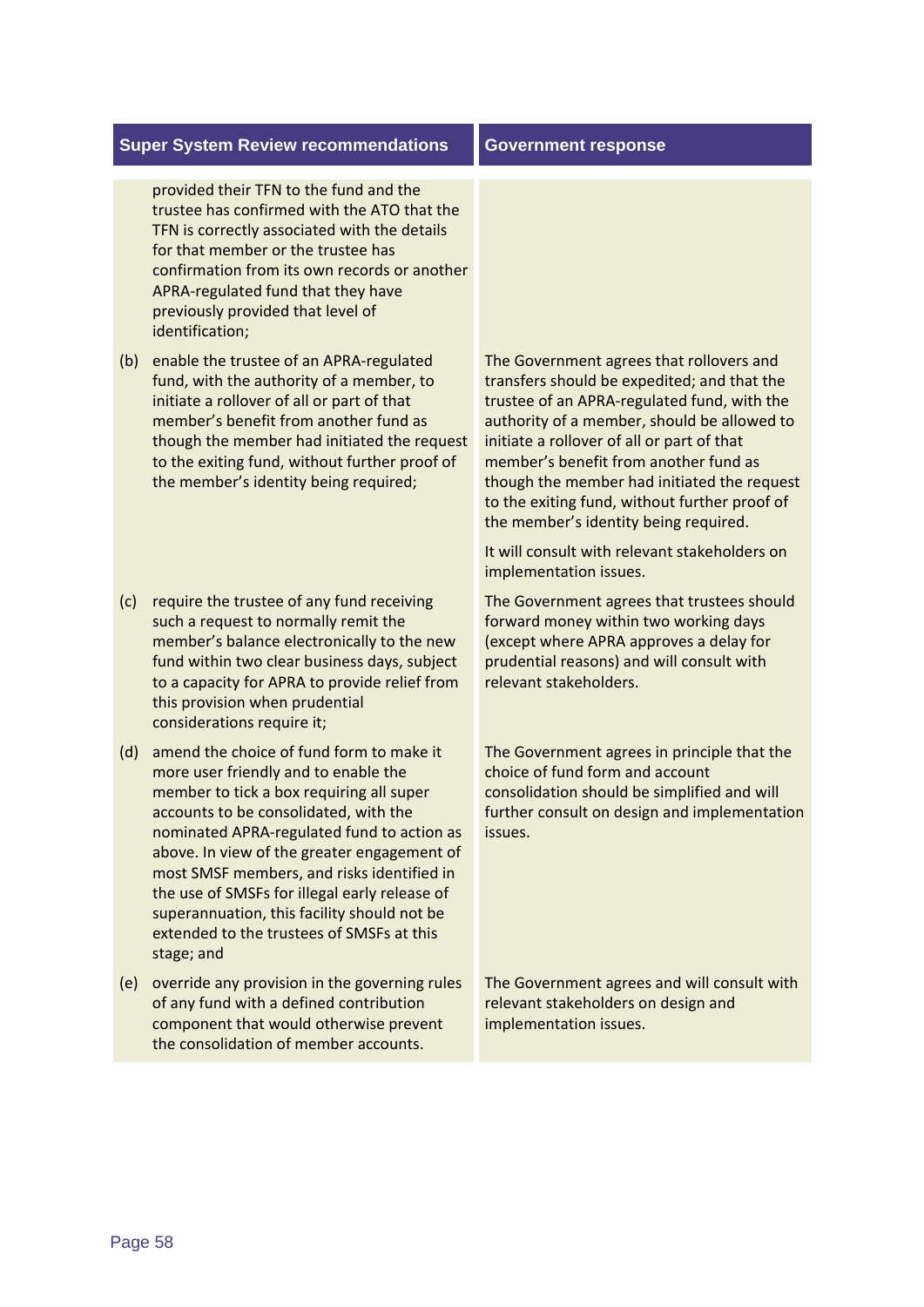| Super System Review recommendations | Government response |
| --- | --- |
| provided their TFN to the fund and the trustee has confirmed with the ATO that the TFN is correctly associated with the details for that member or the trustee has confirmation from its own records or another APRA-regulated fund that they have previously provided that level of identification; | |
| (b) enable the trustee of an APRA-regulated fund, with the authority of a member, to initiate a rollover of all or part of that member's benefit from another fund as though the member had initiated the request to the exiting fund, without further proof of the member's identity being required; | The Government agrees that rollovers and transfers should be expedited; and that the trustee of an APRA-regulated fund, with the authority of a member, should be allowed to initiate a rollover of all or part of that member's benefit from another fund as though the member had initiated the request to the exiting fund, without further proof of the member's identity being required.<br><br>It will consult with relevant stakeholders on implementation issues. |
| (c) require the trustee of any fund receiving such a request to normally remit the member's balance electronically to the new fund within two clear business days, subject to a capacity for APRA to provide relief from this provision when prudential considerations require it; | The Government agrees that trustees should forward money within two working days (except where APRA approves a delay for prudential reasons) and will consult with relevant stakeholders. |
| (d) amend the choice of fund form to make it more user friendly and to enable the member to tick a box requiring all super accounts to be consolidated, with the nominated APRA-regulated fund to action as above. In view of the greater engagement of most SMSF members, and risks identified in the use of SMSFs for illegal early release of superannuation, this facility should not be extended to the trustees of SMSFs at this stage; and | The Government agrees in principle that the choice of fund form and account consolidation should be simplified and will further consult on design and implementation issues. |
| (e) override any provision in the governing rules of any fund with a defined contribution component that would otherwise prevent the consolidation of member accounts. | The Government agrees and will consult with relevant stakeholders on design and implementation issues. |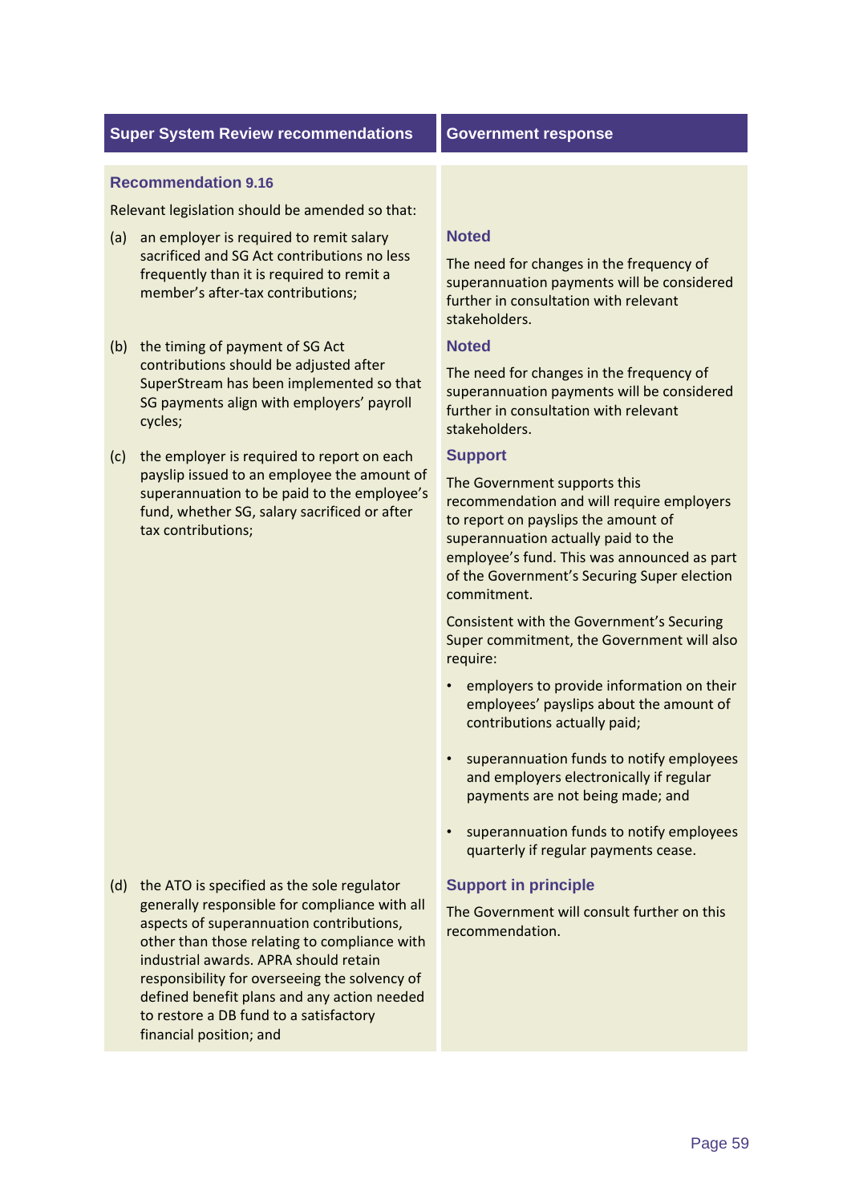| Super System Review recommendations | Government response |
|---|---|
| **Recommendation 9.16**<br><br>Relevant legislation should be amended so that: | |
| (a) an employer is required to remit salary sacrificed and SG Act contributions no less frequently than it is required to remit a member's after-tax contributions; | **Noted**<br><br>The need for changes in the frequency of superannuation payments will be considered further in consultation with relevant stakeholders. |
| (b) the timing of payment of SG Act contributions should be adjusted after SuperStream has been implemented so that SG payments align with employers' payroll cycles; | **Noted**<br><br>The need for changes in the frequency of superannuation payments will be considered further in consultation with relevant stakeholders. |
| (c) the employer is required to report on each payslip issued to an employee the amount of superannuation to be paid to the employee's fund, whether SG, salary sacrificed or after tax contributions; | **Support**<br><br>The Government supports this recommendation and will require employers to report on payslips the amount of superannuation actually paid to the employee's fund. This was announced as part of the Government's Securing Super election commitment.<br><br>Consistent with the Government's Securing Super commitment, the Government will also require:<br><br>• employers to provide information on their employees' payslips about the amount of contributions actually paid;<br><br>• superannuation funds to notify employees and employers electronically if regular payments are not being made; and<br><br>• superannuation funds to notify employees quarterly if regular payments cease. |
| (d) the ATO is specified as the sole regulator generally responsible for compliance with all aspects of superannuation contributions, other than those relating to compliance with industrial awards. APRA should retain responsibility for overseeing the solvency of defined benefit plans and any action needed to restore a DB fund to a satisfactory financial position; and | **Support in principle**<br><br>The Government will consult further on this recommendation. |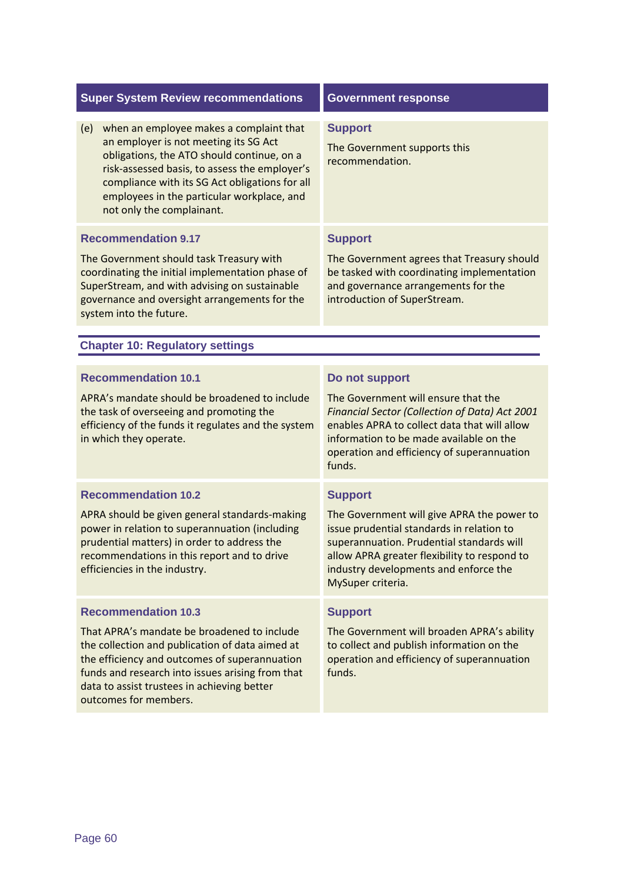| Super System Review recommendations | Government response |
|---|---|
| (e) when an employee makes a complaint that an employer is not meeting its SG Act obligations, the ATO should continue, on a risk-assessed basis, to assess the employer's compliance with its SG Act obligations for all employees in the particular workplace, and not only the complainant. | **Support**<br>The Government supports this recommendation. |
| **Recommendation 9.17**<br>The Government should task Treasury with coordinating the initial implementation phase of SuperStream, and with advising on sustainable governance and oversight arrangements for the system into the future. | **Support**<br>The Government agrees that Treasury should be tasked with coordinating implementation and governance arrangements for the introduction of SuperStream. |

## Chapter 10: Regulatory settings

| Super System Review recommendations | Government response |
|---|---|
| **Recommendation 10.1**<br>APRA's mandate should be broadened to include the task of overseeing and promoting the efficiency of the funds it regulates and the system in which they operate. | **Do not support**<br>The Government will ensure that the *Financial Sector (Collection of Data) Act 2001* enables APRA to collect data that will allow information to be made available on the operation and efficiency of superannuation funds. |
| **Recommendation 10.2**<br>APRA should be given general standards-making power in relation to superannuation (including prudential matters) in order to address the recommendations in this report and to drive efficiencies in the industry. | **Support**<br>The Government will give APRA the power to issue prudential standards in relation to superannuation. Prudential standards will allow APRA greater flexibility to respond to industry developments and enforce the MySuper criteria. |
| **Recommendation 10.3**<br>That APRA's mandate be broadened to include the collection and publication of data aimed at the efficiency and outcomes of superannuation funds and research into issues arising from that data to assist trustees in achieving better outcomes for members. | **Support**<br>The Government will broaden APRA's ability to collect and publish information on the operation and efficiency of superannuation funds. |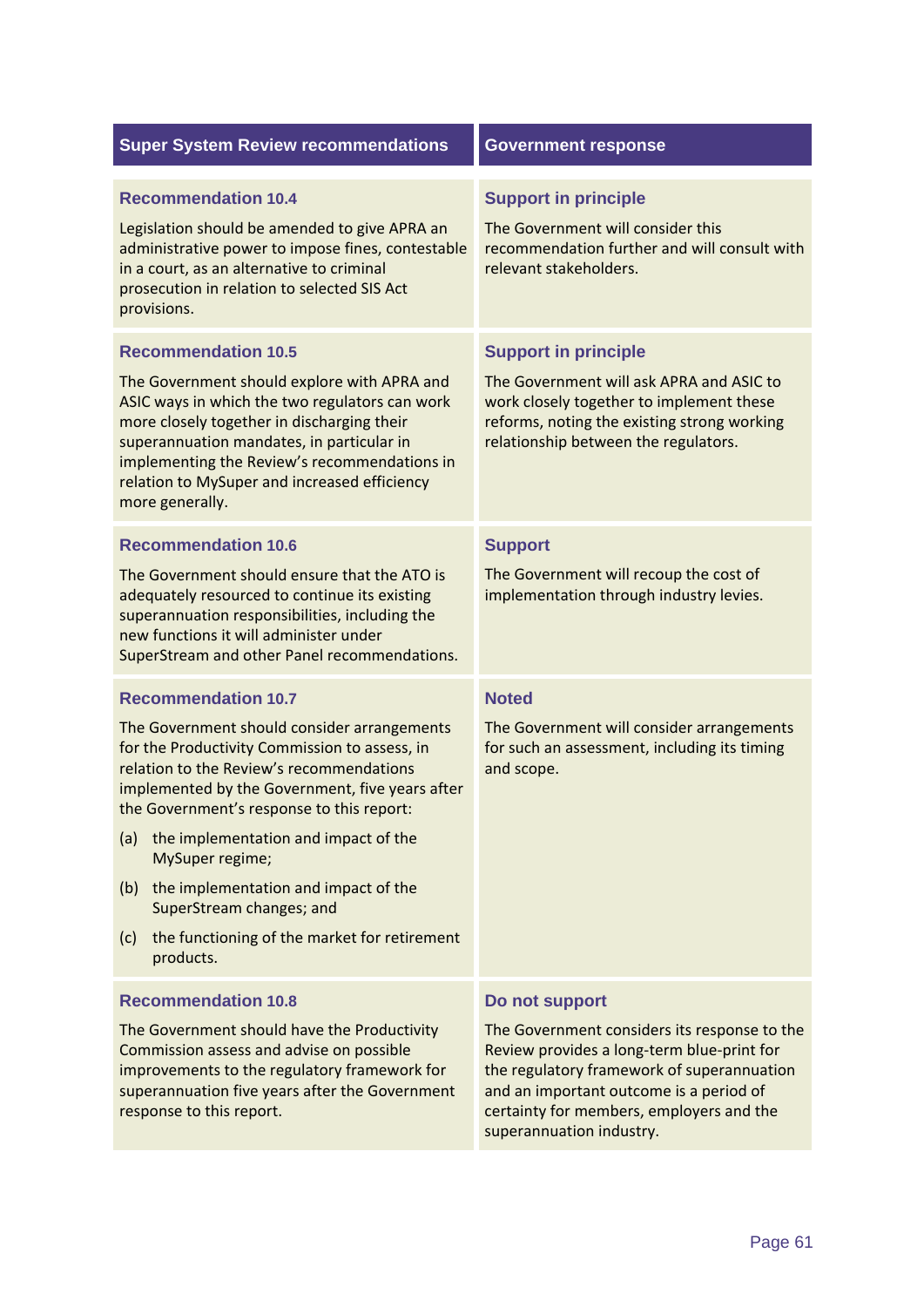| Super System Review recommendations | Government response |
|---|---|
| **Recommendation 10.4**<br>Legislation should be amended to give APRA an administrative power to impose fines, contestable in a court, as an alternative to criminal prosecution in relation to selected SIS Act provisions. | **Support in principle**<br>The Government will consider this recommendation further and will consult with relevant stakeholders. |
| **Recommendation 10.5**<br>The Government should explore with APRA and ASIC ways in which the two regulators can work more closely together in discharging their superannuation mandates, in particular in implementing the Review's recommendations in relation to MySuper and increased efficiency more generally. | **Support in principle**<br>The Government will ask APRA and ASIC to work closely together to implement these reforms, noting the existing strong working relationship between the regulators. |
| **Recommendation 10.6**<br>The Government should ensure that the ATO is adequately resourced to continue its existing superannuation responsibilities, including the new functions it will administer under SuperStream and other Panel recommendations. | **Support**<br>The Government will recoup the cost of implementation through industry levies. |
| **Recommendation 10.7**<br>The Government should consider arrangements for the Productivity Commission to assess, in relation to the Review's recommendations implemented by the Government, five years after the Government's response to this report:<br>(a) the implementation and impact of the MySuper regime;<br>(b) the implementation and impact of the SuperStream changes; and<br>(c) the functioning of the market for retirement products. | **Noted**<br>The Government will consider arrangements for such an assessment, including its timing and scope. |
| **Recommendation 10.8**<br>The Government should have the Productivity Commission assess and advise on possible improvements to the regulatory framework for superannuation five years after the Government response to this report. | **Do not support**<br>The Government considers its response to the Review provides a long-term blue-print for the regulatory framework of superannuation and an important outcome is a period of certainty for members, employers and the superannuation industry. |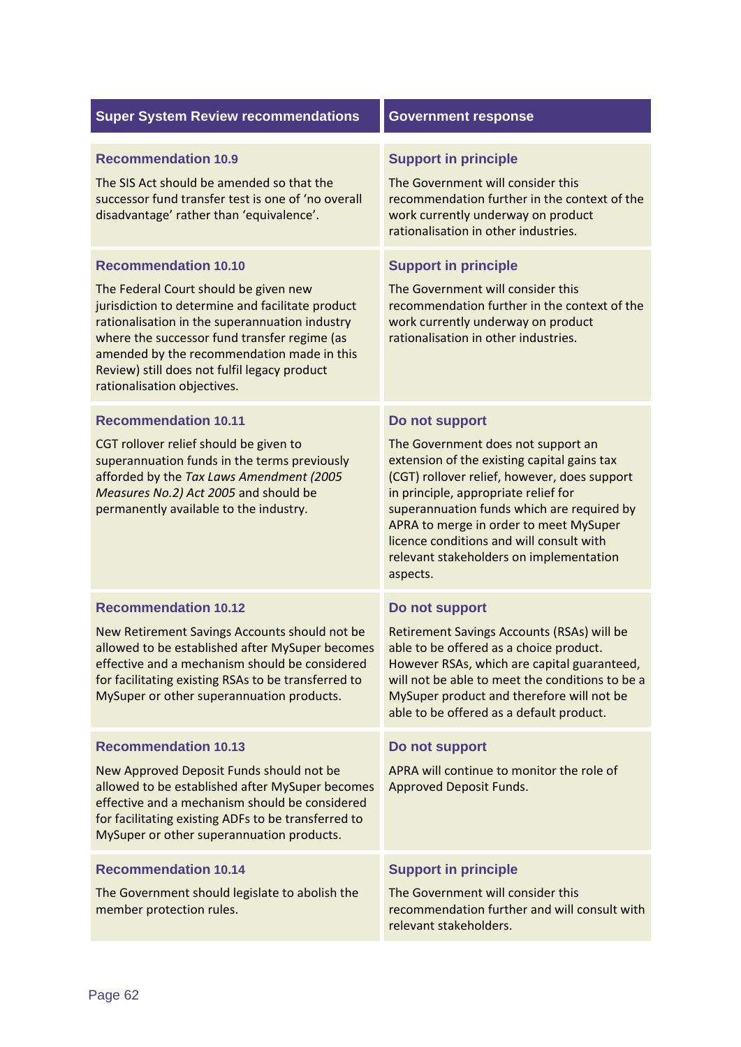| Super System Review recommendations | Government response |
|---|---|
| **Recommendation 10.9**<br><br>The SIS Act should be amended so that the successor fund transfer test is one of 'no overall disadvantage' rather than 'equivalence'. | **Support in principle**<br><br>The Government will consider this recommendation further in the context of the work currently underway on product rationalisation in other industries. |
| **Recommendation 10.10**<br><br>The Federal Court should be given new jurisdiction to determine and facilitate product rationalisation in the superannuation industry where the successor fund transfer regime (as amended by the recommendation made in this Review) still does not fulfil legacy product rationalisation objectives. | **Support in principle**<br><br>The Government will consider this recommendation further in the context of the work currently underway on product rationalisation in other industries. |
| **Recommendation 10.11**<br><br>CGT rollover relief should be given to superannuation funds in the terms previously afforded by the *Tax Laws Amendment (2005 Measures No.2) Act 2005* and should be permanently available to the industry. | **Do not support**<br><br>The Government does not support an extension of the existing capital gains tax (CGT) rollover relief, however, does support in principle, appropriate relief for superannuation funds which are required by APRA to merge in order to meet MySuper licence conditions and will consult with relevant stakeholders on implementation aspects. |
| **Recommendation 10.12**<br><br>New Retirement Savings Accounts should not be allowed to be established after MySuper becomes effective and a mechanism should be considered for facilitating existing RSAs to be transferred to MySuper or other superannuation products. | **Do not support**<br><br>Retirement Savings Accounts (RSAs) will be able to be offered as a choice product. However RSAs, which are capital guaranteed, will not be able to meet the conditions to be a MySuper product and therefore will not be able to be offered as a default product. |
| **Recommendation 10.13**<br><br>New Approved Deposit Funds should not be allowed to be established after MySuper becomes effective and a mechanism should be considered for facilitating existing ADFs to be transferred to MySuper or other superannuation products. | **Do not support**<br><br>APRA will continue to monitor the role of Approved Deposit Funds. |
| **Recommendation 10.14**<br><br>The Government should legislate to abolish the member protection rules. | **Support in principle**<br><br>The Government will consider this recommendation further and will consult with relevant stakeholders. |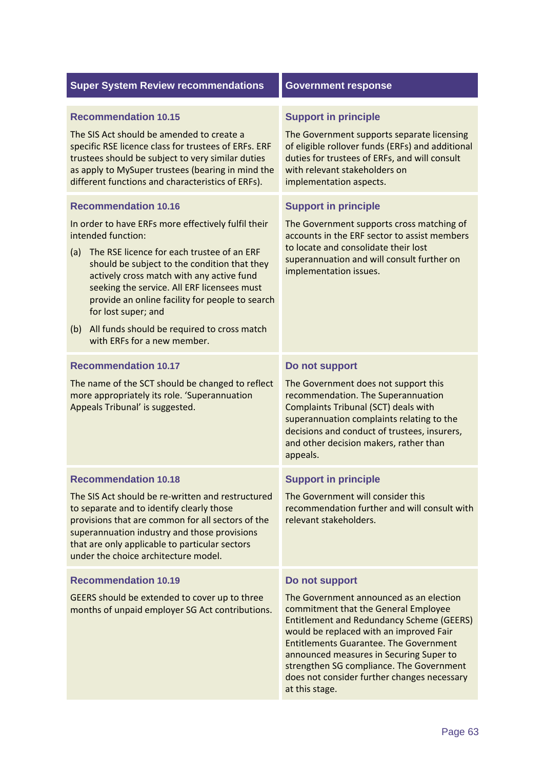| Super System Review recommendations | Government response |
|---|---|
| **Recommendation 10.15**<br><br>The SIS Act should be amended to create a specific RSE licence class for trustees of ERFs. ERF trustees should be subject to very similar duties as apply to MySuper trustees (bearing in mind the different functions and characteristics of ERFs). | **Support in principle**<br><br>The Government supports separate licensing of eligible rollover funds (ERFs) and additional duties for trustees of ERFs, and will consult with relevant stakeholders on implementation aspects. |
| **Recommendation 10.16**<br><br>In order to have ERFs more effectively fulfil their intended function:<br><br>(a) The RSE licence for each trustee of an ERF should be subject to the condition that they actively cross match with any active fund seeking the service. All ERF licensees must provide an online facility for people to search for lost super; and<br><br>(b) All funds should be required to cross match with ERFs for a new member. | **Support in principle**<br><br>The Government supports cross matching of accounts in the ERF sector to assist members to locate and consolidate their lost superannuation and will consult further on implementation issues. |
| **Recommendation 10.17**<br><br>The name of the SCT should be changed to reflect more appropriately its role. 'Superannuation Appeals Tribunal' is suggested. | **Do not support**<br><br>The Government does not support this recommendation. The Superannuation Complaints Tribunal (SCT) deals with superannuation complaints relating to the decisions and conduct of trustees, insurers, and other decision makers, rather than appeals. |
| **Recommendation 10.18**<br><br>The SIS Act should be re-written and restructured to separate and to identify clearly those provisions that are common for all sectors of the superannuation industry and those provisions that are only applicable to particular sectors under the choice architecture model. | **Support in principle**<br><br>The Government will consider this recommendation further and will consult with relevant stakeholders. |
| **Recommendation 10.19**<br><br>GEERS should be extended to cover up to three months of unpaid employer SG Act contributions. | **Do not support**<br><br>The Government announced as an election commitment that the General Employee Entitlement and Redundancy Scheme (GEERS) would be replaced with an improved Fair Entitlements Guarantee. The Government announced measures in Securing Super to strengthen SG compliance. The Government does not consider further changes necessary at this stage. |